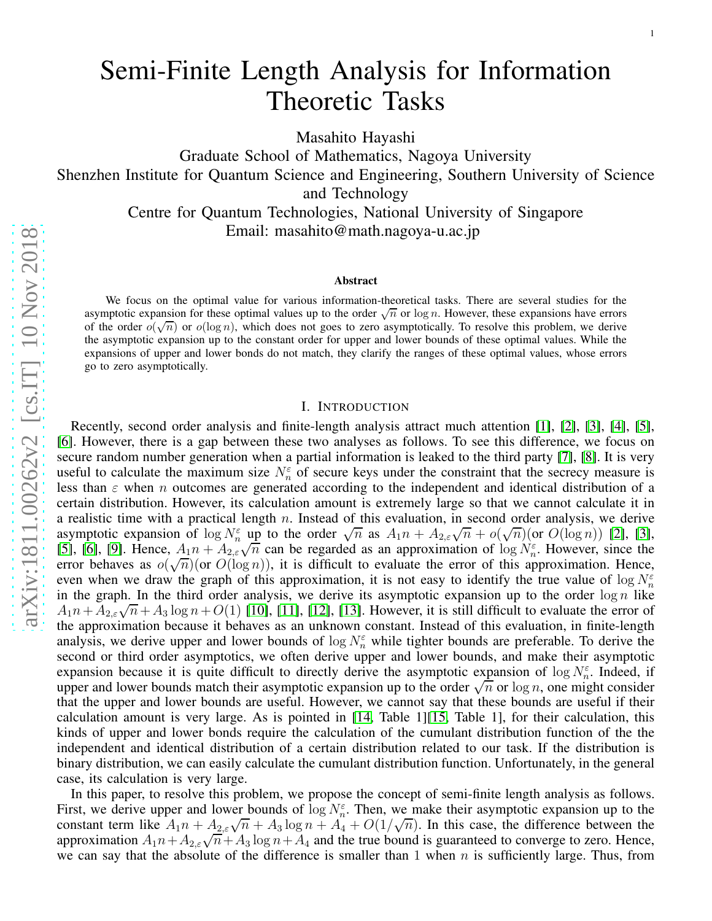# Semi-Finite Length Analysis for Information Theoretic Tasks

Masahito Hayashi

Graduate School of Mathematics, Nagoya University

Shenzhen Institute for Quantum Science and Engineering, Southern University of Science and Technology

Centre for Quantum Technologies, National University of Singapore

Email: masahito@math.nagoya-u.ac.jp

## Abstract

We focus on the optimal value for various information-theoretical tasks. There are several studies for the asymptotic expansion for these optimal values up to the order $\sqrt{n}$ or $\log n$. However, these expansions have errors of the order $o(\sqrt{n})$ or $o(\log n)$, which does not goes to zero asymptotically. To resolve this problem, we derive the asymptotic expansion up to the constant order for upper and lower bounds of these optimal values. While the expansions of upper and lower bonds do not match, they clarify the ranges of these optimal values, whose errors go to zero asymptotically.

## I. Introduction

Recently, second order analysis and finite-length analysis attract much attention [1], [2], [3], [4], [5], [6]. However, there is a gap between these two analyses as follows. To see this difference, we focus on secure random number generation when a partial information is leaked to the third party [7], [8]. It is very useful to calculate the maximum size $N_n^\varepsilon$ of secure keys under the constraint that the secrecy measure is less than $\varepsilon$ when $n$ outcomes are generated according to the independent and identical distribution of a certain distribution. However, its calculation amount is extremely large so that we cannot calculate it in a realistic time with a practical length $n$. Instead of this evaluation, in second order analysis, we derive asymptotic expansion of $\log N_n^\varepsilon$ up to the order $\sqrt{n}$ as $A_1 n + A_{2,\varepsilon}\sqrt{n} + o(\sqrt{n})$(or $O(\log n)$) [2], [3], [5], [6], [9]. Hence, $A_1 n + A_{2,\varepsilon}\sqrt{n}$ can be regarded as an approximation of $\log N_n^\varepsilon$. However, since the error behaves as $o(\sqrt{n})$(or $O(\log n)$), it is difficult to evaluate the error of this approximation. Hence, even when we draw the graph of this approximation, it is not easy to identify the true value of $\log N_n^\varepsilon$ in the graph. In the third order analysis, we derive its asymptotic expansion up to the order $\log n$ like $A_1 n + A_{2,\varepsilon}\sqrt{n} + A_3 \log n + O(1)$ [10], [11], [12], [13]. However, it is still difficult to evaluate the error of the approximation because it behaves as an unknown constant. Instead of this evaluation, in finite-length analysis, we derive upper and lower bounds of $\log N_n^\varepsilon$ while tighter bounds are preferable. To derive the second or third order asymptotics, we often derive upper and lower bounds, and make their asymptotic expansion because it is quite difficult to directly derive the asymptotic expansion of $\log N_n^\varepsilon$. Indeed, if upper and lower bounds match their asymptotic expansion up to the order $\sqrt{n}$ or $\log n$, one might consider that the upper and lower bounds are useful. However, we cannot say that these bounds are useful if their calculation amount is very large. As is pointed in [14, Table 1][15, Table 1], for their calculation, this kinds of upper and lower bonds require the calculation of the cumulant distribution function of the the independent and identical distribution of a certain distribution related to our task. If the distribution is binary distribution, we can easily calculate the cumulant distribution function. Unfortunately, in the general case, its calculation is very large.

In this paper, to resolve this problem, we propose the concept of semi-finite length analysis as follows. First, we derive upper and lower bounds of $\log N_n^\varepsilon$. Then, we make their asymptotic expansion up to the constant term like $A_1 n + A_{2,\varepsilon}\sqrt{n} + A_3 \log n + A_4 + O(1/\sqrt{n})$. In this case, the difference between the approximation $A_1 n + A_{2,\varepsilon}\sqrt{n} + A_3 \log n + A_4$ and the true bound is guaranteed to converge to zero. Hence, we can say that the absolute of the difference is smaller than $1$ when $n$ is sufficiently large. Thus, from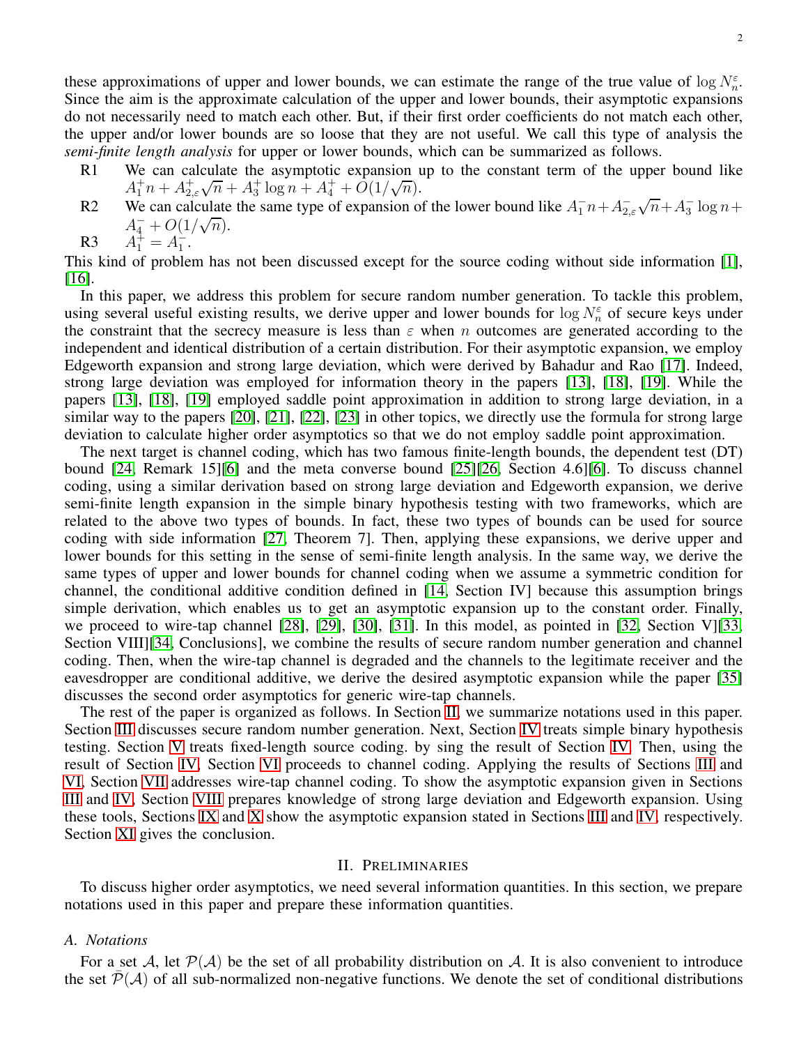these approximations of upper and lower bounds, we can estimate the range of the true value of $\log N_n^\varepsilon$. Since the aim is the approximate calculation of the upper and lower bounds, their asymptotic expansions do not necessarily need to match each other. But, if their first order coefficients do not match each other, the upper and/or lower bounds are so loose that they are not useful. We call this type of analysis the *semi-finite length analysis* for upper or lower bounds, which can be summarized as follows.

- R1 We can calculate the asymptotic expansion up to the constant term of the upper bound like $A_1^+ n + A_{2,\varepsilon}^+ \sqrt{n} + A_3^+ \log n + A_4^+ + O(1/\sqrt{n})$.
- R2 We can calculate the same type of expansion of the lower bound like $A_1^- n + A_{2,\varepsilon}^- \sqrt{n} + A_3^- \log n + A_4^- + O(1/\sqrt{n})$.
- R3 $A_1^+ = A_1^-$.

This kind of problem has not been discussed except for the source coding without side information [1], [16].

In this paper, we address this problem for secure random number generation. To tackle this problem, using several useful existing results, we derive upper and lower bounds for $\log N_n^\varepsilon$ of secure keys under the constraint that the secrecy measure is less than $\varepsilon$ when $n$ outcomes are generated according to the independent and identical distribution of a certain distribution. For their asymptotic expansion, we employ Edgeworth expansion and strong large deviation, which were derived by Bahadur and Rao [17]. Indeed, strong large deviation was employed for information theory in the papers [13], [18], [19]. While the papers [13], [18], [19] employed saddle point approximation in addition to strong large deviation, in a similar way to the papers [20], [21], [22], [23] in other topics, we directly use the formula for strong large deviation to calculate higher order asymptotics so that we do not employ saddle point approximation.

The next target is channel coding, which has two famous finite-length bounds, the dependent test (DT) bound [24, Remark 15][6] and the meta converse bound [25][26, Section 4.6][6]. To discuss channel coding, using a similar derivation based on strong large deviation and Edgeworth expansion, we derive semi-finite length expansion in the simple binary hypothesis testing with two frameworks, which are related to the above two types of bounds. In fact, these two types of bounds can be used for source coding with side information [27, Theorem 7]. Then, applying these expansions, we derive upper and lower bounds for this setting in the sense of semi-finite length analysis. In the same way, we derive the same types of upper and lower bounds for channel coding when we assume a symmetric condition for channel, the conditional additive condition defined in [14, Section IV] because this assumption brings simple derivation, which enables us to get an asymptotic expansion up to the constant order. Finally, we proceed to wire-tap channel [28], [29], [30], [31]. In this model, as pointed in [32, Section V][33, Section VIII][34, Conclusions], we combine the results of secure random number generation and channel coding. Then, when the wire-tap channel is degraded and the channels to the legitimate receiver and the eavesdropper are conditional additive, we derive the desired asymptotic expansion while the paper [35] discusses the second order asymptotics for generic wire-tap channels.

The rest of the paper is organized as follows. In Section II, we summarize notations used in this paper. Section III discusses secure random number generation. Next, Section IV treats simple binary hypothesis testing. Section V treats fixed-length source coding. by sing the result of Section IV. Then, using the result of Section IV, Section VI proceeds to channel coding. Applying the results of Sections III and VI, Section VII addresses wire-tap channel coding. To show the asymptotic expansion given in Sections III and IV, Section VIII prepares knowledge of strong large deviation and Edgeworth expansion. Using these tools, Sections IX and X show the asymptotic expansion stated in Sections III and IV, respectively. Section XI gives the conclusion.

## II. Preliminaries

To discuss higher order asymptotics, we need several information quantities. In this section, we prepare notations used in this paper and prepare these information quantities.

### A. Notations

For a set $\mathcal{A}$, let $\mathcal{P}(\mathcal{A})$ be the set of all probability distribution on $\mathcal{A}$. It is also convenient to introduce the set $\bar{\mathcal{P}}(\mathcal{A})$ of all sub-normalized non-negative functions. We denote the set of conditional distributions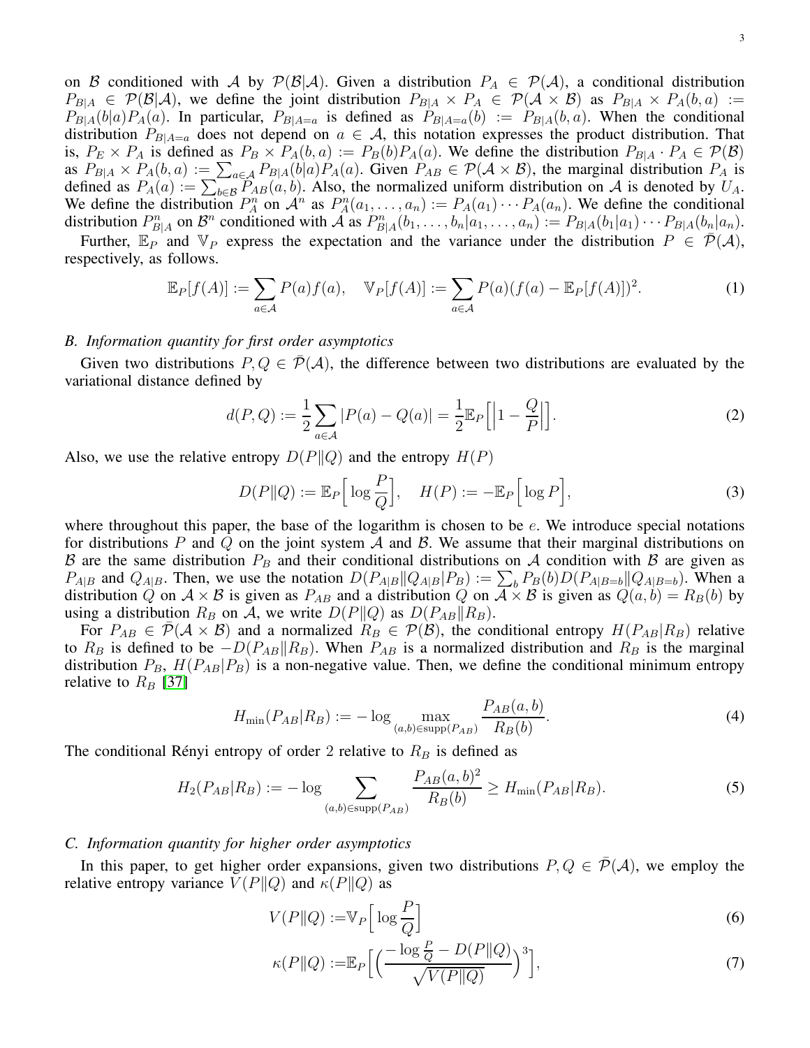on $\mathcal{B}$ conditioned with $\mathcal{A}$ by $\mathcal{P}(\mathcal{B}|\mathcal{A})$. Given a distribution $P_A \in \mathcal{P}(\mathcal{A})$, a conditional distribution $P_{B|A} \in \mathcal{P}(\mathcal{B}|\mathcal{A})$, we define the joint distribution $P_{B|A} \times P_A \in \mathcal{P}(\mathcal{A} \times \mathcal{B})$ as $P_{B|A} \times P_A(b,a) := P_{B|A}(b|a)P_A(a)$. In particular, $P_{B|A=a}$ is defined as $P_{B|A=a}(b) := P_{B|A}(b,a)$. When the conditional distribution $P_{B|A=a}$ does not depend on $a \in \mathcal{A}$, this notation expresses the product distribution. That is, $P_E \times P_A$ is defined as $P_B \times P_A(b,a) := P_B(b)P_A(a)$. We define the distribution $P_{B|A} \cdot P_A \in \mathcal{P}(\mathcal{B})$ as $P_{B|A} \times P_A(b,a) := \sum_{a \in \mathcal{A}} P_{B|A}(b|a)P_A(a)$. Given $P_{AB} \in \mathcal{P}(\mathcal{A} \times \mathcal{B})$, the marginal distribution $P_A$ is defined as $P_A(a) := \sum_{b \in \mathcal{B}} P_{AB}(a,b)$. Also, the normalized uniform distribution on $\mathcal{A}$ is denoted by $U_A$. We define the distribution $P_A^n$ on $\mathcal{A}^n$ as $P_A^n(a_1,\ldots,a_n) := P_A(a_1)\cdots P_A(a_n)$. We define the conditional distribution $P_{B|A}^n$ on $\mathcal{B}^n$ conditioned with $\mathcal{A}$ as $P_{B|A}^n(b_1,\ldots,b_n|a_1,\ldots,a_n) := P_{B|A}(b_1|a_1)\cdots P_{B|A}(b_n|a_n)$.

Further, $\mathbb{E}_P$ and $\mathbb{V}_P$ express the expectation and the variance under the distribution $P \in \bar{\mathcal{P}}(\mathcal{A})$, respectively, as follows.

$$\mathbb{E}_P[f(A)] := \sum_{a \in \mathcal{A}} P(a)f(a), \quad \mathbb{V}_P[f(A)] := \sum_{a \in \mathcal{A}} P(a)(f(a) - \mathbb{E}_P[f(A)])^2. \tag{1}$$

### *B. Information quantity for first order asymptotics*

Given two distributions $P, Q \in \bar{\mathcal{P}}(\mathcal{A})$, the difference between two distributions are evaluated by the variational distance defined by

$$d(P,Q) := \frac{1}{2}\sum_{a \in \mathcal{A}} |P(a) - Q(a)| = \frac{1}{2}\mathbb{E}_P\Big[\Big|1 - \frac{Q}{P}\Big|\Big]. \tag{2}$$

Also, we use the relative entropy $D(P\|Q)$ and the entropy $H(P)$

$$D(P\|Q) := \mathbb{E}_P\Big[\log \frac{P}{Q}\Big], \quad H(P) := -\mathbb{E}_P\Big[\log P\Big], \tag{3}$$

where throughout this paper, the base of the logarithm is chosen to be $e$. We introduce special notations for distributions $P$ and $Q$ on the joint system $\mathcal{A}$ and $\mathcal{B}$. We assume that their marginal distributions on $\mathcal{B}$ are the same distribution $P_B$ and their conditional distributions on $\mathcal{A}$ condition with $\mathcal{B}$ are given as $P_{A|B}$ and $Q_{A|B}$. Then, we use the notation $D(P_{A|B}\|Q_{A|B}|P_B) := \sum_b P_B(b) D(P_{A|B=b}\|Q_{A|B=b})$. When a distribution $Q$ on $\mathcal{A} \times \mathcal{B}$ is given as $P_{AB}$ and a distribution $Q$ on $\mathcal{A} \times \mathcal{B}$ is given as $Q(a,b) = R_B(b)$ by using a distribution $R_B$ on $\mathcal{A}$, we write $D(P\|Q)$ as $D(P_{AB}\|R_B)$.

For $P_{AB} \in \bar{\mathcal{P}}(\mathcal{A} \times \mathcal{B})$ and a normalized $R_B \in \mathcal{P}(\mathcal{B})$, the conditional entropy $H(P_{AB}|R_B)$ relative to $R_B$ is defined to be $-D(P_{AB}\|R_B)$. When $P_{AB}$ is a normalized distribution and $R_B$ is the marginal distribution $P_B$, $H(P_{AB}|P_B)$ is a non-negative value. Then, we define the conditional minimum entropy relative to $R_B$ [37]

$$H_{\min}(P_{AB}|R_B) := -\log \max_{(a,b) \in \mathrm{supp}(P_{AB})} \frac{P_{AB}(a,b)}{R_B(b)}. \tag{4}$$

The conditional Rényi entropy of order 2 relative to $R_B$ is defined as

$$H_2(P_{AB}|R_B) := -\log \sum_{(a,b) \in \mathrm{supp}(P_{AB})} \frac{P_{AB}(a,b)^2}{R_B(b)} \geq H_{\min}(P_{AB}|R_B). \tag{5}$$

### *C. Information quantity for higher order asymptotics*

In this paper, to get higher order expansions, given two distributions $P, Q \in \bar{\mathcal{P}}(\mathcal{A})$, we employ the relative entropy variance $V(P\|Q)$ and $\kappa(P\|Q)$ as

$$V(P\|Q) := \mathbb{V}_P\Big[\log \frac{P}{Q}\Big] \tag{6}$$

$$\kappa(P\|Q) := \mathbb{E}_P\Big[\Big(\frac{-\log \frac{P}{Q} - D(P\|Q)}{\sqrt{V(P\|Q)}}\Big)^3\Big], \tag{7}$$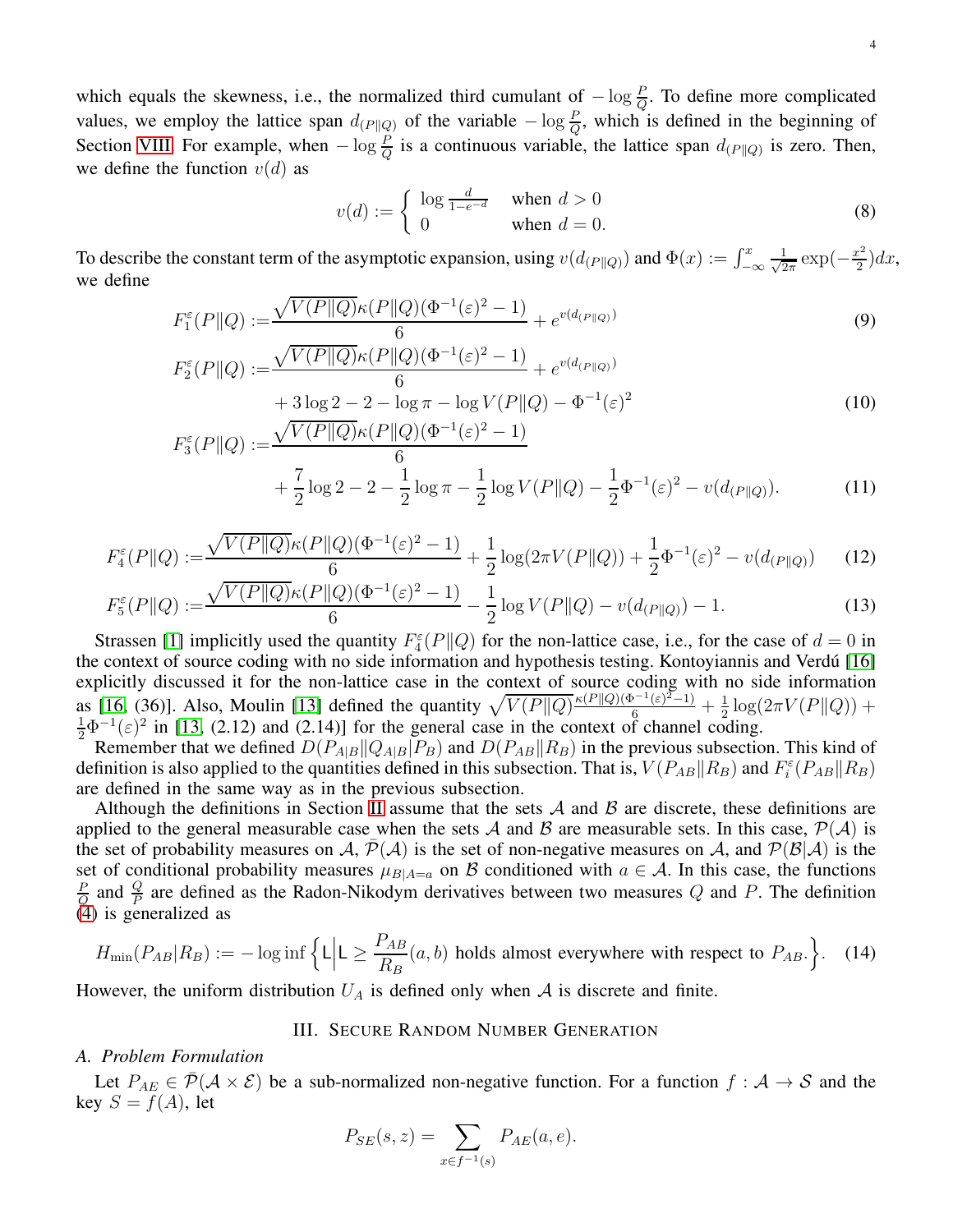which equals the skewness, i.e., the normalized third cumulant of $-\log \frac{P}{Q}$. To define more complicated values, we employ the lattice span $d_{(P\|Q)}$ of the variable $-\log \frac{P}{Q}$, which is defined in the beginning of Section VIII. For example, when $-\log \frac{P}{Q}$ is a continuous variable, the lattice span $d_{(P\|Q)}$ is zero. Then, we define the function $v(d)$ as

$$
v(d) := \begin{cases} \log \frac{d}{1-e^{-d}} & \text{when } d > 0 \\ 0 & \text{when } d = 0. \end{cases} \tag{8}
$$

To describe the constant term of the asymptotic expansion, using $v(d_{(P\|Q)})$ and $\Phi(x) := \int_{-\infty}^{x} \frac{1}{\sqrt{2\pi}} \exp(-\frac{x^2}{2}) dx$, we define

$$
F_1^{\varepsilon}(P\|Q) := \frac{\sqrt{V(P\|Q)}\kappa(P\|Q)(\Phi^{-1}(\varepsilon)^2 - 1)}{6} + e^{v(d_{(P\|Q)})} \tag{9}
$$

$$
\begin{aligned}
F_2^{\varepsilon}(P\|Q) := &\frac{\sqrt{V(P\|Q)}\kappa(P\|Q)(\Phi^{-1}(\varepsilon)^2 - 1)}{6} + e^{v(d_{(P\|Q)})} \\
&+ 3\log 2 - 2 - \log \pi - \log V(P\|Q) - \Phi^{-1}(\varepsilon)^2
\end{aligned} \tag{10}
$$

$$
\begin{aligned}
F_3^{\varepsilon}(P\|Q) := &\frac{\sqrt{V(P\|Q)}\kappa(P\|Q)(\Phi^{-1}(\varepsilon)^2 - 1)}{6} \\
&+ \frac{7}{2}\log 2 - 2 - \frac{1}{2}\log \pi - \frac{1}{2}\log V(P\|Q) - \frac{1}{2}\Phi^{-1}(\varepsilon)^2 - v(d_{(P\|Q)}).
\end{aligned} \tag{11}
$$

$$
F_4^{\varepsilon}(P\|Q) := \frac{\sqrt{V(P\|Q)}\kappa(P\|Q)(\Phi^{-1}(\varepsilon)^2 - 1)}{6} + \frac{1}{2}\log(2\pi V(P\|Q)) + \frac{1}{2}\Phi^{-1}(\varepsilon)^2 - v(d_{(P\|Q)}) \tag{12}
$$

$$
F_5^{\varepsilon}(P\|Q) := \frac{\sqrt{V(P\|Q)}\kappa(P\|Q)(\Phi^{-1}(\varepsilon)^2 - 1)}{6} - \frac{1}{2}\log V(P\|Q) - v(d_{(P\|Q)}) - 1. \tag{13}
$$

Strassen [1] implicitly used the quantity $F_4^{\varepsilon}(P\|Q)$ for the non-lattice case, i.e., for the case of $d = 0$ in the context of source coding with no side information and hypothesis testing. Kontoyiannis and Verdú [16] explicitly discussed it for the non-lattice case in the context of source coding with no side information as [16, (36)]. Also, Moulin [13] defined the quantity $\sqrt{V(P\|Q)}\frac{\kappa(P\|Q)(\Phi^{-1}(\varepsilon)^2-1)}{6} + \frac{1}{2}\log(2\pi V(P\|Q)) + \frac{1}{2}\Phi^{-1}(\varepsilon)^2$ in [13, (2.12) and (2.14)] for the general case in the context of channel coding.

Remember that we defined $D(P_{A|B}\|Q_{A|B}|P_B)$ and $D(P_{AB}\|R_B)$ in the previous subsection. This kind of definition is also applied to the quantities defined in this subsection. That is, $V(P_{AB}\|R_B)$ and $F_i^{\varepsilon}(P_{AB}\|R_B)$ are defined in the same way as in the previous subsection.

Although the definitions in Section II assume that the sets $\mathcal{A}$ and $\mathcal{B}$ are discrete, these definitions are applied to the general measurable case when the sets $\mathcal{A}$ and $\mathcal{B}$ are measurable sets. In this case, $\mathcal{P}(\mathcal{A})$ is the set of probability measures on $\mathcal{A}$, $\bar{\mathcal{P}}(\mathcal{A})$ is the set of non-negative measures on $\mathcal{A}$, and $\mathcal{P}(\mathcal{B}|\mathcal{A})$ is the set of conditional probability measures $\mu_{B|A=a}$ on $\mathcal{B}$ conditioned with $a \in \mathcal{A}$. In this case, the functions $\frac{P}{Q}$ and $\frac{Q}{P}$ are defined as the Radon-Nikodym derivatives between two measures $Q$ and $P$. The definition (4) is generalized as

$$
H_{\min}(P_{AB}|R_B) := -\log \inf \left\{ \mathsf{L} \middle| \mathsf{L} \ge \frac{P_{AB}}{R_B}(a,b) \text{ holds almost everywhere with respect to } P_{AB}. \right\}. \tag{14}
$$

However, the uniform distribution $U_A$ is defined only when $\mathcal{A}$ is discrete and finite.

## III. Secure Random Number Generation

### A. Problem Formulation

Let $P_{AE} \in \bar{\mathcal{P}}(\mathcal{A} \times \mathcal{E})$ be a sub-normalized non-negative function. For a function $f : \mathcal{A} \to \mathcal{S}$ and the key $S = f(A)$, let

$$
P_{SE}(s,z) = \sum_{x \in f^{-1}(s)} P_{AE}(a,e).
$$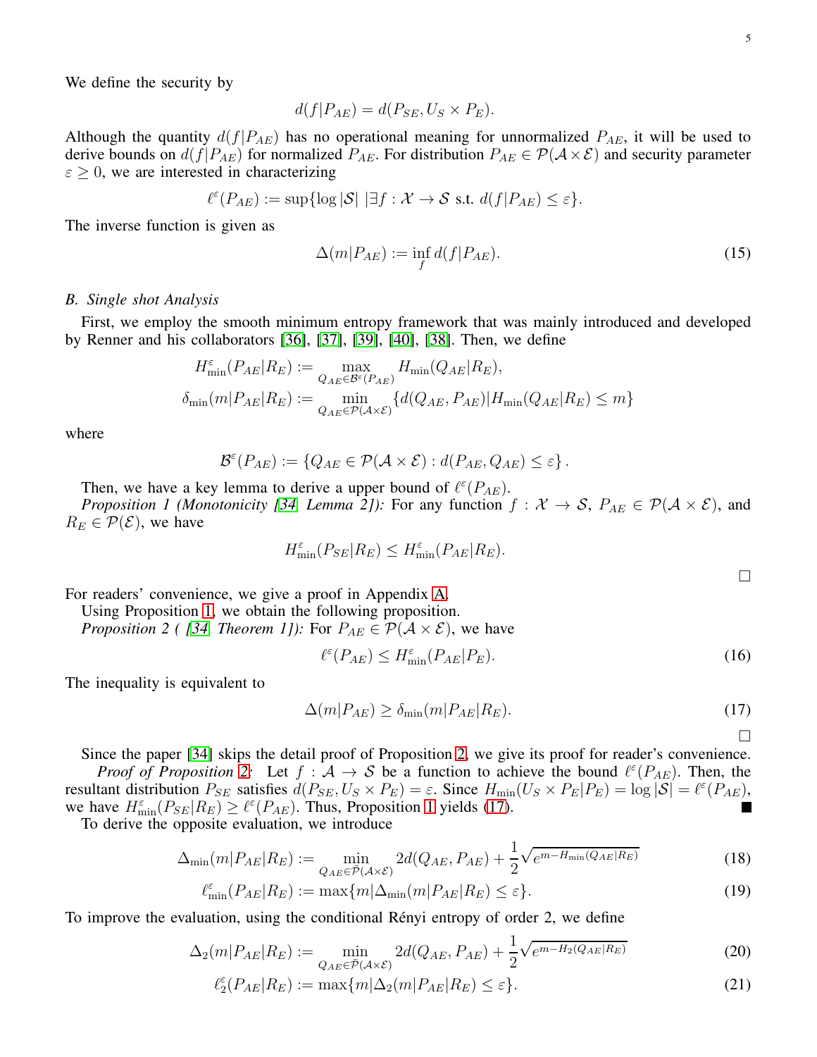We define the security by

$$d(f|P_{AE}) = d(P_{SE}, U_S \times P_E).$$

Although the quantity $d(f|P_{AE})$ has no operational meaning for unnormalized $P_{AE}$, it will be used to derive bounds on $d(f|P_{AE})$ for normalized $P_{AE}$. For distribution $P_{AE} \in \mathcal{P}(\mathcal{A}\times\mathcal{E})$ and security parameter $\varepsilon \geq 0$, we are interested in characterizing

$$\ell^\varepsilon(P_{AE}) := \sup\{\log|\mathcal{S}| \,|\exists f : \mathcal{X} \to \mathcal{S} \text{ s.t. } d(f|P_{AE}) \leq \varepsilon\}.$$

The inverse function is given as

$$\Delta(m|P_{AE}) := \inf_f d(f|P_{AE}). \tag{15}$$

### B. Single shot Analysis

First, we employ the smooth minimum entropy framework that was mainly introduced and developed by Renner and his collaborators [36], [37], [39], [40], [38]. Then, we define

$$H^\varepsilon_{\min}(P_{AE}|R_E) := \max_{Q_{AE}\in\mathcal{B}^\varepsilon(P_{AE})} H_{\min}(Q_{AE}|R_E),$$
$$\delta_{\min}(m|P_{AE}|R_E) := \min_{Q_{AE}\in\mathcal{P}(\mathcal{A}\times\mathcal{E})} \{d(Q_{AE}, P_{AE})|H_{\min}(Q_{AE}|R_E) \leq m\}$$

where

$$\mathcal{B}^\varepsilon(P_{AE}) := \{Q_{AE} \in \mathcal{P}(\mathcal{A}\times\mathcal{E}) : d(P_{AE}, Q_{AE}) \leq \varepsilon\}.$$

Then, we have a key lemma to derive a upper bound of $\ell^\varepsilon(P_{AE})$.

*Proposition 1 (Monotonicity [34, Lemma 2]):* For any function $f : \mathcal{X} \to \mathcal{S}$, $P_{AE} \in \mathcal{P}(\mathcal{A}\times\mathcal{E})$, and $R_E \in \mathcal{P}(\mathcal{E})$, we have

$$H^\varepsilon_{\min}(P_{SE}|R_E) \leq H^\varepsilon_{\min}(P_{AE}|R_E).$$

□

For readers' convenience, we give a proof in Appendix A.

Using Proposition 1, we obtain the following proposition.

*Proposition 2 ( [34, Theorem 1]):* For $P_{AE} \in \mathcal{P}(\mathcal{A}\times\mathcal{E})$, we have

$$\ell^\varepsilon(P_{AE}) \leq H^\varepsilon_{\min}(P_{AE}|P_E). \tag{16}$$

The inequality is equivalent to

$$\Delta(m|P_{AE}) \geq \delta_{\min}(m|P_{AE}|R_E). \tag{17}$$

□

Since the paper [34] skips the detail proof of Proposition 2, we give its proof for reader's convenience.

*Proof of Proposition 2:* Let $f : \mathcal{A} \to \mathcal{S}$ be a function to achieve the bound $\ell^\varepsilon(P_{AE})$. Then, the resultant distribution $P_{SE}$ satisfies $d(P_{SE}, U_S \times P_E) = \varepsilon$. Since $H_{\min}(U_S \times P_E|P_E) = \log|\mathcal{S}| = \ell^\varepsilon(P_{AE})$, we have $H^\varepsilon_{\min}(P_{SE}|R_E) \geq \ell^\varepsilon(P_{AE})$. Thus, Proposition 1 yields (17). ■

To derive the opposite evaluation, we introduce

$$\Delta_{\min}(m|P_{AE}|R_E) := \min_{Q_{AE}\in\mathcal{P}(\mathcal{A}\times\mathcal{E})} 2d(Q_{AE}, P_{AE}) + \frac{1}{2}\sqrt{e^{m-H_{\min}(Q_{AE}|R_E)}} \tag{18}$$

$$\ell^\varepsilon_{\min}(P_{AE}|R_E) := \max\{m|\Delta_{\min}(m|P_{AE}|R_E) \leq \varepsilon\}. \tag{19}$$

To improve the evaluation, using the conditional Rényi entropy of order 2, we define

$$\Delta_2(m|P_{AE}|R_E) := \min_{Q_{AE}\in\bar{\mathcal{P}}(\mathcal{A}\times\mathcal{E})} 2d(Q_{AE}, P_{AE}) + \frac{1}{2}\sqrt{e^{m-H_2(Q_{AE}|R_E)}} \tag{20}$$

$$\ell^\varepsilon_2(P_{AE}|R_E) := \max\{m|\Delta_2(m|P_{AE}|R_E) \leq \varepsilon\}. \tag{21}$$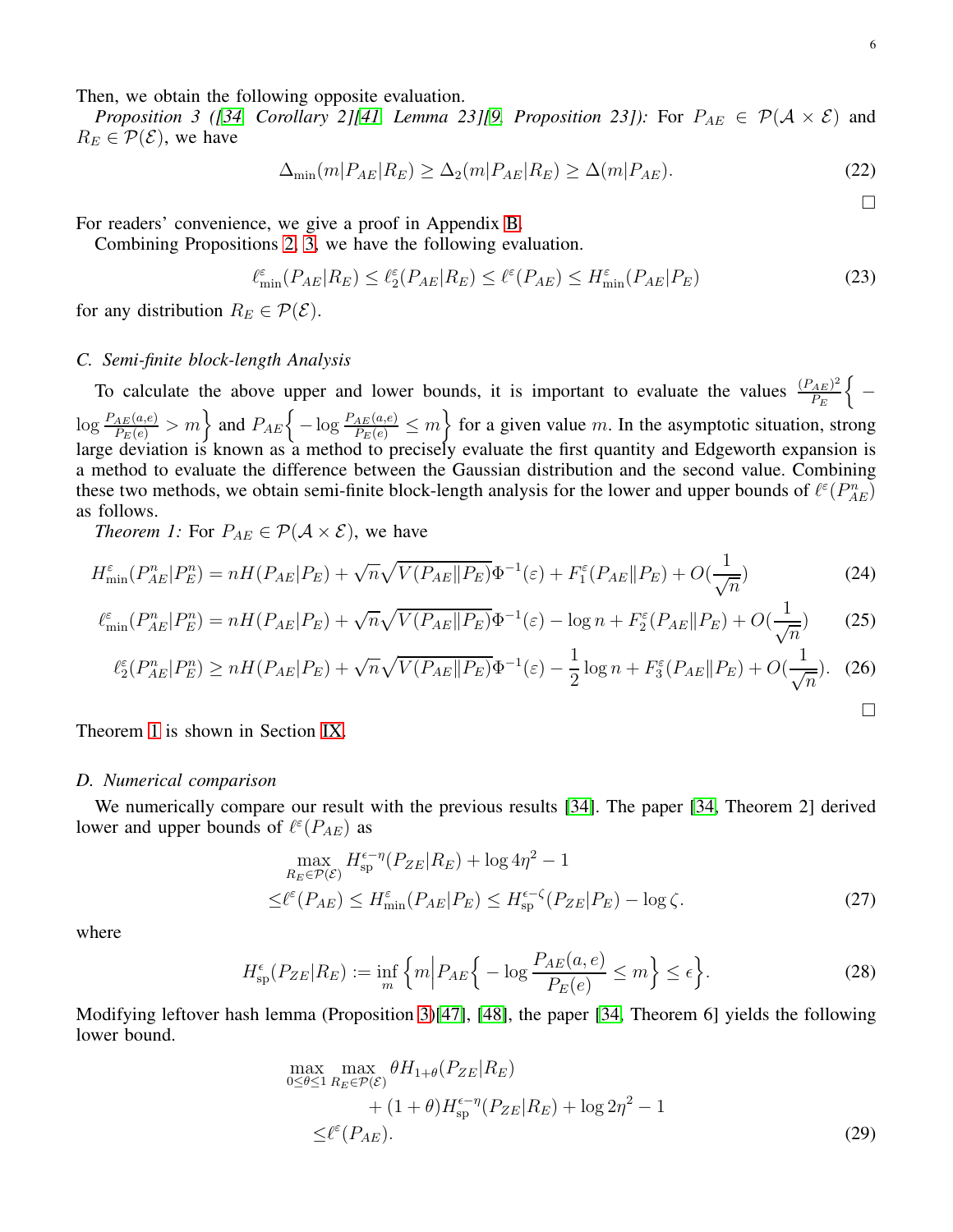Then, we obtain the following opposite evaluation.

*Proposition 3 ([34, Corollary 2][41, Lemma 23][9, Proposition 23]):* For $P_{AE} \in \mathcal{P}(\mathcal{A} \times \mathcal{E})$ and $R_E \in \mathcal{P}(\mathcal{E})$, we have

$$\Delta_{\min}(m|P_{AE}|R_E) \geq \Delta_2(m|P_{AE}|R_E) \geq \Delta(m|P_{AE}). \tag{22}$$

□

For readers' convenience, we give a proof in Appendix B.

Combining Propositions 2, 3, we have the following evaluation.

$$\ell^{\varepsilon}_{\min}(P_{AE}|R_E) \leq \ell^{\varepsilon}_2(P_{AE}|R_E) \leq \ell^{\varepsilon}(P_{AE}) \leq H^{\varepsilon}_{\min}(P_{AE}|P_E) \tag{23}$$

for any distribution $R_E \in \mathcal{P}(\mathcal{E})$.

### C. Semi-finite block-length Analysis

To calculate the above upper and lower bounds, it is important to evaluate the values $\frac{(P_{AE})^2}{P_E}\Big\{ -\log \frac{P_{AE}(a,e)}{P_E(e)} > m\Big\}$ and $P_{AE}\Big\{ -\log \frac{P_{AE}(a,e)}{P_E(e)} \leq m\Big\}$ for a given value $m$. In the asymptotic situation, strong large deviation is known as a method to precisely evaluate the first quantity and Edgeworth expansion is a method to evaluate the difference between the Gaussian distribution and the second value. Combining these two methods, we obtain semi-finite block-length analysis for the lower and upper bounds of $\ell^{\varepsilon}(P_{AE}^n)$ as follows.

*Theorem 1:* For $P_{AE} \in \mathcal{P}(\mathcal{A} \times \mathcal{E})$, we have

$$H^{\varepsilon}_{\min}(P^n_{AE}|P^n_E) = nH(P_{AE}|P_E) + \sqrt{n}\sqrt{V(P_{AE}\|P_E)}\Phi^{-1}(\varepsilon) + F^{\varepsilon}_1(P_{AE}\|P_E) + O(\frac{1}{\sqrt{n}}) \tag{24}$$

$$\ell^{\varepsilon}_{\min}(P^n_{AE}|P^n_E) = nH(P_{AE}|P_E) + \sqrt{n}\sqrt{V(P_{AE}\|P_E)}\Phi^{-1}(\varepsilon) - \log n + F^{\varepsilon}_2(P_{AE}\|P_E) + O(\frac{1}{\sqrt{n}}) \tag{25}$$

$$\ell^{\varepsilon}_2(P^n_{AE}|P^n_E) \geq nH(P_{AE}|P_E) + \sqrt{n}\sqrt{V(P_{AE}\|P_E)}\Phi^{-1}(\varepsilon) - \frac{1}{2}\log n + F^{\varepsilon}_3(P_{AE}\|P_E) + O(\frac{1}{\sqrt{n}}). \tag{26}$$

□

Theorem 1 is shown in Section IX.

### D. Numerical comparison

We numerically compare our result with the previous results [34]. The paper [34, Theorem 2] derived lower and upper bounds of $\ell^{\varepsilon}(P_{AE})$ as

$$\begin{aligned} &\max_{R_E \in \mathcal{P}(\mathcal{E})} H^{\epsilon-\eta}_{\rm sp}(P_{ZE}|R_E) + \log 4\eta^2 - 1 \\ \leq &\ell^{\varepsilon}(P_{AE}) \leq H^{\varepsilon}_{\min}(P_{AE}|P_E) \leq H^{\epsilon-\zeta}_{\rm sp}(P_{ZE}|P_E) - \log \zeta. \end{aligned} \tag{27}$$

where

$$H^{\epsilon}_{\rm sp}(P_{ZE}|R_E) := \inf_m \Big\{ m \Big| P_{AE}\Big\{ -\log \frac{P_{AE}(a,e)}{P_E(e)} \leq m\Big\} \leq \epsilon\Big\}. \tag{28}$$

Modifying leftover hash lemma (Proposition 3)[47], [48], the paper [34, Theorem 6] yields the following lower bound.

$$\begin{aligned} &\max_{0\leq\theta\leq 1} \max_{R_E \in \mathcal{P}(\mathcal{E})} \theta H_{1+\theta}(P_{ZE}|R_E) \\ &\qquad + (1+\theta)H^{\epsilon-\eta}_{\rm sp}(P_{ZE}|R_E) + \log 2\eta^2 - 1 \\ \leq &\ell^{\varepsilon}(P_{AE}). \end{aligned} \tag{29}$$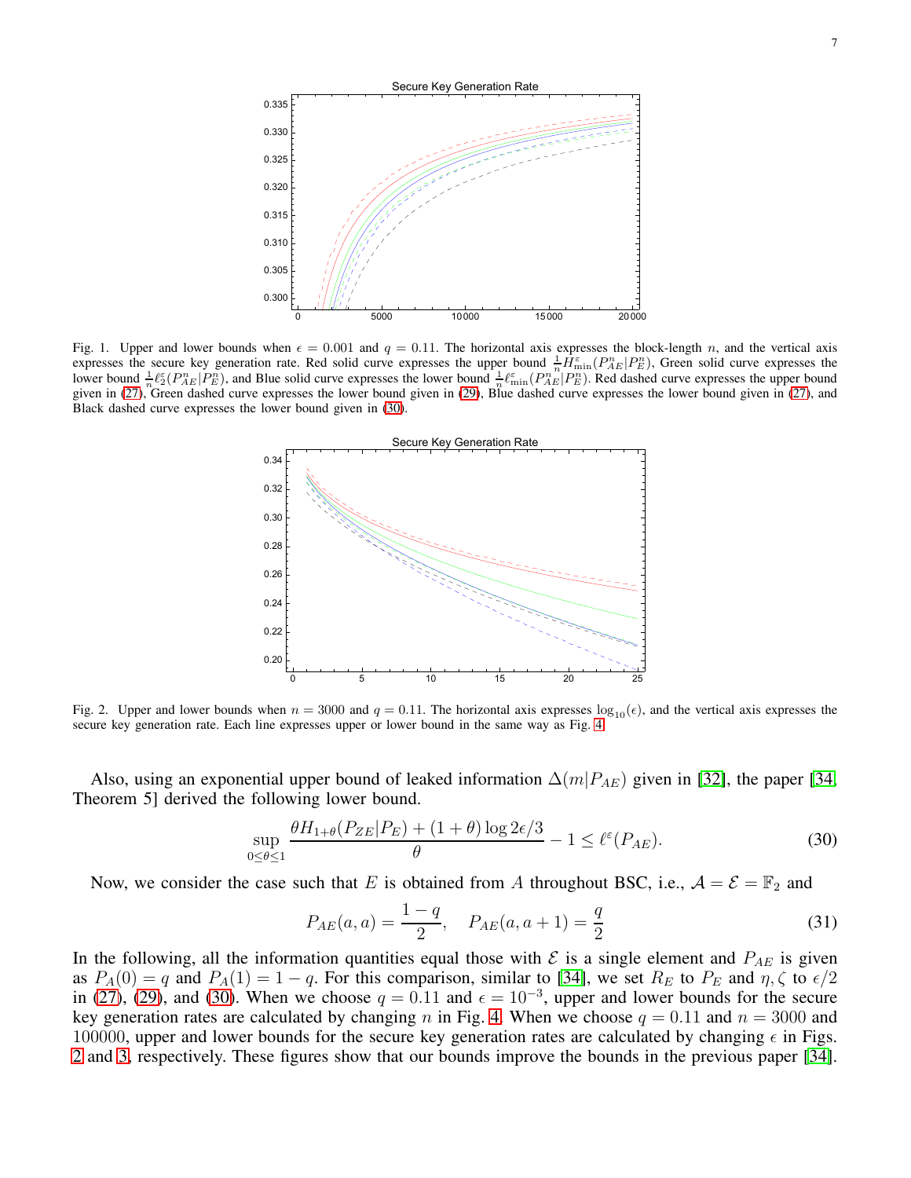Fig. 1. Upper and lower bounds when $\epsilon = 0.001$ and $q = 0.11$. The horizontal axis expresses the block-length $n$, and the vertical axis expresses the secure key generation rate. Red solid curve expresses the upper bound $\frac{1}{n}H^{\varepsilon}_{\min}(P^n_{AE}|P^n_E)$, Green solid curve expresses the lower bound $\frac{1}{n}\ell^{\varepsilon}_2(P^n_{AE}|P^n_E)$, and Blue solid curve expresses the lower bound $\frac{1}{n}\ell^{\varepsilon}_{\min}(P^n_{AE}|P^n_E)$. Red dashed curve expresses the upper bound given in (27), Green dashed curve expresses the lower bound given in (29), Blue dashed curve expresses the lower bound given in (27), and Black dashed curve expresses the lower bound given in (30).

Fig. 2. Upper and lower bounds when $n = 3000$ and $q = 0.11$. The horizontal axis expresses $\log_{10}(\epsilon)$, and the vertical axis expresses the secure key generation rate. Each line expresses upper or lower bound in the same way as Fig. 4.

Also, using an exponential upper bound of leaked information $\Delta(m|P_{AE})$ given in [32], the paper [34, Theorem 5] derived the following lower bound.

$$\sup_{0\le\theta\le 1} \frac{\theta H_{1+\theta}(P_{ZE}|P_E) + (1+\theta)\log 2\epsilon/3}{\theta} - 1 \le \ell^{\varepsilon}(P_{AE}). \tag{30}$$

Now, we consider the case such that $E$ is obtained from $A$ throughout BSC, i.e., $\mathcal{A} = \mathcal{E} = \mathbb{F}_2$ and

$$P_{AE}(a,a) = \frac{1-q}{2}, \quad P_{AE}(a,a+1) = \frac{q}{2} \tag{31}$$

In the following, all the information quantities equal those with $\mathcal{E}$ is a single element and $P_{AE}$ is given as $P_A(0) = q$ and $P_A(1) = 1-q$. For this comparison, similar to [34], we set $R_E$ to $P_E$ and $\eta, \zeta$ to $\epsilon/2$ in (27), (29), and (30). When we choose $q = 0.11$ and $\epsilon = 10^{-3}$, upper and lower bounds for the secure key generation rates are calculated by changing $n$ in Fig. 4. When we choose $q = 0.11$ and $n = 3000$ and $100000$, upper and lower bounds for the secure key generation rates are calculated by changing $\epsilon$ in Figs. 2 and 3, respectively. These figures show that our bounds improve the bounds in the previous paper [34].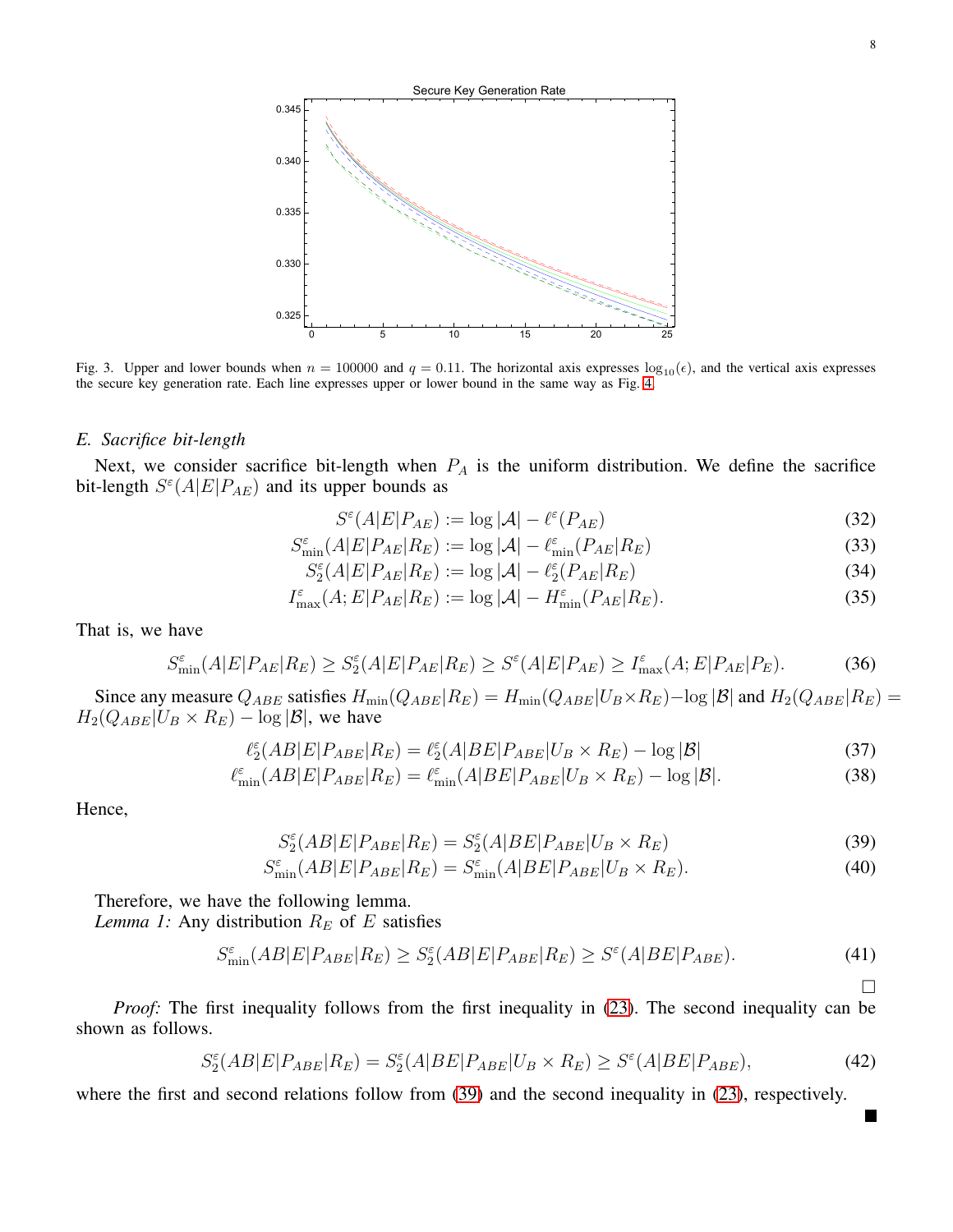Fig. 3. Upper and lower bounds when $n = 100000$ and $q = 0.11$. The horizontal axis expresses $\log_{10}(\epsilon)$, and the vertical axis expresses the secure key generation rate. Each line expresses upper or lower bound in the same way as Fig. 4.

### E. Sacrifice bit-length

Next, we consider sacrifice bit-length when $P_A$ is the uniform distribution. We define the sacrifice bit-length $S^\varepsilon(A|E|P_{AE})$ and its upper bounds as

$$S^\varepsilon(A|E|P_{AE}) := \log|\mathcal{A}| - \ell^\varepsilon(P_{AE}) \tag{32}$$

$$S^\varepsilon_{\min}(A|E|P_{AE}|R_E) := \log|\mathcal{A}| - \ell^\varepsilon_{\min}(P_{AE}|R_E) \tag{33}$$

$$S^\varepsilon_2(A|E|P_{AE}|R_E) := \log|\mathcal{A}| - \ell^\varepsilon_2(P_{AE}|R_E) \tag{34}$$

$$I^\varepsilon_{\max}(A;E|P_{AE}|R_E) := \log|\mathcal{A}| - H^\varepsilon_{\min}(P_{AE}|R_E). \tag{35}$$

That is, we have

$$S^\varepsilon_{\min}(A|E|P_{AE}|R_E) \ge S^\varepsilon_2(A|E|P_{AE}|R_E) \ge S^\varepsilon(A|E|P_{AE}) \ge I^\varepsilon_{\max}(A;E|P_{AE}|P_E). \tag{36}$$

Since any measure $Q_{ABE}$ satisfies $H_{\min}(Q_{ABE}|R_E) = H_{\min}(Q_{ABE}|U_B \times R_E) - \log|\mathcal{B}|$ and $H_2(Q_{ABE}|R_E) = H_2(Q_{ABE}|U_B \times R_E) - \log|\mathcal{B}|$, we have

$$\ell^\varepsilon_2(AB|E|P_{ABE}|R_E) = \ell^\varepsilon_2(A|BE|P_{ABE}|U_B \times R_E) - \log|\mathcal{B}| \tag{37}$$

$$\ell^\varepsilon_{\min}(AB|E|P_{ABE}|R_E) = \ell^\varepsilon_{\min}(A|BE|P_{ABE}|U_B \times R_E) - \log|\mathcal{B}|. \tag{38}$$

Hence,

$$S^\varepsilon_2(AB|E|P_{ABE}|R_E) = S^\varepsilon_2(A|BE|P_{ABE}|U_B \times R_E) \tag{39}$$

$$S^\varepsilon_{\min}(AB|E|P_{ABE}|R_E) = S^\varepsilon_{\min}(A|BE|P_{ABE}|U_B \times R_E). \tag{40}$$

Therefore, we have the following lemma.

*Lemma 1:* Any distribution $R_E$ of $E$ satisfies

$$S^\varepsilon_{\min}(AB|E|P_{ABE}|R_E) \ge S^\varepsilon_2(AB|E|P_{ABE}|R_E) \ge S^\varepsilon(A|BE|P_{ABE}). \tag{41}$$

□

*Proof:* The first inequality follows from the first inequality in (23). The second inequality can be shown as follows.

$$S^\varepsilon_2(AB|E|P_{ABE}|R_E) = S^\varepsilon_2(A|BE|P_{ABE}|U_B \times R_E) \ge S^\varepsilon(A|BE|P_{ABE}), \tag{42}$$

where the first and second relations follow from (39) and the second inequality in (23), respectively.

■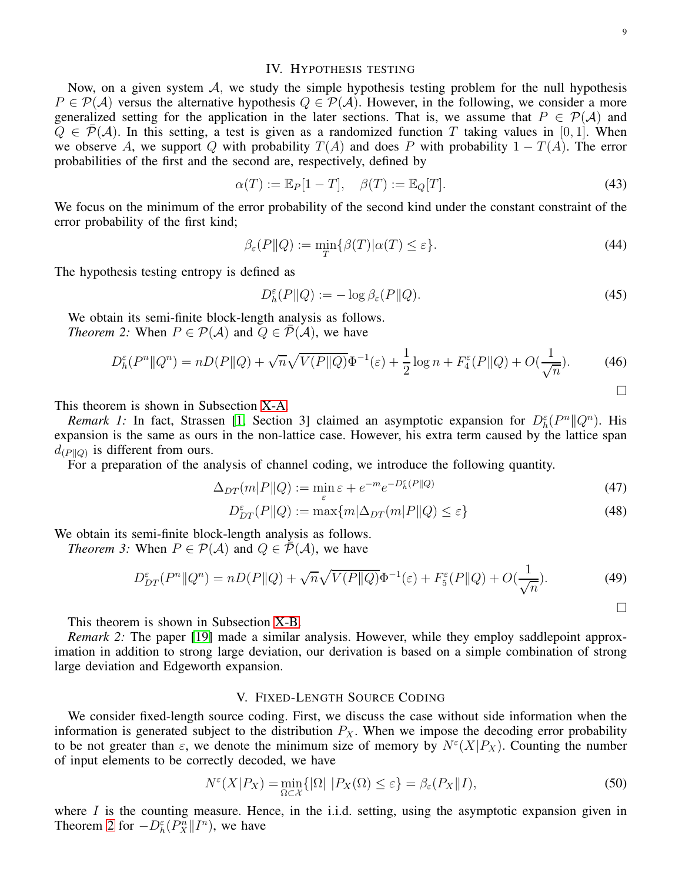## IV. Hypothesis testing

Now, on a given system $\mathcal{A}$, we study the simple hypothesis testing problem for the null hypothesis $P \in \mathcal{P}(\mathcal{A})$ versus the alternative hypothesis $Q \in \mathcal{P}(\mathcal{A})$. However, in the following, we consider a more generalized setting for the application in the later sections. That is, we assume that $P \in \mathcal{P}(\mathcal{A})$ and $Q \in \bar{\mathcal{P}}(\mathcal{A})$. In this setting, a test is given as a randomized function $T$ taking values in $[0,1]$. When we observe $A$, we support $Q$ with probability $T(A)$ and does $P$ with probability $1 - T(A)$. The error probabilities of the first and the second are, respectively, defined by

$$\alpha(T) := \mathbb{E}_P[1 - T], \quad \beta(T) := \mathbb{E}_Q[T]. \tag{43}$$

We focus on the minimum of the error probability of the second kind under the constant constraint of the error probability of the first kind;

$$\beta_\varepsilon(P\|Q) := \min_T \{\beta(T) | \alpha(T) \le \varepsilon\}. \tag{44}$$

The hypothesis testing entropy is defined as

$$D_h^\varepsilon(P\|Q) := -\log \beta_\varepsilon(P\|Q). \tag{45}$$

We obtain its semi-finite block-length analysis as follows.

*Theorem 2:* When $P \in \mathcal{P}(\mathcal{A})$ and $Q \in \bar{\mathcal{P}}(\mathcal{A})$, we have

$$D_h^\varepsilon(P^n\|Q^n) = nD(P\|Q) + \sqrt{n}\sqrt{V(P\|Q)}\Phi^{-1}(\varepsilon) + \frac{1}{2}\log n + F_4^\varepsilon(P\|Q) + O(\frac{1}{\sqrt{n}}). \tag{46}$$

□

This theorem is shown in Subsection X-A.

*Remark 1:* In fact, Strassen [1, Section 3] claimed an asymptotic expansion for $D_h^\varepsilon(P^n\|Q^n)$. His expansion is the same as ours in the non-lattice case. However, his extra term caused by the lattice span $d_{(P\|Q)}$ is different from ours.

For a preparation of the analysis of channel coding, we introduce the following quantity.

$$\Delta_{DT}(m|P\|Q) := \min_\varepsilon \varepsilon + e^{-m}e^{-D_h^\varepsilon(P\|Q)} \tag{47}$$

$$D_{DT}^\varepsilon(P\|Q) := \max\{m | \Delta_{DT}(m|P\|Q) \le \varepsilon\} \tag{48}$$

We obtain its semi-finite block-length analysis as follows.

*Theorem 3:* When $P \in \mathcal{P}(\mathcal{A})$ and $Q \in \bar{\mathcal{P}}(\mathcal{A})$, we have

$$D_{DT}^\varepsilon(P^n\|Q^n) = nD(P\|Q) + \sqrt{n}\sqrt{V(P\|Q)}\Phi^{-1}(\varepsilon) + F_5^\varepsilon(P\|Q) + O(\frac{1}{\sqrt{n}}). \tag{49}$$

□

This theorem is shown in Subsection X-B.

*Remark 2:* The paper [19] made a similar analysis. However, while they employ saddlepoint approximation in addition to strong large deviation, our derivation is based on a simple combination of strong large deviation and Edgeworth expansion.

## V. Fixed-Length Source Coding

We consider fixed-length source coding. First, we discuss the case without side information when the information is generated subject to the distribution $P_X$. When we impose the decoding error probability to be not greater than $\varepsilon$, we denote the minimum size of memory by $N^\varepsilon(X|P_X)$. Counting the number of input elements to be correctly decoded, we have

$$N^\varepsilon(X|P_X) = \min_{\Omega\subset\mathcal{X}}\{|\Omega| \; |P_X(\Omega) \le \varepsilon\} = \beta_\varepsilon(P_X\|I), \tag{50}$$

where $I$ is the counting measure. Hence, in the i.i.d. setting, using the asymptotic expansion given in Theorem 2 for $-D_h^\varepsilon(P_X^n\|I^n)$, we have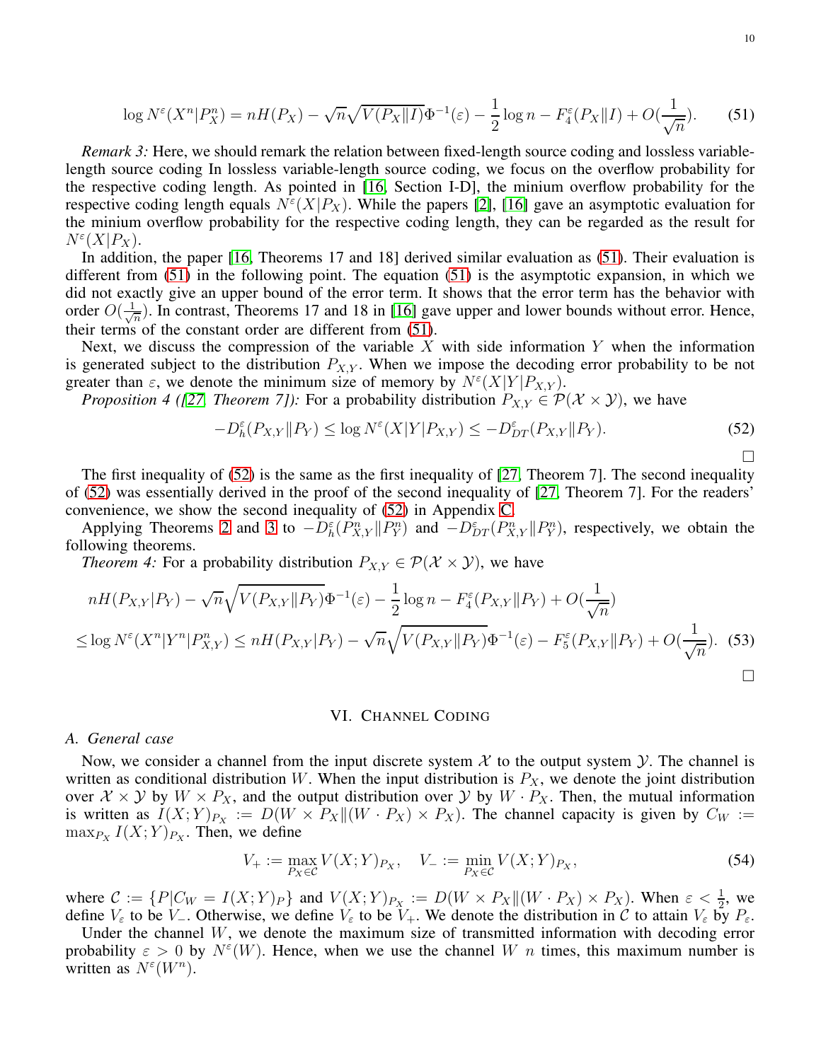$$\log N^\varepsilon(X^n|P_X^n) = nH(P_X) - \sqrt{n}\sqrt{V(P_X\|I)}\Phi^{-1}(\varepsilon) - \frac{1}{2}\log n - F_4^\varepsilon(P_X\|I) + O(\frac{1}{\sqrt{n}}). \tag{51}$$

*Remark 3:* Here, we should remark the relation between fixed-length source coding and lossless variable-length source coding In lossless variable-length source coding, we focus on the overflow probability for the respective coding length. As pointed in [16, Section I-D], the minium overflow probability for the respective coding length equals $N^\varepsilon(X|P_X)$. While the papers [2], [16] gave an asymptotic evaluation for the minium overflow probability for the respective coding length, they can be regarded as the result for $N^\varepsilon(X|P_X)$.

In addition, the paper [16, Theorems 17 and 18] derived similar evaluation as (51). Their evaluation is different from (51) in the following point. The equation (51) is the asymptotic expansion, in which we did not exactly give an upper bound of the error term. It shows that the error term has the behavior with order $O(\frac{1}{\sqrt{n}})$. In contrast, Theorems 17 and 18 in [16] gave upper and lower bounds without error. Hence, their terms of the constant order are different from (51).

Next, we discuss the compression of the variable $X$ with side information $Y$ when the information is generated subject to the distribution $P_{X,Y}$. When we impose the decoding error probability to be not greater than $\varepsilon$, we denote the minimum size of memory by $N^\varepsilon(X|Y|P_{X,Y})$.

*Proposition 4 ([27, Theorem 7]):* For a probability distribution $P_{X,Y} \in \mathcal{P}(\mathcal{X}\times\mathcal{Y})$, we have

$$-D_h^\varepsilon(P_{X,Y}\|P_Y) \le \log N^\varepsilon(X|Y|P_{X,Y}) \le -D_{DT}^\varepsilon(P_{X,Y}\|P_Y). \tag{52}$$

□

The first inequality of (52) is the same as the first inequality of [27, Theorem 7]. The second inequality of (52) was essentially derived in the proof of the second inequality of [27, Theorem 7]. For the readers' convenience, we show the second inequality of (52) in Appendix C.

Applying Theorems 2 and 3 to $-D_h^\varepsilon(P_{X,Y}^n\|P_Y^n)$ and $-D_{DT}^\varepsilon(P_{X,Y}^n\|P_Y^n)$, respectively, we obtain the following theorems.

*Theorem 4:* For a probability distribution $P_{X,Y} \in \mathcal{P}(\mathcal{X}\times\mathcal{Y})$, we have

$$\begin{aligned}
&nH(P_{X,Y}|P_Y) - \sqrt{n}\sqrt{V(P_{X,Y}\|P_Y)}\Phi^{-1}(\varepsilon) - \frac{1}{2}\log n - F_4^\varepsilon(P_{X,Y}\|P_Y) + O(\frac{1}{\sqrt{n}}) \\
\le& \log N^\varepsilon(X^n|Y^n|P_{X,Y}^n) \le nH(P_{X,Y}|P_Y) - \sqrt{n}\sqrt{V(P_{X,Y}\|P_Y)}\Phi^{-1}(\varepsilon) - F_5^\varepsilon(P_{X,Y}\|P_Y) + O(\frac{1}{\sqrt{n}}).
\end{aligned} \tag{53}$$

□

## VI. Channel Coding

### A. General case

Now, we consider a channel from the input discrete system $\mathcal{X}$ to the output system $\mathcal{Y}$. The channel is written as conditional distribution $W$. When the input distribution is $P_X$, we denote the joint distribution over $\mathcal{X}\times\mathcal{Y}$ by $W\times P_X$, and the output distribution over $\mathcal{Y}$ by $W\cdot P_X$. Then, the mutual information is written as $I(X;Y)_{P_X} := D(W\times P_X\|(W\cdot P_X)\times P_X)$. The channel capacity is given by $C_W := \max_{P_X} I(X;Y)_{P_X}$. Then, we define

$$V_+ := \max_{P_X\in\mathcal{C}} V(X;Y)_{P_X}, \quad V_- := \min_{P_X\in\mathcal{C}} V(X;Y)_{P_X}, \tag{54}$$

where $\mathcal{C} := \{P|C_W = I(X;Y)_P\}$ and $V(X;Y)_{P_X} := D(W\times P_X\|(W\cdot P_X)\times P_X)$. When $\varepsilon < \frac{1}{2}$, we define $V_\varepsilon$ to be $V_-$. Otherwise, we define $V_\varepsilon$ to be $V_+$. We denote the distribution in $\mathcal{C}$ to attain $V_\varepsilon$ by $P_\varepsilon$.

Under the channel $W$, we denote the maximum size of transmitted information with decoding error probability $\varepsilon > 0$ by $N^\varepsilon(W)$. Hence, when we use the channel $W$ $n$ times, this maximum number is written as $N^\varepsilon(W^n)$.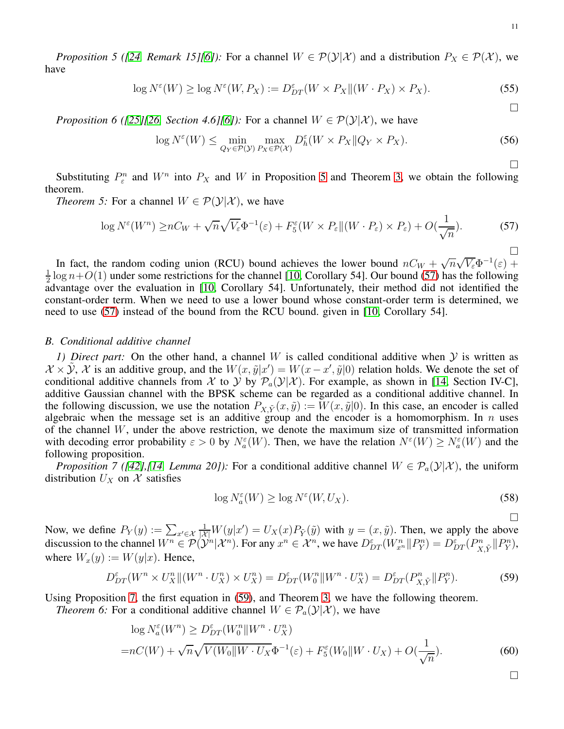*Proposition 5 ([24, Remark 15][6]):* For a channel $W \in \mathcal{P}(\mathcal{Y}|\mathcal{X})$ and a distribution $P_X \in \mathcal{P}(\mathcal{X})$, we have

$$\log N^\varepsilon(W) \geq \log N^\varepsilon(W, P_X) := D^\varepsilon_{DT}(W \times P_X \| (W \cdot P_X) \times P_X). \tag{55}$$

□

*Proposition 6 ([25][26, Section 4.6][6]):* For a channel $W \in \mathcal{P}(\mathcal{Y}|\mathcal{X})$, we have

$$\log N^\varepsilon(W) \leq \min_{Q_Y \in \mathcal{P}(\mathcal{Y})} \max_{P_X \in \mathcal{P}(\mathcal{X})} D^\varepsilon_h(W \times P_X \| Q_Y \times P_X). \tag{56}$$

□

Substituting $P^n_\varepsilon$ and $W^n$ into $P_X$ and $W$ in Proposition 5 and Theorem 3, we obtain the following theorem.

*Theorem 5:* For a channel $W \in \mathcal{P}(\mathcal{Y}|\mathcal{X})$, we have

$$\log N^\varepsilon(W^n) \geq nC_W + \sqrt{n}\sqrt{V_\varepsilon}\Phi^{-1}(\varepsilon) + F^\varepsilon_5(W \times P_\varepsilon \| (W \cdot P_\varepsilon) \times P_\varepsilon) + O(\frac{1}{\sqrt{n}}). \tag{57}$$

□

In fact, the random coding union (RCU) bound achieves the lower bound $nC_W + \sqrt{n}\sqrt{V_\varepsilon}\Phi^{-1}(\varepsilon) + \frac{1}{2}\log n + O(1)$ under some restrictions for the channel [10, Corollary 54]. Our bound (57) has the following advantage over the evaluation in [10, Corollary 54]. Unfortunately, their method did not identified the constant-order term. When we need to use a lower bound whose constant-order term is determined, we need to use (57) instead of the bound from the RCU bound. given in [10, Corollary 54].

### B. Conditional additive channel

*1) Direct part:* On the other hand, a channel $W$ is called conditional additive when $\mathcal{Y}$ is written as $\mathcal{X} \times \tilde{\mathcal{Y}}$, $\mathcal{X}$ is an additive group, and the $W(x, \tilde{y}|x') = W(x - x', \tilde{y}|0)$ relation holds. We denote the set of conditional additive channels from $\mathcal{X}$ to $\mathcal{Y}$ by $\mathcal{P}_a(\mathcal{Y}|\mathcal{X})$. For example, as shown in [14, Section IV-C], additive Gaussian channel with the BPSK scheme can be regarded as a conditional additive channel. In the following discussion, we use the notation $P_{X,\tilde{Y}}(x, \tilde{y}) := W(x, \tilde{y}|0)$. In this case, an encoder is called algebraic when the message set is an additive group and the encoder is a homomorphism. In $n$ uses of the channel $W$, under the above restriction, we denote the maximum size of transmitted information with decoding error probability $\varepsilon > 0$ by $N^\varepsilon_a(W)$. Then, we have the relation $N^\varepsilon(W) \geq N^\varepsilon_a(W)$ and the following proposition.

*Proposition 7 ([42],[14, Lemma 20]):* For a conditional additive channel $W \in \mathcal{P}_a(\mathcal{Y}|\mathcal{X})$, the uniform distribution $U_X$ on $\mathcal{X}$ satisfies

$$\log N^\varepsilon_a(W) \geq \log N^\varepsilon(W, U_X). \tag{58}$$

□

Now, we define $P_Y(y) := \sum_{x' \in \mathcal{X}} \frac{1}{|\mathcal{X}|} W(y|x') = U_X(x) P_{\tilde{Y}}(\tilde{y})$ with $y = (x, \tilde{y})$. Then, we apply the above discussion to the channel $W^n \in \mathcal{P}(\mathcal{Y}^n|\mathcal{X}^n)$. For any $x^n \in \mathcal{X}^n$, we have $D^\varepsilon_{DT}(W^n_{x^n} \| P^n_Y) = D^\varepsilon_{DT}(P^n_{X,\tilde{Y}} \| P^n_Y)$, where $W_x(y) := W(y|x)$. Hence,

$$D^\varepsilon_{DT}(W^n \times U^n_X \| (W^n \cdot U^n_X) \times U^n_X) = D^\varepsilon_{DT}(W^n_0 \| W^n \cdot U^n_X) = D^\varepsilon_{DT}(P^n_{X,\tilde{Y}} \| P^n_Y). \tag{59}$$

Using Proposition 7, the first equation in (59), and Theorem 3, we have the following theorem.

*Theorem 6:* For a conditional additive channel $W \in \mathcal{P}_a(\mathcal{Y}|\mathcal{X})$, we have

$$\begin{aligned}
&\log N^\varepsilon_a(W^n) \geq D^\varepsilon_{DT}(W^n_0 \| W^n \cdot U^n_X) \\
=& nC(W) + \sqrt{n}\sqrt{V(W_0 \| W \cdot U_X}\Phi^{-1}(\varepsilon) + F^\varepsilon_5(W_0 \| W \cdot U_X) + O(\frac{1}{\sqrt{n}}).
\end{aligned} \tag{60}$$

□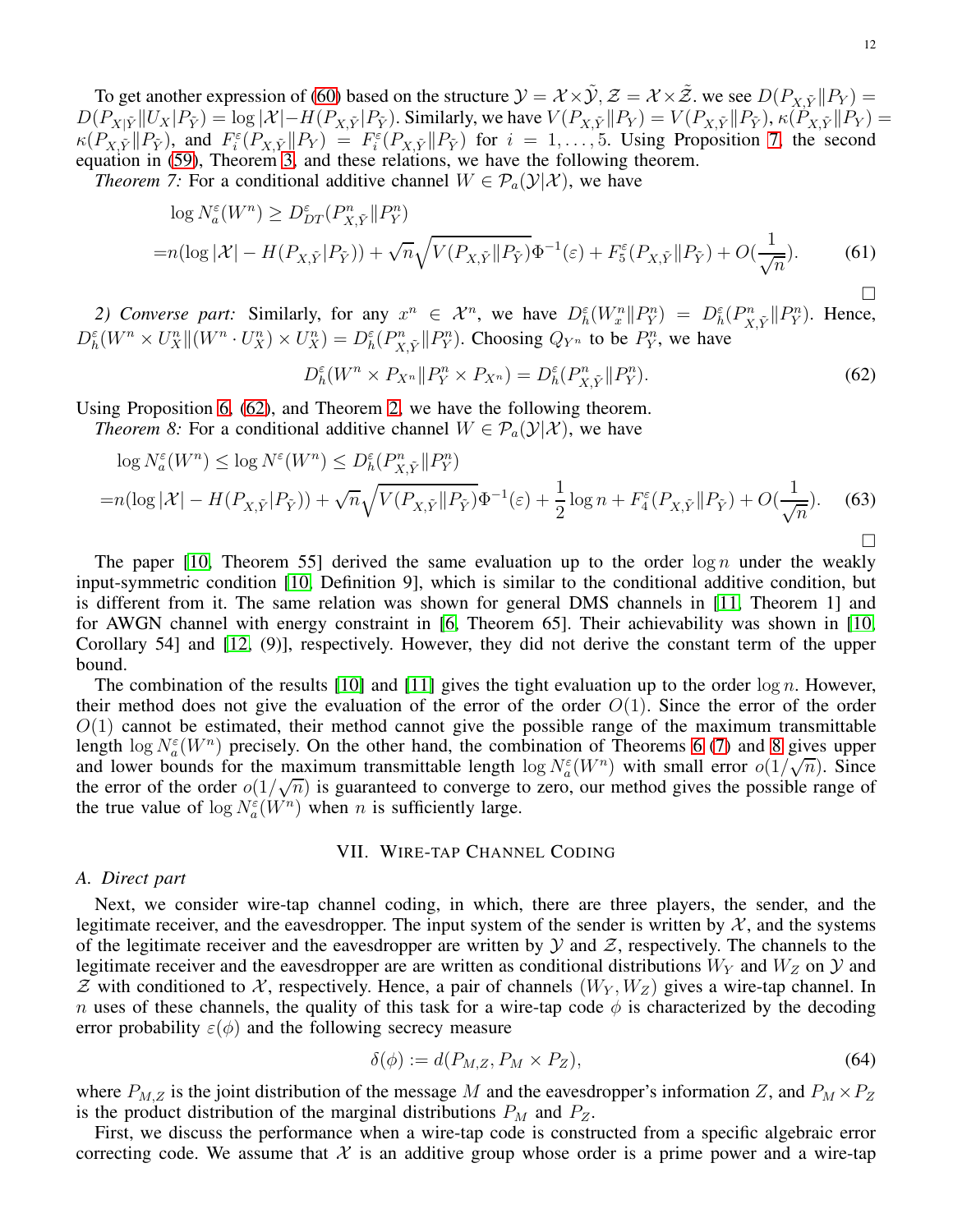To get another expression of (60) based on the structure $\mathcal{Y} = \mathcal{X} \times \tilde{\mathcal{Y}}$, $\mathcal{Z} = \mathcal{X} \times \tilde{\mathcal{Z}}$. we see $D(P_{X,\tilde{Y}} \| P_Y) = D(P_{X|\tilde{Y}} \| U_X | P_{\tilde{Y}}) = \log |\mathcal{X}| - H(P_{X,\tilde{Y}} | P_{\tilde{Y}})$. Similarly, we have $V(P_{X,\tilde{Y}} \| P_Y) = V(P_{X,\tilde{Y}} \| P_{\tilde{Y}})$, $\kappa(P_{X,\tilde{Y}} \| P_Y) = \kappa(P_{X,\tilde{Y}} \| P_{\tilde{Y}})$, and $F_i^\varepsilon(P_{X,\tilde{Y}} \| P_Y) = F_i^\varepsilon(P_{X,\tilde{Y}} \| P_{\tilde{Y}})$ for $i = 1, \ldots, 5$. Using Proposition 7, the second equation in (59), Theorem 3, and these relations, we have the following theorem.

*Theorem 7:* For a conditional additive channel $W \in \mathcal{P}_a(\mathcal{Y}|\mathcal{X})$, we have

$$
\begin{aligned}
&\log N_a^\varepsilon(W^n) \geq D_{DT}^\varepsilon(P_{X,\tilde{Y}}^n \| P_Y^n) \\
=&n(\log |\mathcal{X}| - H(P_{X,\tilde{Y}} | P_{\tilde{Y}})) + \sqrt{n}\sqrt{V(P_{X,\tilde{Y}} \| P_{\tilde{Y}})}\Phi^{-1}(\varepsilon) + F_5^\varepsilon(P_{X,\tilde{Y}} \| P_{\tilde{Y}}) + O(\frac{1}{\sqrt{n}}). \qquad (61)
\end{aligned}
$$

□

*2) Converse part:* Similarly, for any $x^n \in \mathcal{X}^n$, we have $D_h^\varepsilon(W_x^n \| P_Y^n) = D_h^\varepsilon(P_{X,\tilde{Y}}^n \| P_Y^n)$. Hence, $D_h^\varepsilon(W^n \times U_X^n \| (W^n \cdot U_X^n) \times U_X^n) = D_h^\varepsilon(P_{X,\tilde{Y}}^n \| P_Y^n)$. Choosing $Q_{Y^n}$ to be $P_Y^n$, we have

$$
D_h^\varepsilon(W^n \times P_{X^n} \| P_Y^n \times P_{X^n}) = D_h^\varepsilon(P_{X,\tilde{Y}}^n \| P_Y^n). \qquad (62)
$$

Using Proposition 6, (62), and Theorem 2, we have the following theorem.

*Theorem 8:* For a conditional additive channel $W \in \mathcal{P}_a(\mathcal{Y}|\mathcal{X})$, we have

$$
\begin{aligned}
&\log N_a^\varepsilon(W^n) \leq \log N^\varepsilon(W^n) \leq D_h^\varepsilon(P_{X,\tilde{Y}}^n \| P_Y^n) \\
=&n(\log |\mathcal{X}| - H(P_{X,\tilde{Y}} | P_{\tilde{Y}})) + \sqrt{n}\sqrt{V(P_{X,\tilde{Y}} \| P_{\tilde{Y}})}\Phi^{-1}(\varepsilon) + \frac{1}{2}\log n + F_4^\varepsilon(P_{X,\tilde{Y}} \| P_{\tilde{Y}}) + O(\frac{1}{\sqrt{n}}). \qquad (63)
\end{aligned}
$$

□

The paper [10, Theorem 55] derived the same evaluation up to the order $\log n$ under the weakly input-symmetric condition [10, Definition 9], which is similar to the conditional additive condition, but is different from it. The same relation was shown for general DMS channels in [11, Theorem 1] and for AWGN channel with energy constraint in [6, Theorem 65]. Their achievability was shown in [10, Corollary 54] and [12, (9)], respectively. However, they did not derive the constant term of the upper bound.

The combination of the results [10] and [11] gives the tight evaluation up to the order $\log n$. However, their method does not give the evaluation of the error of the order $O(1)$. Since the error of the order $O(1)$ cannot be estimated, their method cannot give the possible range of the maximum transmittable length $\log N_a^\varepsilon(W^n)$ precisely. On the other hand, the combination of Theorems 6 (7) and 8 gives upper and lower bounds for the maximum transmittable length $\log N_a^\varepsilon(W^n)$ with small error $o(1/\sqrt{n})$. Since the error of the order $o(1/\sqrt{n})$ is guaranteed to converge to zero, our method gives the possible range of the true value of $\log N_a^\varepsilon(W^n)$ when $n$ is sufficiently large.

## VII. Wire-tap Channel Coding

### A. Direct part

Next, we consider wire-tap channel coding, in which, there are three players, the sender, and the legitimate receiver, and the eavesdropper. The input system of the sender is written by $\mathcal{X}$, and the systems of the legitimate receiver and the eavesdropper are written by $\mathcal{Y}$ and $\mathcal{Z}$, respectively. The channels to the legitimate receiver and the eavesdropper are are written as conditional distributions $W_Y$ and $W_Z$ on $\mathcal{Y}$ and $\mathcal{Z}$ with conditioned to $\mathcal{X}$, respectively. Hence, a pair of channels $(W_Y, W_Z)$ gives a wire-tap channel. In $n$ uses of these channels, the quality of this task for a wire-tap code $\phi$ is characterized by the decoding error probability $\varepsilon(\phi)$ and the following secrecy measure

$$
\delta(\phi) := d(P_{M,Z}, P_M \times P_Z), \qquad (64)
$$

where $P_{M,Z}$ is the joint distribution of the message $M$ and the eavesdropper's information $Z$, and $P_M \times P_Z$ is the product distribution of the marginal distributions $P_M$ and $P_Z$.

First, we discuss the performance when a wire-tap code is constructed from a specific algebraic error correcting code. We assume that $\mathcal{X}$ is an additive group whose order is a prime power and a wire-tap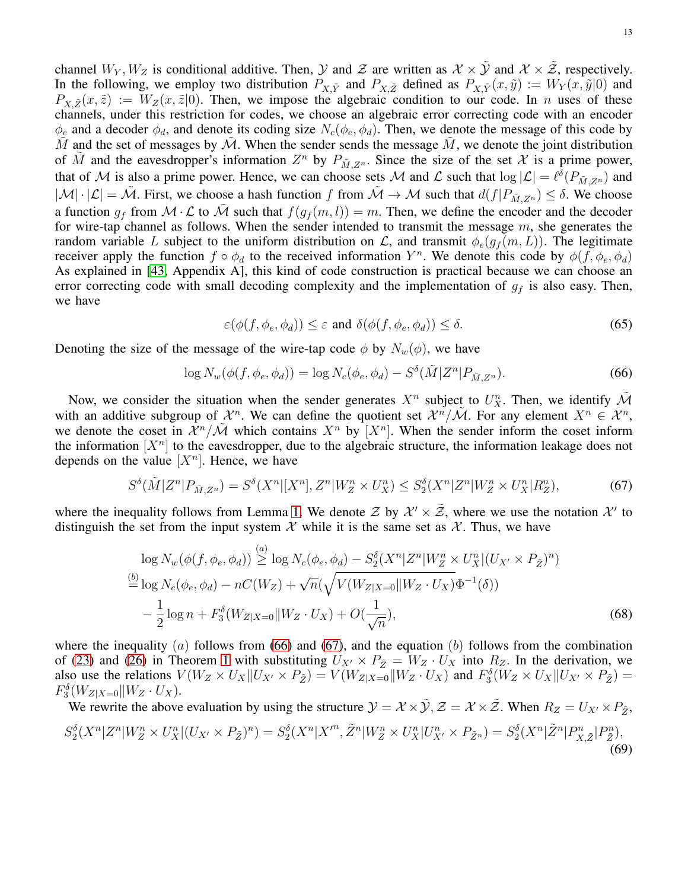channel $W_Y, W_Z$ is conditional additive. Then, $\mathcal{Y}$ and $\mathcal{Z}$ are written as $\mathcal{X} \times \tilde{\mathcal{Y}}$ and $\mathcal{X} \times \tilde{\mathcal{Z}}$, respectively. In the following, we employ two distribution $P_{X,\tilde{Y}}$ and $P_{X,\tilde{Z}}$ defined as $P_{X,\tilde{Y}}(x,\tilde{y}) := W_Y(x,\tilde{y}|0)$ and $P_{X,\tilde{Z}}(x,\tilde{z}) := W_Z(x,\tilde{z}|0)$. Then, we impose the algebraic condition to our code. In $n$ uses of these channels, under this restriction for codes, we choose an algebraic error correcting code with an encoder $\phi_e$ and a decoder $\phi_d$, and denote its coding size $N_c(\phi_e, \phi_d)$. Then, we denote the message of this code by $\tilde{M}$ and the set of messages by $\tilde{\mathcal{M}}$. When the sender sends the message $\tilde{M}$, we denote the joint distribution of $\tilde{M}$ and the eavesdropper's information $Z^n$ by $P_{\tilde{M},Z^n}$. Since the size of the set $\mathcal{X}$ is a prime power, that of $\mathcal{M}$ is also a prime power. Hence, we can choose sets $\mathcal{M}$ and $\mathcal{L}$ such that $\log|\mathcal{L}| = \ell^{\delta}(P_{\tilde{M},Z^n})$ and $|\mathcal{M}| \cdot |\mathcal{L}| = \tilde{\mathcal{M}}$. First, we choose a hash function $f$ from $\tilde{\mathcal{M}} \to \mathcal{M}$ such that $d(f|P_{\tilde{M},Z^n}) \le \delta$. We choose a function $g_f$ from $\mathcal{M} \cdot \mathcal{L}$ to $\tilde{\mathcal{M}}$ such that $f(g_f(m,l)) = m$. Then, we define the encoder and the decoder for wire-tap channel as follows. When the sender intended to transmit the message $m$, she generates the random variable $L$ subject to the uniform distribution on $\mathcal{L}$, and transmit $\phi_e(g_f(m,L))$. The legitimate receiver apply the function $f \circ \phi_d$ to the received information $Y^n$. We denote this code by $\phi(f,\phi_e,\phi_d)$ As explained in [43, Appendix A], this kind of code construction is practical because we can choose an error correcting code with small decoding complexity and the implementation of $g_f$ is also easy. Then, we have

$$\varepsilon(\phi(f,\phi_e,\phi_d)) \le \varepsilon \text{ and } \delta(\phi(f,\phi_e,\phi_d)) \le \delta. \tag{65}$$

Denoting the size of the message of the wire-tap code $\phi$ by $N_w(\phi)$, we have

$$\log N_w(\phi(f,\phi_e,\phi_d)) = \log N_c(\phi_e,\phi_d) - S^{\delta}(\tilde{M}|Z^n|P_{\tilde{M},Z^n}). \tag{66}$$

Now, we consider the situation when the sender generates $X^n$ subject to $U_X^n$. Then, we identify $\tilde{\mathcal{M}}$ with an additive subgroup of $\mathcal{X}^n$. We can define the quotient set $\mathcal{X}^n/\tilde{\mathcal{M}}$. For any element $X^n \in \mathcal{X}^n$, we denote the coset in $\mathcal{X}^n/\tilde{\mathcal{M}}$ which contains $X^n$ by $[X^n]$. When the sender inform the coset inform the information $[X^n]$ to the eavesdropper, due to the algebraic structure, the information leakage does not depends on the value $[X^n]$. Hence, we have

$$S^{\delta}(\tilde{M}|Z^n|P_{\tilde{M},Z^n}) = S^{\delta}(X^n|[X^n],Z^n|W_Z^n \times U_X^n) \le S_2^{\delta}(X^n|Z^n|W_Z^n \times U_X^n|R_Z^n), \tag{67}$$

where the inequality follows from Lemma 1. We denote $\mathcal{Z}$ by $\mathcal{X}' \times \tilde{\mathcal{Z}}$, where we use the notation $\mathcal{X}'$ to distinguish the set from the input system $\mathcal{X}$ while it is the same set as $\mathcal{X}$. Thus, we have

$$\begin{aligned}
&\log N_w(\phi(f,\phi_e,\phi_d)) \overset{(a)}{\ge} \log N_c(\phi_e,\phi_d) - S_2^{\delta}(X^n|Z^n|W_Z^n \times U_X^n|(U_{X'} \times P_{\tilde{Z}})^n) \\
\overset{(b)}{=} &\log N_c(\phi_e,\phi_d) - nC(W_Z) + \sqrt{n}\left(\sqrt{V(W_{Z|X=0}\|W_Z \cdot U_X)}\Phi^{-1}(\delta)\right) \\
&- \frac{1}{2}\log n + F_3^{\delta}(W_{Z|X=0}\|W_Z \cdot U_X) + O\left(\frac{1}{\sqrt{n}}\right),
\end{aligned} \tag{68}$$

where the inequality $(a)$ follows from (66) and (67), and the equation $(b)$ follows from the combination of (23) and (26) in Theorem 1 with substituting $U_{X'} \times P_{\tilde{Z}} = W_Z \cdot U_X$ into $R_Z$. In the derivation, we also use the relations $V(W_Z \times U_X\|U_{X'} \times P_{\tilde{Z}}) = V(W_{Z|X=0}\|W_Z \cdot U_X)$ and $F_3^{\delta}(W_Z \times U_X\|U_{X'} \times P_{\tilde{Z}}) = F_3^{\delta}(W_{Z|X=0}\|W_Z \cdot U_X)$.

We rewrite the above evaluation by using the structure $\mathcal{Y} = \mathcal{X} \times \tilde{\mathcal{Y}}, \mathcal{Z} = \mathcal{X} \times \tilde{\mathcal{Z}}$. When $R_Z = U_{X'} \times P_{\tilde{Z}}$,

$$S_2^{\delta}(X^n|Z^n|W_Z^n \times U_X^n|(U_{X'} \times P_{\tilde{Z}})^n) = S_2^{\delta}(X^n|X'^n,\tilde{Z}^n|W_Z^n \times U_X^n|U_{X'}^n \times P_{\tilde{Z}^n}) = S_2^{\delta}(X^n|\tilde{Z}^n|P_{X,\tilde{Z}}^n|P_{\tilde{Z}}^n), \tag{69}$$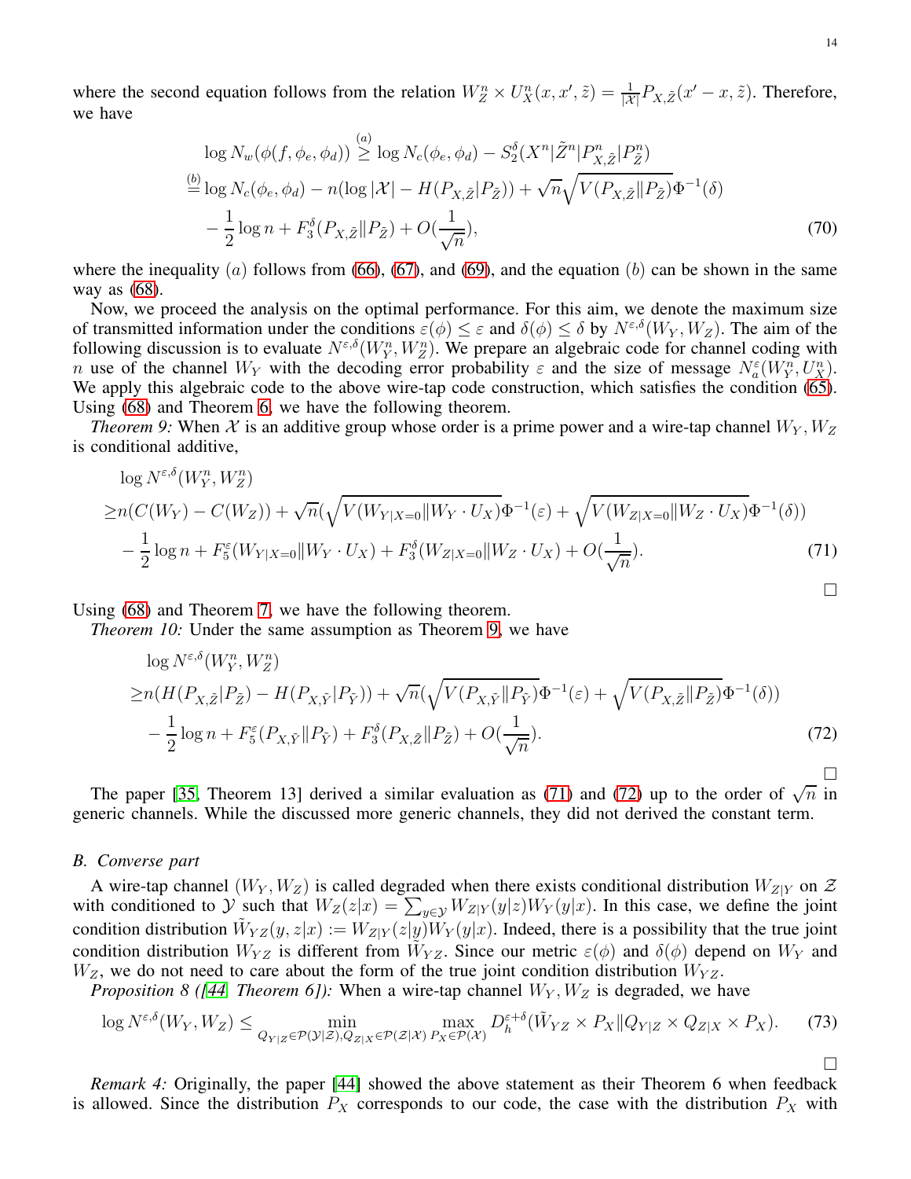where the second equation follows from the relation $W_Z^n \times U_X^n(x, x', \tilde{z}) = \frac{1}{|\mathcal{X}|} P_{X,\tilde{Z}}(x' - x, \tilde{z})$. Therefore, we have

$$
\begin{aligned}
&\log N_w(\phi(f, \phi_e, \phi_d)) \overset{(a)}{\geq} \log N_c(\phi_e, \phi_d) - S_2^\delta(X^n | \tilde{Z}^n | P_{X,\tilde{Z}}^n | P_{\tilde{Z}}^n) \\
\overset{(b)}{=} &\log N_c(\phi_e, \phi_d) - n(\log |\mathcal{X}| - H(P_{X,\tilde{Z}} | P_{\tilde{Z}})) + \sqrt{n} \sqrt{V(P_{X,\tilde{Z}} \| P_{\tilde{Z}})} \Phi^{-1}(\delta) \\
&- \frac{1}{2} \log n + F_3^\delta(P_{X,\tilde{Z}} \| P_{\tilde{Z}}) + O(\frac{1}{\sqrt{n}}),
\end{aligned}
\tag{70}
$$

where the inequality $(a)$ follows from (66), (67), and (69), and the equation $(b)$ can be shown in the same way as (68).

Now, we proceed the analysis on the optimal performance. For this aim, we denote the maximum size of transmitted information under the conditions $\varepsilon(\phi) \leq \varepsilon$ and $\delta(\phi) \leq \delta$ by $N^{\varepsilon,\delta}(W_Y, W_Z)$. The aim of the following discussion is to evaluate $N^{\varepsilon,\delta}(W_Y^n, W_Z^n)$. We prepare an algebraic code for channel coding with $n$ use of the channel $W_Y$ with the decoding error probability $\varepsilon$ and the size of message $N_a^\varepsilon(W_Y^n, U_X^n)$. We apply this algebraic code to the above wire-tap code construction, which satisfies the condition (65). Using (68) and Theorem 6, we have the following theorem.

*Theorem 9:* When $\mathcal{X}$ is an additive group whose order is a prime power and a wire-tap channel $W_Y, W_Z$ is conditional additive,

$$
\begin{aligned}
&\log N^{\varepsilon,\delta}(W_Y^n, W_Z^n) \\
\geq &n(C(W_Y) - C(W_Z)) + \sqrt{n}(\sqrt{V(W_{Y|X=0} \| W_Y \cdot U_X)} \Phi^{-1}(\varepsilon) + \sqrt{V(W_{Z|X=0} \| W_Z \cdot U_X)} \Phi^{-1}(\delta)) \\
&- \frac{1}{2} \log n + F_5^\varepsilon(W_{Y|X=0} \| W_Y \cdot U_X) + F_3^\delta(W_{Z|X=0} \| W_Z \cdot U_X) + O(\frac{1}{\sqrt{n}}).
\end{aligned}
\tag{71}
$$

□

Using (68) and Theorem 7, we have the following theorem.

*Theorem 10:* Under the same assumption as Theorem 9, we have

$$
\begin{aligned}
&\log N^{\varepsilon,\delta}(W_Y^n, W_Z^n) \\
\geq &n(H(P_{X,\tilde{Z}} | P_{\tilde{Z}}) - H(P_{X,\tilde{Y}} | P_{\tilde{Y}})) + \sqrt{n}(\sqrt{V(P_{X,\tilde{Y}} \| P_{\tilde{Y}})} \Phi^{-1}(\varepsilon) + \sqrt{V(P_{X,\tilde{Z}} \| P_{\tilde{Z}})} \Phi^{-1}(\delta)) \\
&- \frac{1}{2} \log n + F_5^\varepsilon(P_{X,\tilde{Y}} \| P_{\tilde{Y}}) + F_3^\delta(P_{X,\tilde{Z}} \| P_{\tilde{Z}}) + O(\frac{1}{\sqrt{n}}).
\end{aligned}
\tag{72}
$$

□

The paper [35, Theorem 13] derived a similar evaluation as (71) and (72) up to the order of $\sqrt{n}$ in generic channels. While the discussed more generic channels, they did not derived the constant term.

## B. Converse part

A wire-tap channel $(W_Y, W_Z)$ is called degraded when there exists conditional distribution $W_{Z|Y}$ on $\mathcal{Z}$ with conditioned to $\mathcal{Y}$ such that $W_Z(z|x) = \sum_{y \in \mathcal{Y}} W_{Z|Y}(y|z) W_Y(y|x)$. In this case, we define the joint condition distribution $\tilde{W}_{YZ}(y, z|x) := W_{Z|Y}(z|y) W_Y(y|x)$. Indeed, there is a possibility that the true joint condition distribution $W_{YZ}$ is different from $\tilde{W}_{YZ}$. Since our metric $\varepsilon(\phi)$ and $\delta(\phi)$ depend on $W_Y$ and $W_Z$, we do not need to care about the form of the true joint condition distribution $W_{YZ}$.

*Proposition 8 ([44, Theorem 6]):* When a wire-tap channel $W_Y, W_Z$ is degraded, we have

$$
\log N^{\varepsilon,\delta}(W_Y, W_Z) \leq \min_{Q_{Y|Z} \in \mathcal{P}(\mathcal{Y}|\mathcal{Z}), Q_{Z|X} \in \mathcal{P}(\mathcal{Z}|\mathcal{X})} \max_{P_X \in \mathcal{P}(\mathcal{X})} D_h^{\varepsilon+\delta}(\tilde{W}_{YZ} \times P_X \| Q_{Y|Z} \times Q_{Z|X} \times P_X). \tag{73}
$$

□

*Remark 4:* Originally, the paper [44] showed the above statement as their Theorem 6 when feedback is allowed. Since the distribution $P_X$ corresponds to our code, the case with the distribution $P_X$ with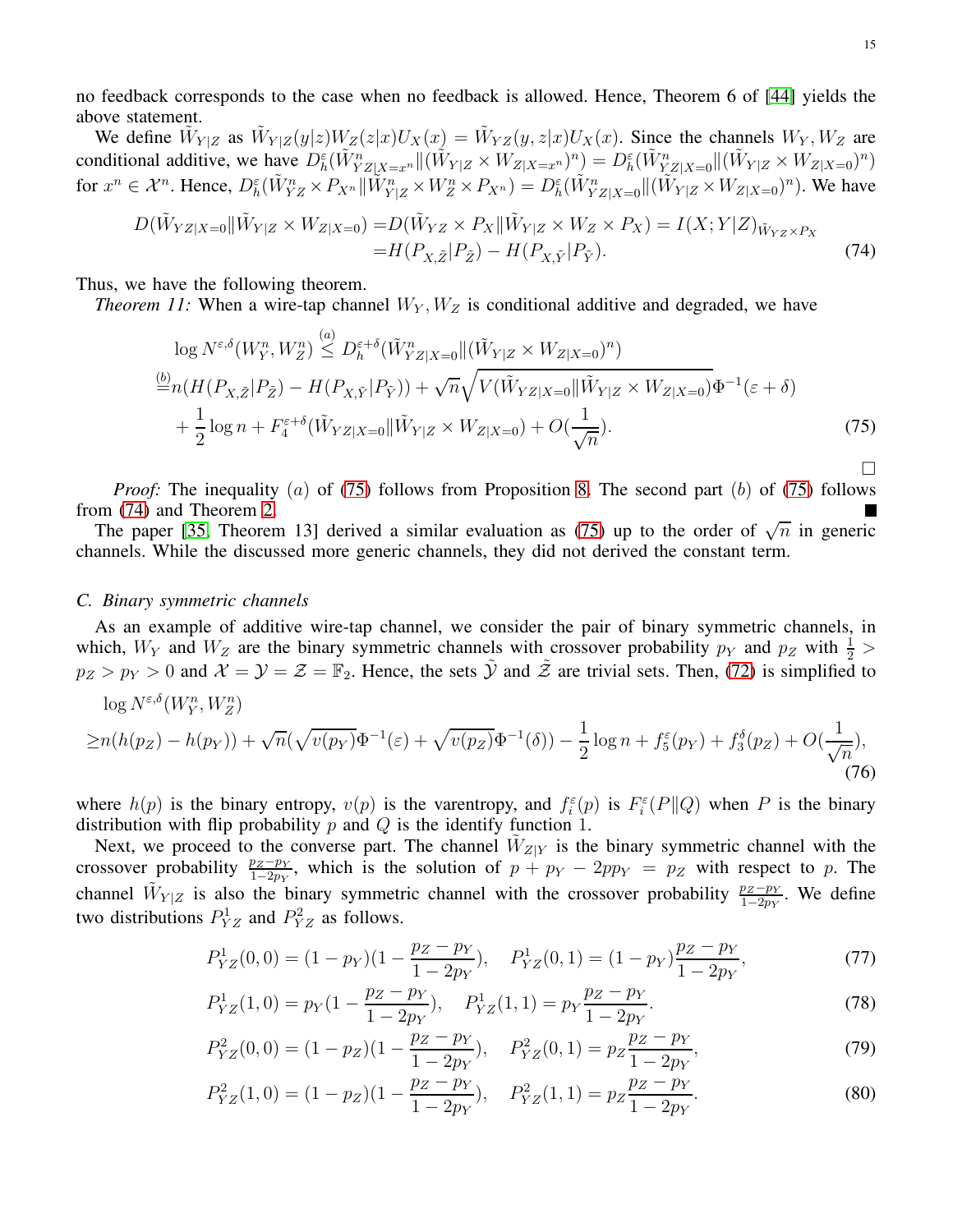no feedback corresponds to the case when no feedback is allowed. Hence, Theorem 6 of [44] yields the above statement.

We define $\tilde{W}_{Y|Z}$ as $\tilde{W}_{Y|Z}(y|z)W_Z(z|x)U_X(x) = \tilde{W}_{YZ}(y,z|x)U_X(x)$. Since the channels $W_Y, W_Z$ are conditional additive, we have $D_h^\varepsilon(\tilde{W}^n_{YZ|X=x^n}\|(\tilde{W}_{Y|Z}\times W_{Z|X=x^n})^n) = D_h^\varepsilon(\tilde{W}^n_{YZ|X=0}\|(\tilde{W}_{Y|Z}\times W_{Z|X=0})^n)$ for $x^n \in \mathcal{X}^n$. Hence, $D_h^\varepsilon(\tilde{W}^n_{YZ}\times P_{X^n}\|\tilde{W}^n_{Y|Z}\times W_Z^n \times P_{X^n}) = D_h^\varepsilon(\tilde{W}^n_{YZ|X=0}\|(\tilde{W}_{Y|Z}\times W_{Z|X=0})^n)$. We have

$$
\begin{aligned}
D(\tilde{W}_{YZ|X=0}\|\tilde{W}_{Y|Z}\times W_{Z|X=0}) =& D(\tilde{W}_{YZ}\times P_X\|\tilde{W}_{Y|Z}\times W_Z\times P_X) = I(X;Y|Z)_{\tilde{W}_{YZ}\times P_X} \\
=& H(P_{X,\tilde{Z}}|P_{\tilde{Z}}) - H(P_{X,\tilde{Y}}|P_{\tilde{Y}}).
\end{aligned} \tag{74}
$$

Thus, we have the following theorem.

*Theorem 11:* When a wire-tap channel $W_Y, W_Z$ is conditional additive and degraded, we have

$$
\begin{aligned}
&\log N^{\varepsilon,\delta}(W_Y^n, W_Z^n) \overset{(a)}{\le} D_h^{\varepsilon+\delta}(\tilde{W}^n_{YZ|X=0}\|(\tilde{W}_{Y|Z}\times W_{Z|X=0})^n) \\
\overset{(b)}{=}& n(H(P_{X,\tilde{Z}}|P_{\tilde{Z}}) - H(P_{X,\tilde{Y}}|P_{\tilde{Y}})) + \sqrt{n}\sqrt{V(\tilde{W}_{YZ|X=0}\|\tilde{W}_{Y|Z}\times W_{Z|X=0})}\Phi^{-1}(\varepsilon+\delta) \\
&+ \frac{1}{2}\log n + F_4^{\varepsilon+\delta}(\tilde{W}_{YZ|X=0}\|\tilde{W}_{Y|Z}\times W_{Z|X=0}) + O(\frac{1}{\sqrt{n}}).
\end{aligned} \tag{75}
$$

□

*Proof:* The inequality $(a)$ of (75) follows from Proposition 8. The second part $(b)$ of (75) follows from (74) and Theorem 2. ■

The paper [35, Theorem 13] derived a similar evaluation as (75) up to the order of $\sqrt{n}$ in generic channels. While the discussed more generic channels, they did not derived the constant term.

### C. Binary symmetric channels

As an example of additive wire-tap channel, we consider the pair of binary symmetric channels, in which, $W_Y$ and $W_Z$ are the binary symmetric channels with crossover probability $p_Y$ and $p_Z$ with $\frac{1}{2} > p_Z > p_Y > 0$ and $\mathcal{X} = \mathcal{Y} = \mathcal{Z} = \mathbb{F}_2$. Hence, the sets $\tilde{\mathcal{Y}}$ and $\tilde{\mathcal{Z}}$ are trivial sets. Then, (72) is simplified to

$$
\begin{aligned}
&\log N^{\varepsilon,\delta}(W_Y^n, W_Z^n) \\
\ge& n(h(p_Z) - h(p_Y)) + \sqrt{n}(\sqrt{v(p_Y)}\Phi^{-1}(\varepsilon) + \sqrt{v(p_Z)}\Phi^{-1}(\delta)) - \frac{1}{2}\log n + f_5^\varepsilon(p_Y) + f_3^\delta(p_Z) + O(\frac{1}{\sqrt{n}}),
\end{aligned} \tag{76}
$$

where $h(p)$ is the binary entropy, $v(p)$ is the varentropy, and $f_i^\varepsilon(p)$ is $F_i^\varepsilon(P\|Q)$ when $P$ is the binary distribution with flip probability $p$ and $Q$ is the identify function $1$.

Next, we proceed to the converse part. The channel $\tilde{W}_{Z|Y}$ is the binary symmetric channel with the crossover probability $\frac{p_Z - p_Y}{1-2p_Y}$, which is the solution of $p + p_Y - 2pp_Y = p_Z$ with respect to $p$. The channel $\tilde{W}_{Y|Z}$ is also the binary symmetric channel with the crossover probability $\frac{p_Z - p_Y}{1-2p_Y}$. We define two distributions $P^1_{YZ}$ and $P^2_{YZ}$ as follows.

$$
P^1_{YZ}(0,0) = (1-p_Y)(1-\frac{p_Z - p_Y}{1-2p_Y}), \quad P^1_{YZ}(0,1) = (1-p_Y)\frac{p_Z - p_Y}{1-2p_Y}, \tag{77}
$$

$$
P^1_{YZ}(1,0) = p_Y(1-\frac{p_Z - p_Y}{1-2p_Y}), \quad P^1_{YZ}(1,1) = p_Y\frac{p_Z - p_Y}{1-2p_Y}. \tag{78}
$$

$$
P^2_{YZ}(0,0) = (1-p_Z)(1-\frac{p_Z - p_Y}{1-2p_Y}), \quad P^2_{YZ}(0,1) = p_Z\frac{p_Z - p_Y}{1-2p_Y}, \tag{79}
$$

$$
P^2_{YZ}(1,0) = (1-p_Z)(1-\frac{p_Z - p_Y}{1-2p_Y}), \quad P^2_{YZ}(1,1) = p_Z\frac{p_Z - p_Y}{1-2p_Y}. \tag{80}
$$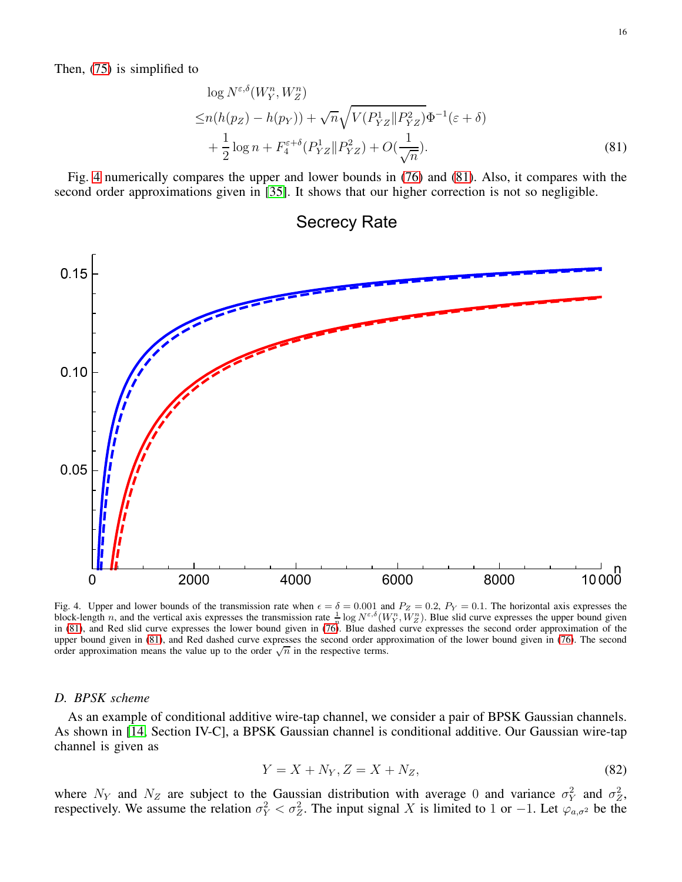Then, (75) is simplified to

$$
\begin{aligned}
&\log N^{\varepsilon,\delta}(W_Y^n, W_Z^n) \\
\le & n(h(p_Z) - h(p_Y)) + \sqrt{n}\sqrt{V(P^1_{YZ}\|P^2_{YZ})}\Phi^{-1}(\varepsilon+\delta) \\
&+ \frac{1}{2}\log n + F_4^{\varepsilon+\delta}(P^1_{YZ}\|P^2_{YZ}) + O(\frac{1}{\sqrt{n}}).
\end{aligned}
\tag{81}
$$

Fig. 4 numerically compares the upper and lower bounds in (76) and (81). Also, it compares with the second order approximations given in [35]. It shows that our higher correction is not so negligible.

Fig. 4. Upper and lower bounds of the transmission rate when $\epsilon = \delta = 0.001$ and $P_Z = 0.2$, $P_Y = 0.1$. The horizontal axis expresses the block-length $n$, and the vertical axis expresses the transmission rate $\frac{1}{n}\log N^{\varepsilon,\delta}(W_Y^n, W_Z^n)$. Blue slid curve expresses the upper bound given in (81), and Red slid curve expresses the lower bound given in (76). Blue dashed curve expresses the second order approximation of the upper bound given in (81), and Red dashed curve expresses the second order approximation of the lower bound given in (76). The second order approximation means the value up to the order $\sqrt{n}$ in the respective terms.

### D. BPSK scheme

As an example of conditional additive wire-tap channel, we consider a pair of BPSK Gaussian channels. As shown in [14, Section IV-C], a BPSK Gaussian channel is conditional additive. Our Gaussian wire-tap channel is given as

$$
Y = X + N_Y, Z = X + N_Z,
\tag{82}
$$

where $N_Y$ and $N_Z$ are subject to the Gaussian distribution with average $0$ and variance $\sigma_Y^2$ and $\sigma_Z^2$, respectively. We assume the relation $\sigma_Y^2 < \sigma_Z^2$. The input signal $X$ is limited to $1$ or $-1$. Let $\varphi_{a,\sigma^2}$ be the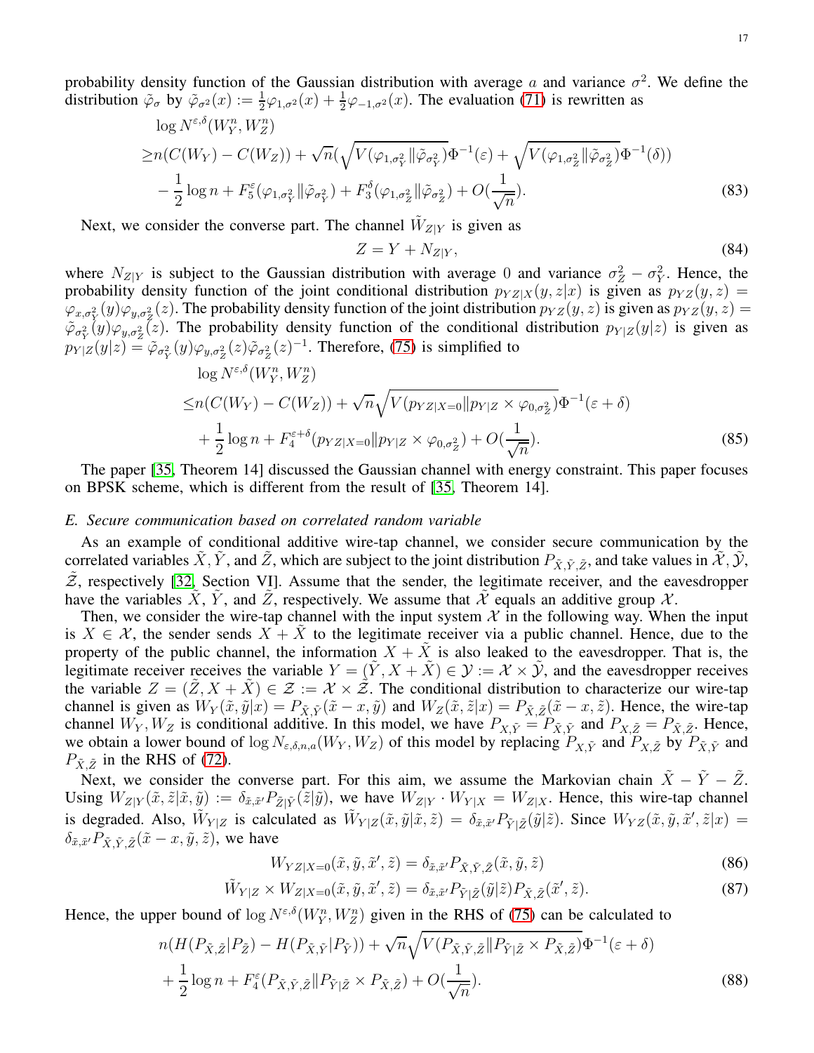probability density function of the Gaussian distribution with average $a$ and variance $\sigma^2$. We define the distribution $\tilde{\varphi}_\sigma$ by $\tilde{\varphi}_{\sigma^2}(x) := \frac{1}{2}\varphi_{1,\sigma^2}(x) + \frac{1}{2}\varphi_{-1,\sigma^2}(x)$. The evaluation (71) is rewritten as

$$
\begin{aligned}
&\log N^{\varepsilon,\delta}(W_Y^n, W_Z^n) \\
\geq& n(C(W_Y) - C(W_Z)) + \sqrt{n}\Big(\sqrt{V(\varphi_{1,\sigma_Y^2}\|\tilde{\varphi}_{\sigma_Y^2})}\Phi^{-1}(\varepsilon) + \sqrt{V(\varphi_{1,\sigma_Z^2}\|\tilde{\varphi}_{\sigma_Z^2})}\Phi^{-1}(\delta)\Big) \\
&- \frac{1}{2}\log n + F_5^\varepsilon(\varphi_{1,\sigma_Y^2}\|\tilde{\varphi}_{\sigma_Y^2}) + F_3^\delta(\varphi_{1,\sigma_Z^2}\|\tilde{\varphi}_{\sigma_Z^2}) + O(\frac{1}{\sqrt{n}}).
\end{aligned} \tag{83}
$$

Next, we consider the converse part. The channel $\tilde{W}_{Z|Y}$ is given as

$$
Z = Y + N_{Z|Y}, \tag{84}
$$

where $N_{Z|Y}$ is subject to the Gaussian distribution with average 0 and variance $\sigma_Z^2 - \sigma_Y^2$. Hence, the probability density function of the joint conditional distribution $p_{YZ|X}(y,z|x)$ is given as $p_{YZ}(y,z) = \varphi_{x,\sigma_Y^2}(y)\varphi_{y,\sigma_Z^2}(z)$. The probability density function of the joint distribution $p_{YZ}(y,z)$ is given as $p_{YZ}(y,z) = \tilde{\varphi}_{\sigma_Y^2}(y)\varphi_{y,\sigma_Z^2}(z)$. The probability density function of the conditional distribution $p_{Y|Z}(y|z)$ is given as $p_{Y|Z}(y|z) = \tilde{\varphi}_{\sigma_Y^2}(y)\varphi_{y,\sigma_Z^2}(z)\tilde{\varphi}_{\sigma_Z^2}(z)^{-1}$. Therefore, (75) is simplified to

$$
\begin{aligned}
&\log N^{\varepsilon,\delta}(W_Y^n, W_Z^n) \\
\leq& n(C(W_Y) - C(W_Z)) + \sqrt{n}\sqrt{V(p_{YZ|X=0}\|p_{Y|Z}\times\varphi_{0,\sigma_Z^2})}\Phi^{-1}(\varepsilon+\delta) \\
&+ \frac{1}{2}\log n + F_4^{\varepsilon+\delta}(p_{YZ|X=0}\|p_{Y|Z}\times\varphi_{0,\sigma_Z^2}) + O(\frac{1}{\sqrt{n}}).
\end{aligned} \tag{85}
$$

The paper [35, Theorem 14] discussed the Gaussian channel with energy constraint. This paper focuses on BPSK scheme, which is different from the result of [35, Theorem 14].

### E. Secure communication based on correlated random variable

As an example of conditional additive wire-tap channel, we consider secure communication by the correlated variables $\tilde{X}, \tilde{Y}$, and $\tilde{Z}$, which are subject to the joint distribution $P_{\tilde{X},\tilde{Y},\tilde{Z}}$, and take values in $\tilde{\mathcal{X}}, \tilde{\mathcal{Y}}, \tilde{\mathcal{Z}}$, respectively [32, Section VI]. Assume that the sender, the legitimate receiver, and the eavesdropper have the variables $\tilde{X}, \tilde{Y}$, and $\tilde{Z}$, respectively. We assume that $\tilde{\mathcal{X}}$ equals an additive group $\mathcal{X}$.

Then, we consider the wire-tap channel with the input system $\mathcal{X}$ in the following way. When the input is $X \in \mathcal{X}$, the sender sends $X + \tilde{X}$ to the legitimate receiver via a public channel. Hence, due to the property of the public channel, the information $X + \tilde{X}$ is also leaked to the eavesdropper. That is, the legitimate receiver receives the variable $Y = (\tilde{Y}, X + \tilde{X}) \in \mathcal{Y} := \mathcal{X} \times \tilde{\mathcal{Y}}$, and the eavesdropper receives the variable $Z = (\tilde{Z}, X + \tilde{X}) \in \mathcal{Z} := \mathcal{X} \times \tilde{\mathcal{Z}}$. The conditional distribution to characterize our wire-tap channel is given as $W_Y(\tilde{x},\tilde{y}|x) = P_{\tilde{X},\tilde{Y}}(\tilde{x}-x,\tilde{y})$ and $W_Z(\tilde{x},\tilde{z}|x) = P_{\tilde{X},\tilde{Z}}(\tilde{x}-x,\tilde{z})$. Hence, the wire-tap channel $W_Y, W_Z$ is conditional additive. In this model, we have $P_{X,\tilde{Y}} = P_{\tilde{X},\tilde{Y}}$ and $P_{X,\tilde{Z}} = P_{\tilde{X},\tilde{Z}}$. Hence, we obtain a lower bound of $\log N_{\varepsilon,\delta,n,a}(W_Y, W_Z)$ of this model by replacing $P_{X,\tilde{Y}}$ and $P_{X,\tilde{Z}}$ by $P_{\tilde{X},\tilde{Y}}$ and $P_{\tilde{X},\tilde{Z}}$ in the RHS of (72).

Next, we consider the converse part. For this aim, we assume the Markovian chain $\tilde{X} - \tilde{Y} - \tilde{Z}$. Using $W_{Z|Y}(\tilde{x},\tilde{z}|\tilde{x},\tilde{y}) := \delta_{\tilde{x},\tilde{x}'}P_{\tilde{Z}|\tilde{Y}}(\tilde{z}|\tilde{y})$, we have $W_{Z|Y}\cdot W_{Y|X} = W_{Z|X}$. Hence, this wire-tap channel is degraded. Also, $\tilde{W}_{Y|Z}$ is calculated as $\tilde{W}_{Y|Z}(\tilde{x},\tilde{y}|\tilde{x},\tilde{z}) = \delta_{\tilde{x},\tilde{x}'}P_{\tilde{Y}|\tilde{Z}}(\tilde{y}|\tilde{z})$. Since $W_{YZ}(\tilde{x},\tilde{y},\tilde{x}',\tilde{z}|x) = \delta_{\tilde{x},\tilde{x}'}P_{\tilde{X},\tilde{Y},\tilde{Z}}(\tilde{x}-x,\tilde{y},\tilde{z})$, we have

$$
W_{YZ|X=0}(\tilde{x},\tilde{y},\tilde{x}',\tilde{z}) = \delta_{\tilde{x},\tilde{x}'}P_{\tilde{X},\tilde{Y},\tilde{Z}}(\tilde{x},\tilde{y},\tilde{z}) \tag{86}
$$

$$
\tilde{W}_{Y|Z}\times W_{Z|X=0}(\tilde{x},\tilde{y},\tilde{x}',\tilde{z}) = \delta_{\tilde{x},\tilde{x}'}P_{\tilde{Y}|\tilde{Z}}(\tilde{y}|\tilde{z})P_{\tilde{X},\tilde{Z}}(\tilde{x}',\tilde{z}). \tag{87}
$$

Hence, the upper bound of $\log N^{\varepsilon,\delta}(W_Y^n, W_Z^n)$ given in the RHS of (75) can be calculated to

$$
\begin{aligned}
&n(H(P_{\tilde{X},\tilde{Z}}|P_{\tilde{Z}}) - H(P_{\tilde{X},\tilde{Y}}|P_{\tilde{Y}})) + \sqrt{n}\sqrt{V(P_{\tilde{X},\tilde{Y},\tilde{Z}}\|P_{\tilde{Y}|\tilde{Z}}\times P_{\tilde{X},\tilde{Z}})}\Phi^{-1}(\varepsilon+\delta) \\
&+ \frac{1}{2}\log n + F_4^\varepsilon(P_{\tilde{X},\tilde{Y},\tilde{Z}}\|P_{\tilde{Y}|\tilde{Z}}\times P_{\tilde{X},\tilde{Z}}) + O(\frac{1}{\sqrt{n}}).
\end{aligned} \tag{88}
$$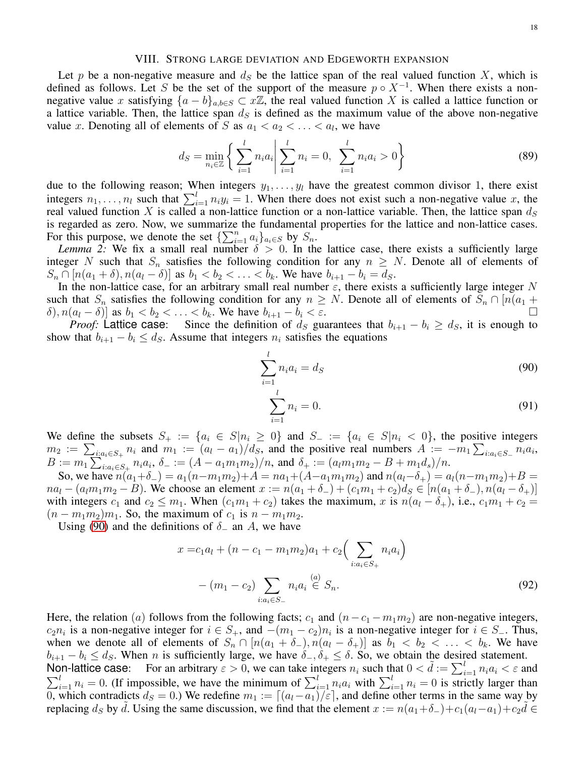## VIII. Strong large deviation and Edgeworth expansion

Let $p$ be a non-negative measure and $d_S$ be the lattice span of the real valued function $X$, which is defined as follows. Let $S$ be the set of the support of the measure $p \circ X^{-1}$. When there exists a non-negative value $x$ satisfying $\{a-b\}_{a,b \in S} \subset x\mathbb{Z}$, the real valued function $X$ is called a lattice function or a lattice variable. Then, the lattice span $d_S$ is defined as the maximum value of the above non-negative value $x$. Denoting all of elements of $S$ as $a_1 < a_2 < \ldots < a_l$, we have

$$d_S = \min_{n_i \in \mathbb{Z}} \left\{ \sum_{i=1}^{l} n_i a_i \,\middle|\, \sum_{i=1}^{l} n_i = 0,\ \sum_{i=1}^{l} n_i a_i > 0 \right\} \tag{89}$$

due to the following reason; When integers $y_1, \ldots, y_l$ have the greatest common divisor 1, there exist integers $n_1, \ldots, n_l$ such that $\sum_{i=1}^{l} n_i y_i = 1$. When there does not exist such a non-negative value $x$, the real valued function $X$ is called a non-lattice function or a non-lattice variable. Then, the lattice span $d_S$ is regarded as zero. Now, we summarize the fundamental properties for the lattice and non-lattice cases. For this purpose, we denote the set $\{\sum_{i=1}^{n} a_i\}_{a_i \in S}$ by $S_n$.

*Lemma 2:* We fix a small real number $\delta > 0$. In the lattice case, there exists a sufficiently large integer $N$ such that $S_n$ satisfies the following condition for any $n \geq N$. Denote all of elements of $S_n \cap [n(a_1+\delta), n(a_l-\delta)]$ as $b_1 < b_2 < \ldots < b_k$. We have $b_{i+1} - b_i = d_S$.

In the non-lattice case, for an arbitrary small real number $\varepsilon$, there exists a sufficiently large integer $N$ such that $S_n$ satisfies the following condition for any $n \geq N$. Denote all of elements of $S_n \cap [n(a_1+\delta), n(a_l-\delta)]$ as $b_1 < b_2 < \ldots < b_k$. We have $b_{i+1} - b_i < \varepsilon$. □

*Proof:* Lattice case: Since the definition of $d_S$ guarantees that $b_{i+1} - b_i \geq d_S$, it is enough to show that $b_{i+1} - b_i \leq d_S$. Assume that integers $n_i$ satisfies the equations

$$\sum_{i=1}^{l} n_i a_i = d_S \tag{90}$$

$$\sum_{i=1}^{l} n_i = 0. \tag{91}$$

We define the subsets $S_+ := \{a_i \in S | n_i \geq 0\}$ and $S_- := \{a_i \in S | n_i < 0\}$, the positive integers $m_2 := \sum_{i:a_i \in S_+} n_i$ and $m_1 := (a_l - a_1)/d_S$, and the positive real numbers $A := -m_1 \sum_{i:a_i \in S_-} n_i a_i$, $B := m_1 \sum_{i:a_i \in S_+} n_i a_i$, $\delta_- := (A - a_1 m_1 m_2)/n$, and $\delta_+ := (a_l m_1 m_2 - B + m_1 d_s)/n$.

So, we have $n(a_1+\delta_-) = a_1(n - m_1 m_2) + A = n a_1 + (A - a_1 m_1 m_2)$ and $n(a_l - \delta_+) = a_l(n - m_1 m_2) + B = n a_l - (a_l m_1 m_2 - B)$. We choose an element $x := n(a_1+\delta_-) + (c_1 m_1 + c_2) d_S \in [n(a_1+\delta_-), n(a_l - \delta_+)]$ with integers $c_1$ and $c_2 \leq m_1$. When $(c_1 m_1 + c_2)$ takes the maximum, $x$ is $n(a_l - \delta_+)$, i.e., $c_1 m_1 + c_2 = (n - m_1 m_2) m_1$. So, the maximum of $c_1$ is $n - m_1 m_2$.

Using (90) and the definitions of $\delta_-$ an $A$, we have

$$\begin{aligned} x =& c_1 a_l + (n - c_1 - m_1 m_2) a_1 + c_2 \Big( \sum_{i:a_i \in S_+} n_i a_i \Big) \\ &- (m_1 - c_2) \sum_{i:a_i \in S_-} n_i a_i \overset{(a)}{\in} S_n. \end{aligned} \tag{92}$$

Here, the relation $(a)$ follows from the following facts; $c_1$ and $(n - c_1 - m_1 m_2)$ are non-negative integers, $c_2 n_i$ is a non-negative integer for $i \in S_+$, and $-(m_1 - c_2) n_i$ is a non-negative integer for $i \in S_-$. Thus, when we denote all of elements of $S_n \cap [n(a_1+\delta_-), n(a_l - \delta_+)]$ as $b_1 < b_2 < \ldots < b_k$. We have $b_{i+1} - b_i \leq d_S$. When $n$ is sufficiently large, we have $\delta_-, \delta_+ \leq \delta$. So, we obtain the desired statement.

Non-lattice case: For an arbitrary $\varepsilon > 0$, we can take integers $n_i$ such that $0 < \tilde{d} := \sum_{i=1}^{l} n_i a_i < \varepsilon$ and $\sum_{i=1}^{l} n_i = 0$. (If impossible, we have the minimum of $\sum_{i=1}^{l} n_i a_i$ with $\sum_{i=1}^{l} n_i = 0$ is strictly larger than 0, which contradicts $d_S = 0$.) We redefine $m_1 := \lceil (a_l - a_1)/\varepsilon \rceil$, and define other terms in the same way by replacing $d_S$ by $\tilde{d}$. Using the same discussion, we find that the element $x := n(a_1+\delta_-) + c_1(a_l - a_1) + c_2 \tilde{d} \in$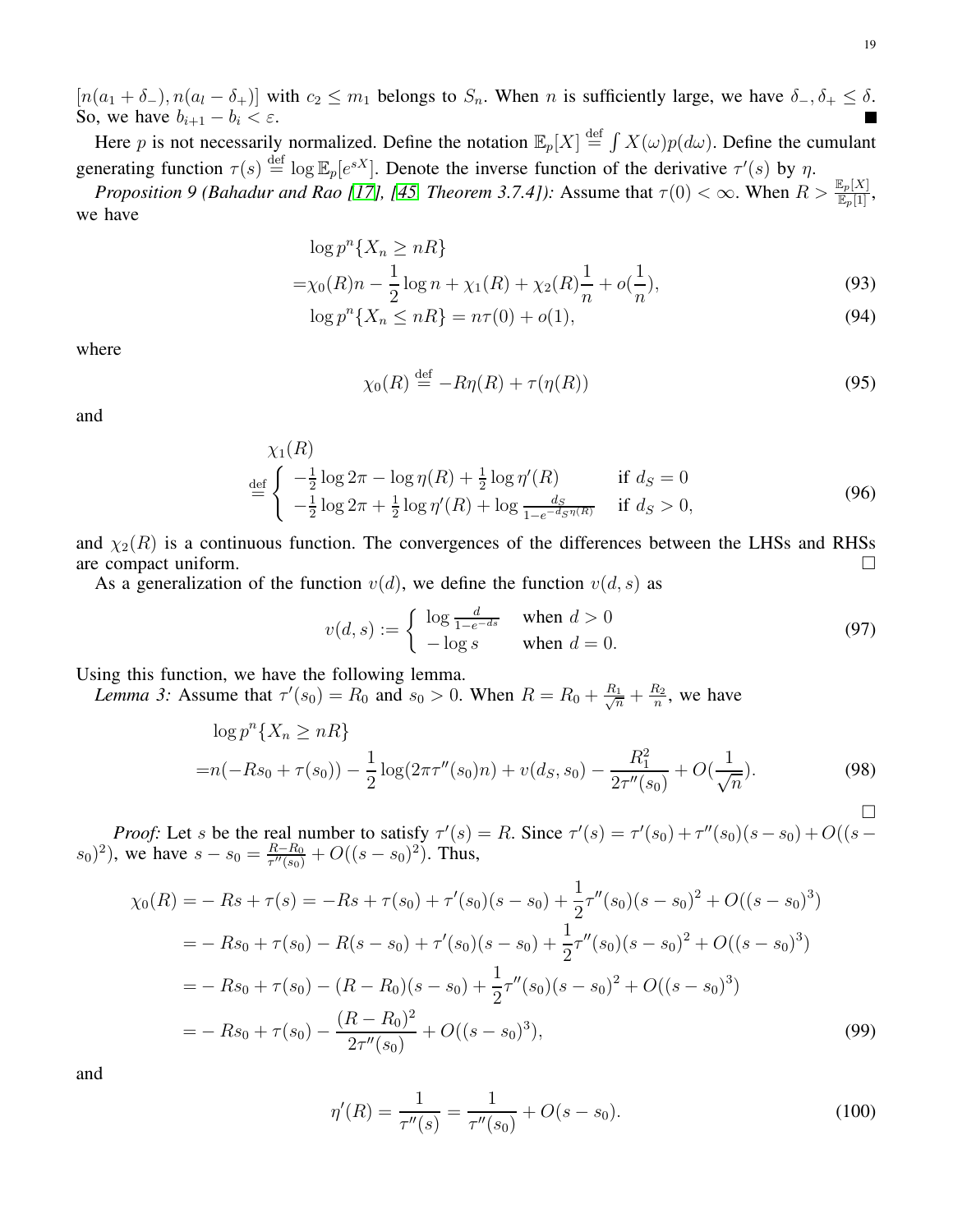$[n(a_1+\delta_-), n(a_l-\delta_+)]$ with $c_2 \le m_1$ belongs to $S_n$. When $n$ is sufficiently large, we have $\delta_-, \delta_+ \le \delta$. So, we have $b_{i+1} - b_i < \varepsilon$. ■

Here $p$ is not necessarily normalized. Define the notation $\mathbb{E}_p[X] \stackrel{\rm def}{=} \int X(\omega) p(d\omega)$. Define the cumulant generating function $\tau(s) \stackrel{\rm def}{=} \log \mathbb{E}_p[e^{sX}]$. Denote the inverse function of the derivative $\tau'(s)$ by $\eta$.

*Proposition 9 (Bahadur and Rao [17], [45, Theorem 3.7.4]):* Assume that $\tau(0) < \infty$. When $R > \frac{\mathbb{E}_p[X]}{\mathbb{E}_p[1]}$, we have

$$
\begin{aligned}
&\log p^n\{X_n \ge nR\} \\
=&\chi_0(R) n - \frac{1}{2}\log n + \chi_1(R) + \chi_2(R)\frac{1}{n} + o(\frac{1}{n}), \quad (93)\\
&\log p^n\{X_n \le nR\} = n\tau(0) + o(1), \quad (94)
\end{aligned}
$$

where

$$
\chi_0(R) \stackrel{\rm def}{=} -R\eta(R) + \tau(\eta(R)) \quad (95)
$$

and

$$
\begin{aligned}
&\chi_1(R) \\
\stackrel{\rm def}{=}& \left\{ \begin{array}{ll} -\frac{1}{2}\log 2\pi - \log \eta(R) + \frac{1}{2}\log \eta'(R) & \text{if } d_S = 0 \\ -\frac{1}{2}\log 2\pi + \frac{1}{2}\log \eta'(R) + \log \frac{d_S}{1-e^{-d_S \eta(R)}} & \text{if } d_S > 0, \end{array} \right. \quad (96)
\end{aligned}
$$

and $\chi_2(R)$ is a continuous function. The convergences of the differences between the LHSs and RHSs are compact uniform. □

As a generalization of the function $v(d)$, we define the function $v(d,s)$ as

$$
v(d,s) := \left\{ \begin{array}{ll} \log \frac{d}{1-e^{-ds}} & \text{when } d > 0 \\ -\log s & \text{when } d = 0. \end{array} \right. \quad (97)
$$

Using this function, we have the following lemma.

*Lemma 3:* Assume that $\tau'(s_0) = R_0$ and $s_0 > 0$. When $R = R_0 + \frac{R_1}{\sqrt{n}} + \frac{R_2}{n}$, we have

$$
\begin{aligned}
&\log p^n\{X_n \ge nR\} \\
=& n(-Rs_0 + \tau(s_0)) - \frac{1}{2}\log(2\pi\tau''(s_0)n) + v(d_S, s_0) - \frac{R_1^2}{2\tau''(s_0)} + O(\frac{1}{\sqrt{n}}). \quad (98)
\end{aligned}
$$

□

*Proof:* Let $s$ be the real number to satisfy $\tau'(s) = R$. Since $\tau'(s) = \tau'(s_0) + \tau''(s_0)(s-s_0) + O((s-s_0)^2)$, we have $s - s_0 = \frac{R-R_0}{\tau''(s_0)} + O((s-s_0)^2)$. Thus,

$$
\begin{aligned}
\chi_0(R) =& -Rs + \tau(s) = -Rs + \tau(s_0) + \tau'(s_0)(s-s_0) + \frac{1}{2}\tau''(s_0)(s-s_0)^2 + O((s-s_0)^3) \\
=& -Rs_0 + \tau(s_0) - R(s-s_0) + \tau'(s_0)(s-s_0) + \frac{1}{2}\tau''(s_0)(s-s_0)^2 + O((s-s_0)^3) \\
=& -Rs_0 + \tau(s_0) - (R-R_0)(s-s_0) + \frac{1}{2}\tau''(s_0)(s-s_0)^2 + O((s-s_0)^3) \\
=& -Rs_0 + \tau(s_0) - \frac{(R-R_0)^2}{2\tau''(s_0)} + O((s-s_0)^3), \quad (99)
\end{aligned}
$$

and

$$
\eta'(R) = \frac{1}{\tau''(s)} = \frac{1}{\tau''(s_0)} + O(s-s_0). \quad (100)
$$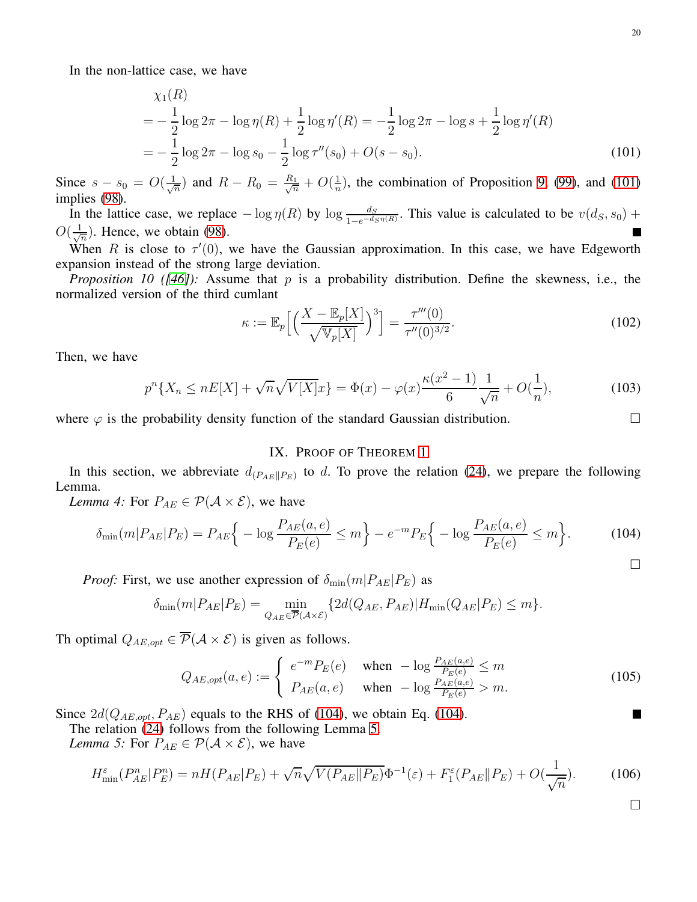In the non-lattice case, we have

$$
\begin{aligned}
&\chi_1(R) \\
=& -\frac{1}{2}\log 2\pi - \log \eta(R) + \frac{1}{2}\log \eta'(R) = -\frac{1}{2}\log 2\pi - \log s + \frac{1}{2}\log \eta'(R) \\
=& -\frac{1}{2}\log 2\pi - \log s_0 - \frac{1}{2}\log \tau''(s_0) + O(s-s_0). 
\end{aligned}
\tag{101}
$$

Since $s - s_0 = O(\frac{1}{\sqrt{n}})$ and $R - R_0 = \frac{R_1}{\sqrt{n}} + O(\frac{1}{n})$, the combination of Proposition 9, (99), and (101) implies (98).

In the lattice case, we replace $-\log \eta(R)$ by $\log \frac{d_S}{1-e^{-d_S \eta(R)}}$. This value is calculated to be $v(d_S, s_0) + O(\frac{1}{\sqrt{n}})$. Hence, we obtain (98). ■

When $R$ is close to $\tau'(0)$, we have the Gaussian approximation. In this case, we have Edgeworth expansion instead of the strong large deviation.

*Proposition 10 ([46]):* Assume that $p$ is a probability distribution. Define the skewness, i.e., the normalized version of the third cumlant

$$
\kappa := \mathbb{E}_p\Big[\Big(\frac{X - \mathbb{E}_p[X]}{\sqrt{\mathbb{V}_p[X]}}\Big)^3\Big] = \frac{\tau'''(0)}{\tau''(0)^{3/2}}. \tag{102}
$$

Then, we have

$$
p^n\{X_n \le nE[X] + \sqrt{n}\sqrt{V[X]}x\} = \Phi(x) - \varphi(x)\frac{\kappa(x^2-1)}{6}\frac{1}{\sqrt{n}} + O(\frac{1}{n}), \tag{103}
$$

where $\varphi$ is the probability density function of the standard Gaussian distribution. □

## IX. Proof of Theorem 1

In this section, we abbreviate $d_{(P_{AE}\|P_E)}$ to $d$. To prove the relation (24), we prepare the following Lemma.

*Lemma 4:* For $P_{AE} \in \mathcal{P}(\mathcal{A}\times\mathcal{E})$, we have

$$
\delta_{\min}(m|P_{AE}|P_E) = P_{AE}\Big\{ -\log \frac{P_{AE}(a,e)}{P_E(e)} \le m \Big\} - e^{-m} P_E\Big\{ -\log \frac{P_{AE}(a,e)}{P_E(e)} \le m \Big\}. \tag{104}
$$

□

*Proof:* First, we use another expression of $\delta_{\min}(m|P_{AE}|P_E)$ as

$$
\delta_{\min}(m|P_{AE}|P_E) = \min_{Q_{AE}\in\overline{\mathcal{P}}(\mathcal{A}\times\mathcal{E})} \{2d(Q_{AE}, P_{AE}) | H_{\min}(Q_{AE}|P_E) \le m\}.
$$

Th optimal $Q_{AE,opt} \in \overline{\mathcal{P}}(\mathcal{A}\times\mathcal{E})$ is given as follows.

$$
Q_{AE,opt}(a,e) := \begin{cases} e^{-m}P_E(e) & \text{when } -\log\frac{P_{AE}(a,e)}{P_E(e)} \le m \\ P_{AE}(a,e) & \text{when } -\log\frac{P_{AE}(a,e)}{P_E(e)} > m. \end{cases} \tag{105}
$$

Since $2d(Q_{AE,opt}, P_{AE})$ equals to the RHS of (104), we obtain Eq. (104). ■

The relation (24) follows from the following Lemma 5.

*Lemma 5:* For $P_{AE} \in \mathcal{P}(\mathcal{A}\times\mathcal{E})$, we have

$$
H_{\min}^{\varepsilon}(P_{AE}^n|P_E^n) = nH(P_{AE}|P_E) + \sqrt{n}\sqrt{V(P_{AE}\|P_E)}\Phi^{-1}(\varepsilon) + F_1^{\varepsilon}(P_{AE}\|P_E) + O(\frac{1}{\sqrt{n}}). \tag{106}
$$

□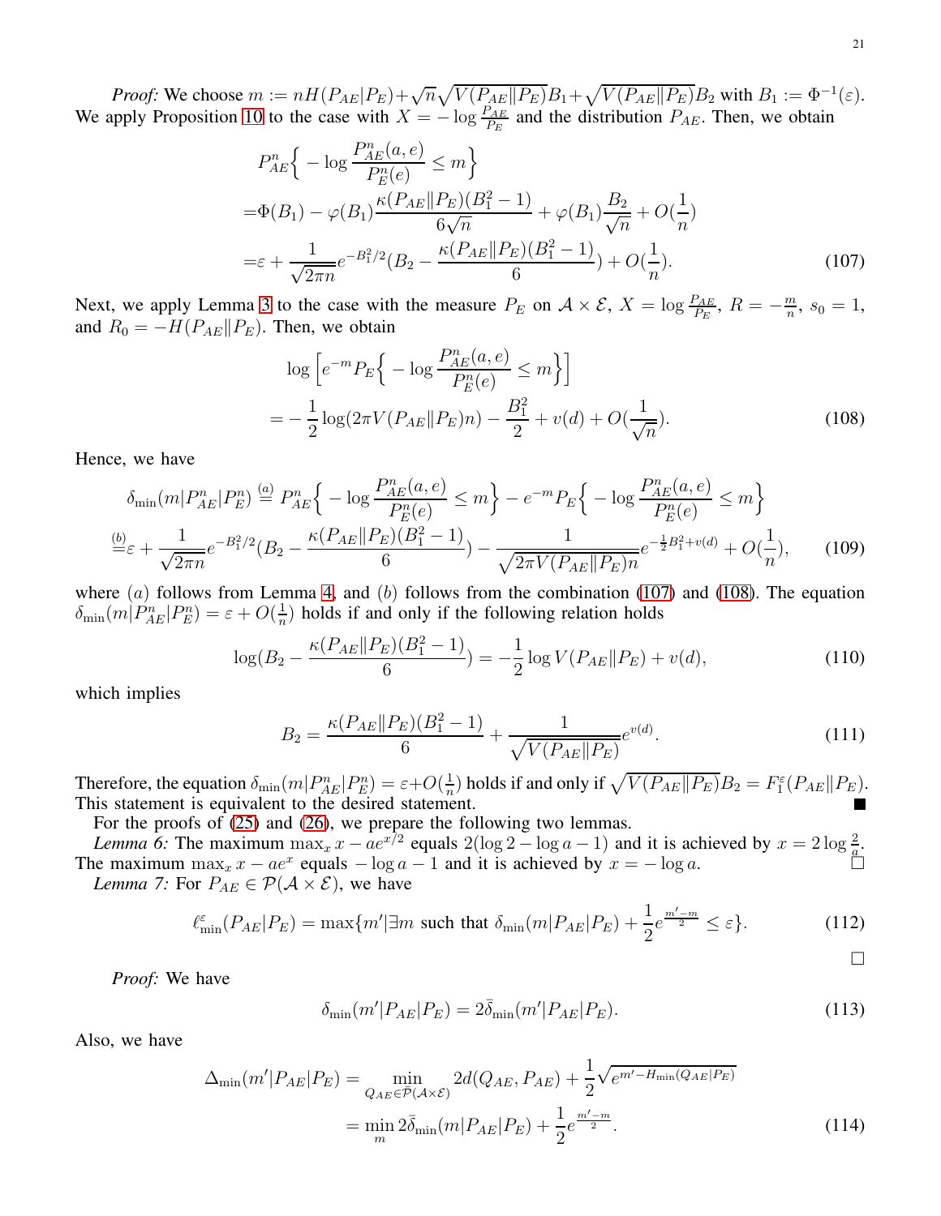*Proof:* We choose $m := nH(P_{AE}|P_E)+\sqrt{n}\sqrt{V(P_{AE}\|P_E)}B_1+\sqrt{V(P_{AE}\|P_E)}B_2$ with $B_1 := \Phi^{-1}(\varepsilon)$. We apply Proposition 10 to the case with $X = -\log \frac{P_{AE}}{P_E}$ and the distribution $P_{AE}$. Then, we obtain

$$
\begin{aligned}
& P_{AE}^n\Big\{ -\log \frac{P_{AE}^n(a,e)}{P_E^n(e)} \le m \Big\} \\
=& \Phi(B_1) - \varphi(B_1)\frac{\kappa(P_{AE}\|P_E)(B_1^2-1)}{6\sqrt{n}} + \varphi(B_1)\frac{B_2}{\sqrt{n}} + O(\frac{1}{n}) \\
=& \varepsilon + \frac{1}{\sqrt{2\pi n}} e^{-B_1^2/2}(B_2 - \frac{\kappa(P_{AE}\|P_E)(B_1^2-1)}{6}) + O(\frac{1}{n}).
\end{aligned} \tag{107}
$$

Next, we apply Lemma 3 to the case with the measure $P_E$ on $\mathcal{A}\times\mathcal{E}$, $X = \log \frac{P_{AE}}{P_E}$, $R = -\frac{m}{n}$, $s_0 = 1$, and $R_0 = -H(P_{AE}\|P_E)$. Then, we obtain

$$
\begin{aligned}
& \log \Big[ e^{-m} P_E\Big\{ -\log \frac{P_{AE}^n(a,e)}{P_E^n(e)} \le m \Big\}\Big] \\
=& -\frac{1}{2}\log(2\pi V(P_{AE}\|P_E)n) - \frac{B_1^2}{2} + v(d) + O(\frac{1}{\sqrt{n}}).
\end{aligned} \tag{108}
$$

Hence, we have

$$
\begin{aligned}
\delta_{\min}(m|P_{AE}^n|P_E^n) \overset{(a)}{=} & P_{AE}^n\Big\{ -\log \frac{P_{AE}^n(a,e)}{P_E^n(e)} \le m \Big\} - e^{-m} P_E\Big\{ -\log \frac{P_{AE}^n(a,e)}{P_E^n(e)} \le m \Big\} \\
\overset{(b)}{=} & \varepsilon + \frac{1}{\sqrt{2\pi n}} e^{-B_1^2/2}(B_2 - \frac{\kappa(P_{AE}\|P_E)(B_1^2-1)}{6}) - \frac{1}{\sqrt{2\pi V(P_{AE}\|P_E)n}} e^{-\frac{1}{2}B_1^2+v(d)} + O(\frac{1}{n}),
\end{aligned} \tag{109}
$$

where $(a)$ follows from Lemma 4, and $(b)$ follows from the combination (107) and (108). The equation $\delta_{\min}(m|P_{AE}^n|P_E^n) = \varepsilon + O(\frac{1}{n})$ holds if and only if the following relation holds

$$
\log(B_2 - \frac{\kappa(P_{AE}\|P_E)(B_1^2-1)}{6}) = -\frac{1}{2}\log V(P_{AE}\|P_E) + v(d), \tag{110}
$$

which implies

$$
B_2 = \frac{\kappa(P_{AE}\|P_E)(B_1^2-1)}{6} + \frac{1}{\sqrt{V(P_{AE}\|P_E)}} e^{v(d)}. \tag{111}
$$

Therefore, the equation $\delta_{\min}(m|P_{AE}^n|P_E^n) = \varepsilon + O(\frac{1}{n})$ holds if and only if $\sqrt{V(P_{AE}\|P_E)}B_2 = F_1^\varepsilon(P_{AE}\|P_E)$. This statement is equivalent to the desired statement. ∎

For the proofs of (25) and (26), we prepare the following two lemmas.

*Lemma 6:* The maximum $\max_x x - ae^{x/2}$ equals $2(\log 2 - \log a - 1)$ and it is achieved by $x = 2\log\frac{2}{a}$. The maximum $\max_x x - ae^x$ equals $-\log a - 1$ and it is achieved by $x = -\log a$. □

*Lemma 7:* For $P_{AE} \in \mathcal{P}(\mathcal{A}\times\mathcal{E})$, we have

$$
\ell_{\min}^\varepsilon(P_{AE}|P_E) = \max\{m' | \exists m \text{ such that } \delta_{\min}(m|P_{AE}|P_E) + \frac{1}{2}e^{\frac{m'-m}{2}} \le \varepsilon\}. \tag{112}
$$

□

*Proof:* We have

$$
\delta_{\min}(m'|P_{AE}|P_E) = 2\bar{\bar{\delta}}_{\min}(m'|P_{AE}|P_E). \tag{113}
$$

Also, we have

$$
\begin{aligned}
\Delta_{\min}(m'|P_{AE}|P_E) =& \min_{Q_{AE}\in\bar{\mathcal{P}}(\mathcal{A}\times\mathcal{E})} 2d(Q_{AE},P_{AE}) + \frac{1}{2}\sqrt{e^{m'-H_{\min}(Q_{AE}|P_E)}} \\
=& \min_m 2\bar{\delta}_{\min}(m|P_{AE}|P_E) + \frac{1}{2}e^{\frac{m'-m}{2}}.
\end{aligned} \tag{114}
$$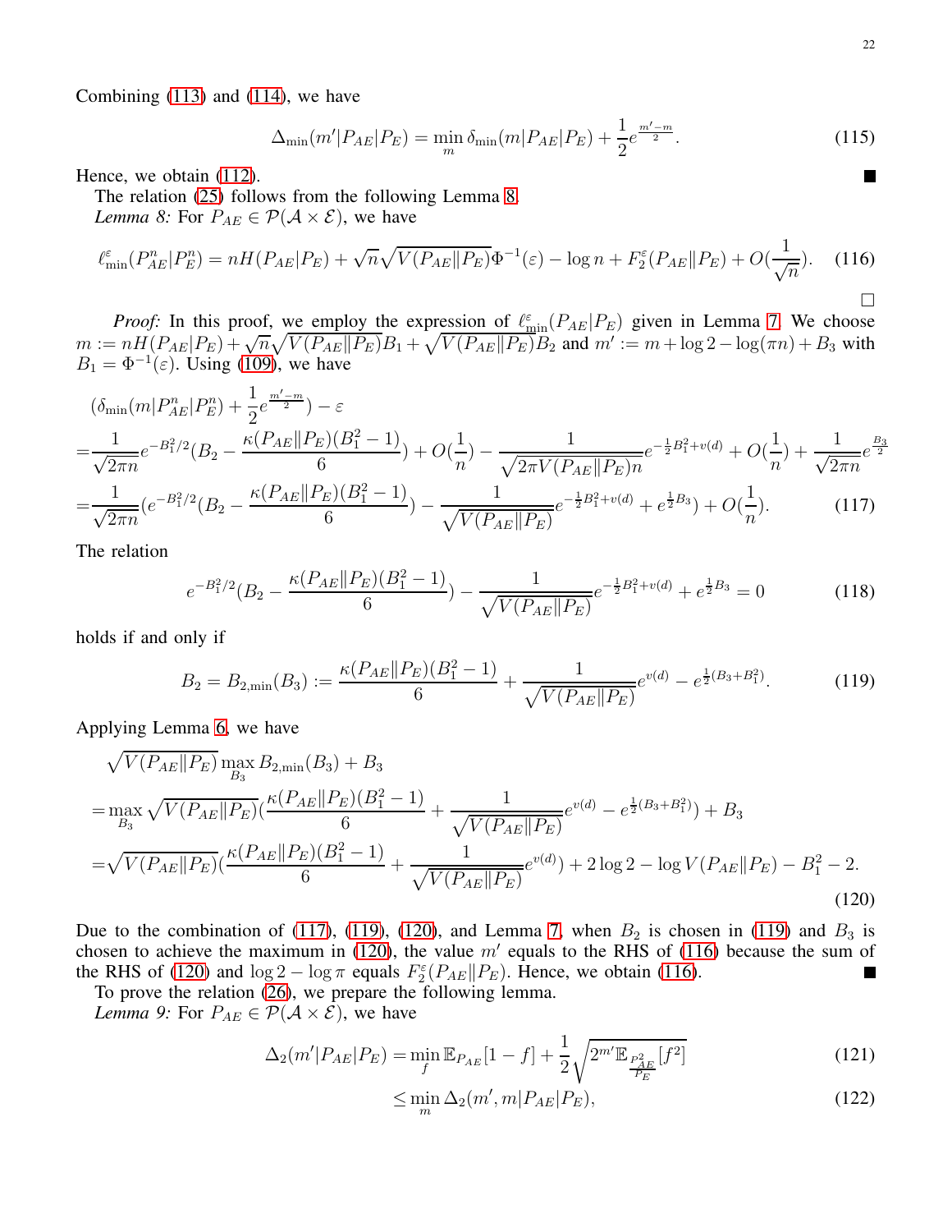Combining (113) and (114), we have

$$\Delta_{\min}(m'|P_{AE}|P_E) = \min_m \delta_{\min}(m|P_{AE}|P_E) + \frac{1}{2}e^{\frac{m'-m}{2}}. \tag{115}$$

Hence, we obtain (112). ■

The relation (25) follows from the following Lemma 8.

*Lemma 8:* For $P_{AE} \in \mathcal{P}(\mathcal{A} \times \mathcal{E})$, we have

$$\ell^{\varepsilon}_{\min}(P^n_{AE}|P^n_E) = nH(P_{AE}|P_E) + \sqrt{n}\sqrt{V(P_{AE}\|P_E)}\Phi^{-1}(\varepsilon) - \log n + F^{\varepsilon}_2(P_{AE}\|P_E) + O(\frac{1}{\sqrt{n}}). \tag{116}$$

□

*Proof:* In this proof, we employ the expression of $\ell^{\varepsilon}_{\min}(P_{AE}|P_E)$ given in Lemma 7. We choose $m := nH(P_{AE}|P_E) + \sqrt{n}\sqrt{V(P_{AE}\|P_E)}B_1 + \sqrt{V(P_{AE}\|P_E)}B_2$ and $m' := m + \log 2 - \log(\pi n) + B_3$ with $B_1 = \Phi^{-1}(\varepsilon)$. Using (109), we have

$$\begin{aligned}
&(\delta_{\min}(m|P^n_{AE}|P^n_E) + \frac{1}{2}e^{\frac{m'-m}{2}}) - \varepsilon \\
=&\frac{1}{\sqrt{2\pi n}}e^{-B_1^2/2}(B_2 - \frac{\kappa(P_{AE}\|P_E)(B_1^2-1)}{6}) + O(\frac{1}{n}) - \frac{1}{\sqrt{2\pi V(P_{AE}\|P_E)n}}e^{-\frac{1}{2}B_1^2+v(d)} + O(\frac{1}{n}) + \frac{1}{\sqrt{2\pi n}}e^{\frac{B_3}{2}} \\
=&\frac{1}{\sqrt{2\pi n}}(e^{-B_1^2/2}(B_2 - \frac{\kappa(P_{AE}\|P_E)(B_1^2-1)}{6}) - \frac{1}{\sqrt{V(P_{AE}\|P_E)}}e^{-\frac{1}{2}B_1^2+v(d)} + e^{\frac{1}{2}B_3}) + O(\frac{1}{n}).
\end{aligned} \tag{117}$$

The relation

$$e^{-B_1^2/2}(B_2 - \frac{\kappa(P_{AE}\|P_E)(B_1^2-1)}{6}) - \frac{1}{\sqrt{V(P_{AE}\|P_E)}}e^{-\frac{1}{2}B_1^2+v(d)} + e^{\frac{1}{2}B_3} = 0 \tag{118}$$

holds if and only if

$$B_2 = B_{2,\min}(B_3) := \frac{\kappa(P_{AE}\|P_E)(B_1^2-1)}{6} + \frac{1}{\sqrt{V(P_{AE}\|P_E)}}e^{v(d)} - e^{\frac{1}{2}(B_3+B_1^2)}. \tag{119}$$

Applying Lemma 6, we have

$$\begin{aligned}
&\sqrt{V(P_{AE}\|P_E)}\max_{B_3} B_{2,\min}(B_3) + B_3 \\
=&\max_{B_3}\sqrt{V(P_{AE}\|P_E)}(\frac{\kappa(P_{AE}\|P_E)(B_1^2-1)}{6} + \frac{1}{\sqrt{V(P_{AE}\|P_E)}}e^{v(d)} - e^{\frac{1}{2}(B_3+B_1^2)}) + B_3 \\
=&\sqrt{V(P_{AE}\|P_E)}(\frac{\kappa(P_{AE}\|P_E)(B_1^2-1)}{6} + \frac{1}{\sqrt{V(P_{AE}\|P_E)}}e^{v(d)}) + 2\log 2 - \log V(P_{AE}\|P_E) - B_1^2 - 2.
\end{aligned} \tag{120}$$

Due to the combination of (117), (119), (120), and Lemma 7, when $B_2$ is chosen in (119) and $B_3$ is chosen to achieve the maximum in (120), the value $m'$ equals to the RHS of (116) because the sum of the RHS of (120) and $\log 2 - \log \pi$ equals $F^{\varepsilon}_2(P_{AE}\|P_E)$. Hence, we obtain (116). ■

To prove the relation (26), we prepare the following lemma.

*Lemma 9:* For $P_{AE} \in \mathcal{P}(\mathcal{A} \times \mathcal{E})$, we have

$$\begin{aligned}
\Delta_2(m'|P_{AE}|P_E) =& \min_f \mathbb{E}_{P_{AE}}[1-f] + \frac{1}{2}\sqrt{2^{m'}\mathbb{E}_{\frac{P^2_{AE}}{P_E}}[f^2]} &(121)\\
\le& \min_m \Delta_2(m', m|P_{AE}|P_E), &(122)
\end{aligned}$$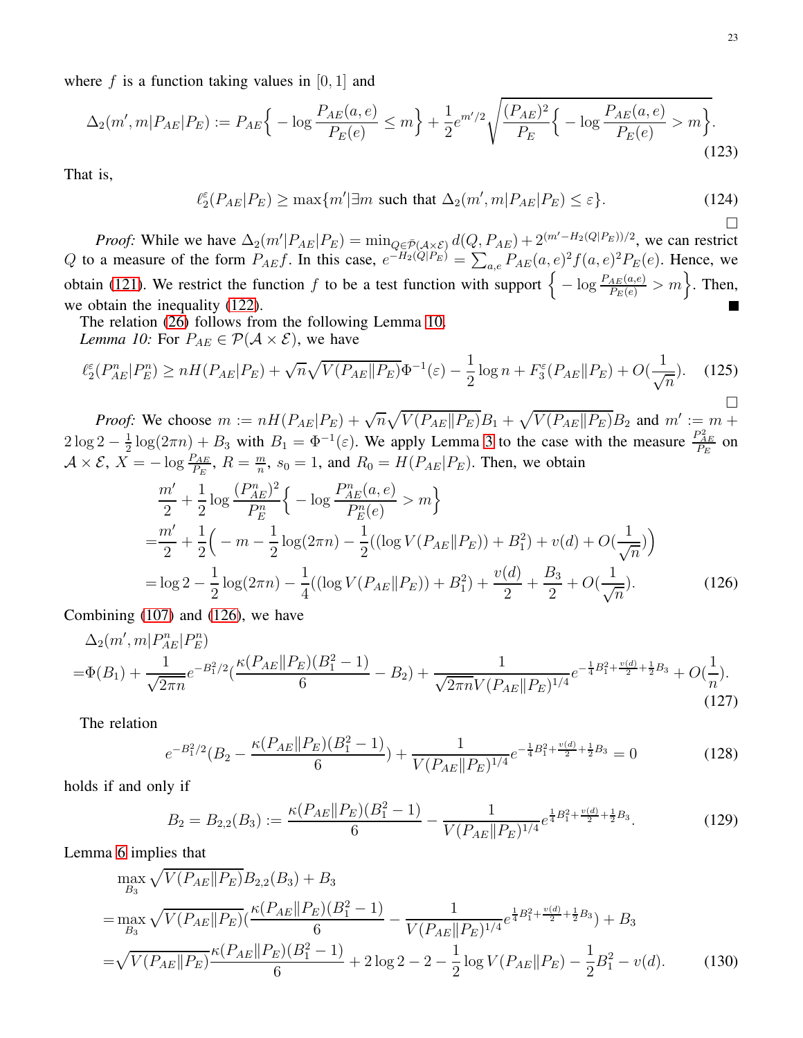where $f$ is a function taking values in $[0,1]$ and

$$\Delta_2(m', m|P_{AE}|P_E) := P_{AE}\Big\{ -\log \frac{P_{AE}(a,e)}{P_E(e)} \le m \Big\} + \frac{1}{2} e^{m'/2} \sqrt{\frac{(P_{AE})^2}{P_E}\Big\{ -\log \frac{P_{AE}(a,e)}{P_E(e)} > m \Big\}}. \tag{123}$$

That is,

$$\ell_2^\varepsilon(P_{AE}|P_E) \ge \max\{m' | \exists m \text{ such that } \Delta_2(m', m|P_{AE}|P_E) \le \varepsilon\}. \tag{124}$$

□

*Proof:* While we have $\Delta_2(m'|P_{AE}|P_E) = \min_{Q\in\bar{\mathcal{P}}(\mathcal{A}\times\mathcal{E})} d(Q, P_{AE}) + 2^{(m'-H_2(Q|P_E))/2}$, we can restrict $Q$ to a measure of the form $P_{AE}f$. In this case, $e^{-H_2(Q|P_E)} = \sum_{a,e} P_{AE}(a,e)^2 f(a,e)^2 P_E(e)$. Hence, we obtain (121). We restrict the function $f$ to be a test function with support $\Big\{ -\log \frac{P_{AE}(a,e)}{P_E(e)} > m \Big\}$. Then, we obtain the inequality (122). ■

The relation (26) follows from the following Lemma 10.

*Lemma 10:* For $P_{AE} \in \mathcal{P}(\mathcal{A}\times\mathcal{E})$, we have

$$\ell_2^\varepsilon(P_{AE}^n|P_E^n) \ge nH(P_{AE}|P_E) + \sqrt{n}\sqrt{V(P_{AE}\|P_E)}\Phi^{-1}(\varepsilon) - \frac{1}{2}\log n + F_3^\varepsilon(P_{AE}\|P_E) + O(\frac{1}{\sqrt{n}}). \tag{125}$$

□

*Proof:* We choose $m := nH(P_{AE}|P_E) + \sqrt{n}\sqrt{V(P_{AE}\|P_E)}B_1 + \sqrt{V(P_{AE}\|P_E)}B_2$ and $m' := m + 2\log 2 - \frac{1}{2}\log(2\pi n) + B_3$ with $B_1 = \Phi^{-1}(\varepsilon)$. We apply Lemma 3 to the case with the measure $\frac{P_{AE}^2}{P_E}$ on $\mathcal{A}\times\mathcal{E}$, $X = -\log\frac{P_{AE}}{P_E}$, $R = \frac{m}{n}$, $s_0 = 1$, and $R_0 = H(P_{AE}|P_E)$. Then, we obtain

$$\begin{aligned}
&\frac{m'}{2} + \frac{1}{2}\log \frac{(P_{AE}^n)^2}{P_E^n}\Big\{ -\log \frac{P_{AE}^n(a,e)}{P_E^n(e)} > m \Big\} \\
=&\frac{m'}{2} + \frac{1}{2}\Big( -m - \frac{1}{2}\log(2\pi n) - \frac{1}{2}((\log V(P_{AE}\|P_E)) + B_1^2) + v(d) + O(\frac{1}{\sqrt{n}})\Big) \\
=&\log 2 - \frac{1}{2}\log(2\pi n) - \frac{1}{4}((\log V(P_{AE}\|P_E)) + B_1^2) + \frac{v(d)}{2} + \frac{B_3}{2} + O(\frac{1}{\sqrt{n}}).
\end{aligned} \tag{126}$$

Combining (107) and (126), we have

$$\begin{aligned}
&\Delta_2(m', m|P_{AE}^n|P_E^n) \\
=&\Phi(B_1) + \frac{1}{\sqrt{2\pi n}} e^{-B_1^2/2}\Big(\frac{\kappa(P_{AE}\|P_E)(B_1^2-1)}{6} - B_2\Big) + \frac{1}{\sqrt{2\pi n}V(P_{AE}\|P_E)^{1/4}} e^{-\frac{1}{4}B_1^2 + \frac{v(d)}{2} + \frac{1}{2}B_3} + O(\frac{1}{n}).
\end{aligned} \tag{127}$$

The relation

$$e^{-B_1^2/2}\Big(B_2 - \frac{\kappa(P_{AE}\|P_E)(B_1^2-1)}{6}\Big) + \frac{1}{V(P_{AE}\|P_E)^{1/4}} e^{-\frac{1}{4}B_1^2 + \frac{v(d)}{2} + \frac{1}{2}B_3} = 0 \tag{128}$$

holds if and only if

$$B_2 = B_{2,2}(B_3) := \frac{\kappa(P_{AE}\|P_E)(B_1^2-1)}{6} - \frac{1}{V(P_{AE}\|P_E)^{1/4}} e^{\frac{1}{4}B_1^2 + \frac{v(d)}{2} + \frac{1}{2}B_3}. \tag{129}$$

Lemma 6 implies that

$$\begin{aligned}
&\max_{B_3} \sqrt{V(P_{AE}\|P_E)}B_{2,2}(B_3) + B_3 \\
=&\max_{B_3} \sqrt{V(P_{AE}\|P_E)}\Big(\frac{\kappa(P_{AE}\|P_E)(B_1^2-1)}{6} - \frac{1}{V(P_{AE}\|P_E)^{1/4}} e^{\frac{1}{4}B_1^2 + \frac{v(d)}{2} + \frac{1}{2}B_3}\Big) + B_3 \\
=&\sqrt{V(P_{AE}\|P_E)}\frac{\kappa(P_{AE}\|P_E)(B_1^2-1)}{6} + 2\log 2 - 2 - \frac{1}{2}\log V(P_{AE}\|P_E) - \frac{1}{2}B_1^2 - v(d).
\end{aligned} \tag{130}$$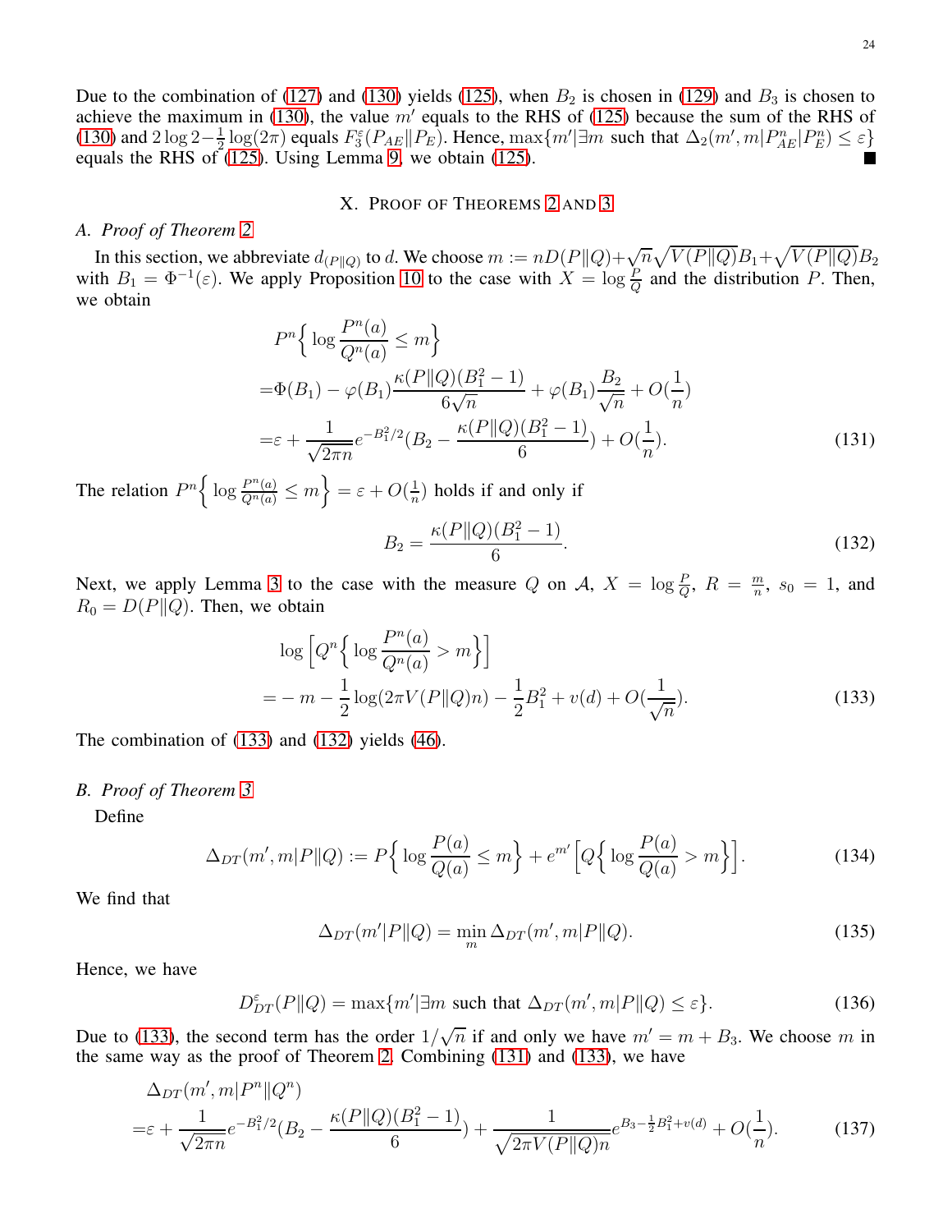Due to the combination of (127) and (130) yields (125), when $B_2$ is chosen in (129) and $B_3$ is chosen to achieve the maximum in (130), the value $m'$ equals to the RHS of (125) because the sum of the RHS of (130) and $2\log 2 - \frac{1}{2}\log(2\pi)$ equals $F_3^{\varepsilon}(P_{AE}\|P_E)$. Hence, $\max\{m'|\exists m$ such that $\Delta_2(m',m|P_{AE}^n|P_E^n) \le \varepsilon\}$ equals the RHS of (125). Using Lemma 9, we obtain (125). ■

## X. Proof of Theorems 2 and 3

### A. Proof of Theorem 2

In this section, we abbreviate $d_{(P\|Q)}$ to $d$. We choose $m := nD(P\|Q)+\sqrt{n}\sqrt{V(P\|Q)}B_1+\sqrt{V(P\|Q)}B_2$ with $B_1 = \Phi^{-1}(\varepsilon)$. We apply Proposition 10 to the case with $X = \log\frac{P}{Q}$ and the distribution $P$. Then, we obtain

$$
\begin{aligned}
&P^n\Big\{\log\frac{P^n(a)}{Q^n(a)} \le m\Big\}\\
=&\Phi(B_1) - \varphi(B_1)\frac{\kappa(P\|Q)(B_1^2-1)}{6\sqrt{n}} + \varphi(B_1)\frac{B_2}{\sqrt{n}} + O(\frac{1}{n})\\
=&\varepsilon + \frac{1}{\sqrt{2\pi n}}e^{-B_1^2/2}(B_2 - \frac{\kappa(P\|Q)(B_1^2-1)}{6}) + O(\frac{1}{n}).
\end{aligned} \tag{131}
$$

The relation $P^n\Big\{\log\frac{P^n(a)}{Q^n(a)} \le m\Big\} = \varepsilon + O(\frac{1}{n})$ holds if and only if

$$
B_2 = \frac{\kappa(P\|Q)(B_1^2-1)}{6}. \tag{132}
$$

Next, we apply Lemma 3 to the case with the measure $Q$ on $\mathcal{A}$, $X = \log\frac{P}{Q}$, $R = \frac{m}{n}$, $s_0 = 1$, and $R_0 = D(P\|Q)$. Then, we obtain

$$
\begin{aligned}
&\log\Big[Q^n\Big\{\log\frac{P^n(a)}{Q^n(a)} > m\Big\}\Big]\\
=&-m - \frac{1}{2}\log(2\pi V(P\|Q)n) - \frac{1}{2}B_1^2 + v(d) + O(\frac{1}{\sqrt{n}}).
\end{aligned} \tag{133}
$$

The combination of (133) and (132) yields (46).

### B. Proof of Theorem 3

Define

$$
\Delta_{DT}(m',m|P\|Q) := P\Big\{\log\frac{P(a)}{Q(a)} \le m\Big\} + e^{m'}\Big[Q\Big\{\log\frac{P(a)}{Q(a)} > m\Big\}\Big]. \tag{134}
$$

We find that

$$
\Delta_{DT}(m'|P\|Q) = \min_m \Delta_{DT}(m',m|P\|Q). \tag{135}
$$

Hence, we have

$$
D_{DT}^{\varepsilon}(P\|Q) = \max\{m'|\exists m \text{ such that } \Delta_{DT}(m',m|P\|Q) \le \varepsilon\}. \tag{136}
$$

Due to (133), the second term has the order $1/\sqrt{n}$ if and only we have $m' = m + B_3$. We choose $m$ in the same way as the proof of Theorem 2. Combining (131) and (133), we have

$$
\begin{aligned}
&\Delta_{DT}(m',m|P^n\|Q^n)\\
=&\varepsilon + \frac{1}{\sqrt{2\pi n}}e^{-B_1^2/2}(B_2 - \frac{\kappa(P\|Q)(B_1^2-1)}{6}) + \frac{1}{\sqrt{2\pi V(P\|Q)n}}e^{B_3-\frac{1}{2}B_1^2+v(d)} + O(\frac{1}{n}).
\end{aligned} \tag{137}
$$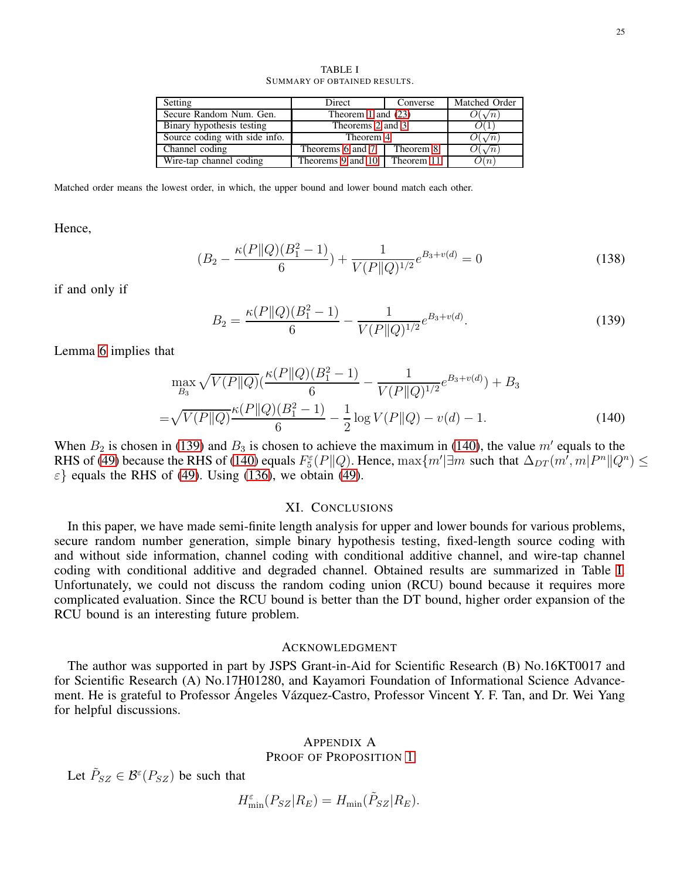TABLE I
SUMMARY OF OBTAINED RESULTS.

| Setting | Direct | Converse | Matched Order |
|---|---|---|---|
| Secure Random Num. Gen. | Theorem 1 and (23) | | $O(\sqrt{n})$ |
| Binary hypothesis testing | Theorems 2 and 3 | | $O(1)$ |
| Source coding with side info. | Theorem 4 | | $O(\sqrt{n})$ |
| Channel coding | Theorems 6 and 7 | Theorem 8 | $O(\sqrt{n})$ |
| Wire-tap channel coding | Theorems 9 and 10 | Theorem 11 | $O(n)$ |

Matched order means the lowest order, in which, the upper bound and lower bound match each other.

Hence,

$$(B_2 - \frac{\kappa(P\|Q)(B_1^2-1)}{6}) + \frac{1}{V(P\|Q)^{1/2}} e^{B_3+v(d)} = 0 \tag{138}$$

if and only if

$$B_2 = \frac{\kappa(P\|Q)(B_1^2-1)}{6} - \frac{1}{V(P\|Q)^{1/2}} e^{B_3+v(d)}. \tag{139}$$

Lemma 6 implies that

$$\begin{aligned}
&\max_{B_3} \sqrt{V(P\|Q)}(\frac{\kappa(P\|Q)(B_1^2-1)}{6} - \frac{1}{V(P\|Q)^{1/2}} e^{B_3+v(d)}) + B_3 \\
=&\sqrt{V(P\|Q)}\frac{\kappa(P\|Q)(B_1^2-1)}{6} - \frac{1}{2}\log V(P\|Q) - v(d) - 1.
\end{aligned} \tag{140}$$

When $B_2$ is chosen in (139) and $B_3$ is chosen to achieve the maximum in (140), the value $m'$ equals to the RHS of (49) because the RHS of (140) equals $F_5^\varepsilon(P\|Q)$. Hence, $\max\{m'|\exists m \text{ such that } \Delta_{DT}(m',m|P^n\|Q^n) \le \varepsilon\}$ equals the RHS of (49). Using (136), we obtain (49).

## XI. Conclusions

In this paper, we have made semi-finite length analysis for upper and lower bounds for various problems, secure random number generation, simple binary hypothesis testing, fixed-length source coding with and without side information, channel coding with conditional additive channel, and wire-tap channel coding with conditional additive and degraded channel. Obtained results are summarized in Table I. Unfortunately, we could not discuss the random coding union (RCU) bound because it requires more complicated evaluation. Since the RCU bound is better than the DT bound, higher order expansion of the RCU bound is an interesting future problem.

## Acknowledgment

The author was supported in part by JSPS Grant-in-Aid for Scientific Research (B) No.16KT0017 and for Scientific Research (A) No.17H01280, and Kayamori Foundation of Informational Science Advancement. He is grateful to Professor Ángeles Vázquez-Castro, Professor Vincent Y. F. Tan, and Dr. Wei Yang for helpful discussions.

## Appendix A
## Proof of Proposition 1

Let $\tilde{P}_{SZ} \in \mathcal{B}^\varepsilon(P_{SZ})$ be such that

$$H_{\min}^\varepsilon(P_{SZ}|R_E) = H_{\min}(\tilde{P}_{SZ}|R_E).$$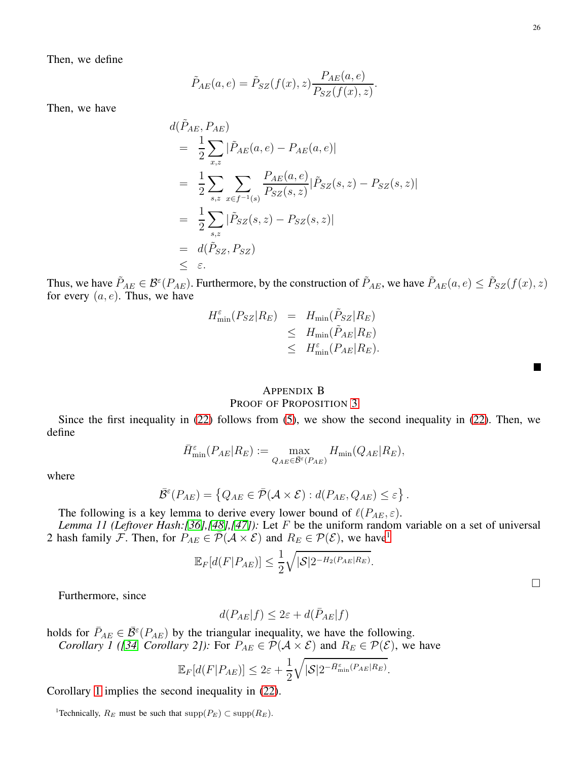Then, we define

$$\tilde{P}_{AE}(a,e) = \tilde{P}_{SZ}(f(x),z)\frac{P_{AE}(a,e)}{P_{SZ}(f(x),z)}.$$

Then, we have

$$\begin{aligned}
& d(\tilde{P}_{AE}, P_{AE}) \\
&= \frac{1}{2}\sum_{x,z} |\tilde{P}_{AE}(a,e) - P_{AE}(a,e)| \\
&= \frac{1}{2}\sum_{s,z} \sum_{x \in f^{-1}(s)} \frac{P_{AE}(a,e)}{P_{SZ}(s,z)} |\tilde{P}_{SZ}(s,z) - P_{SZ}(s,z)| \\
&= \frac{1}{2}\sum_{s,z} |\tilde{P}_{SZ}(s,z) - P_{SZ}(s,z)| \\
&= d(\tilde{P}_{SZ}, P_{SZ}) \\
&\leq \varepsilon.
\end{aligned}$$

Thus, we have $\tilde{P}_{AE} \in \mathcal{B}^\varepsilon(P_{AE})$. Furthermore, by the construction of $\tilde{P}_{AE}$, we have $\tilde{P}_{AE}(a,e) \leq \tilde{P}_{SZ}(f(x),z)$ for every $(a,e)$. Thus, we have

$$\begin{aligned}
H_{\min}^\varepsilon(P_{SZ}|R_E) &= H_{\min}(\tilde{P}_{SZ}|R_E) \\
&\leq H_{\min}(\tilde{P}_{AE}|R_E) \\
&\leq H_{\min}^\varepsilon(P_{AE}|R_E).
\end{aligned}$$

■

## Appendix B
## Proof of Proposition 3

Since the first inequality in (22) follows from (5), we show the second inequality in (22). Then, we define

$$\bar{H}_{\min}^\varepsilon(P_{AE}|R_E) := \max_{Q_{AE} \in \bar{\mathcal{B}}^\varepsilon(P_{AE})} H_{\min}(Q_{AE}|R_E),$$

where

$$\bar{\mathcal{B}}^\varepsilon(P_{AE}) = \left\{ Q_{AE} \in \bar{\mathcal{P}}(\mathcal{A}\times\mathcal{E}) : d(P_{AE}, Q_{AE}) \leq \varepsilon \right\}.$$

The following is a key lemma to derive every lower bound of $\ell(P_{AE}, \varepsilon)$.

*Lemma 11 (Leftover Hash:[36],[48],[47]):* Let $F$ be the uniform random variable on a set of universal 2 hash family $\mathcal{F}$. Then, for $P_{AE} \in \mathcal{P}(\mathcal{A}\times\mathcal{E})$ and $R_E \in \mathcal{P}(\mathcal{E})$, we have[1]

$$\mathbb{E}_F[d(F|P_{AE})] \leq \frac{1}{2}\sqrt{|\mathcal{S}| 2^{-H_2(P_{AE}|R_E)}}.$$

□

Furthermore, since

$$d(P_{AE}|f) \leq 2\varepsilon + d(\bar{P}_{AE}|f)$$

holds for $\bar{P}_{AE} \in \bar{\mathcal{B}}^\varepsilon(P_{AE})$ by the triangular inequality, we have the following.

*Corollary 1 ([34, Corollary 2]):* For $P_{AE} \in \mathcal{P}(\mathcal{A}\times\mathcal{E})$ and $R_E \in \mathcal{P}(\mathcal{E})$, we have

$$\mathbb{E}_F[d(F|P_{AE})] \leq 2\varepsilon + \frac{1}{2}\sqrt{|\mathcal{S}| 2^{-\bar{H}_{\min}^\varepsilon(P_{AE}|R_E)}}.$$

Corollary 1 implies the second inequality in (22).

[1] Technically, $R_E$ must be such that $\mathrm{supp}(P_E) \subset \mathrm{supp}(R_E)$.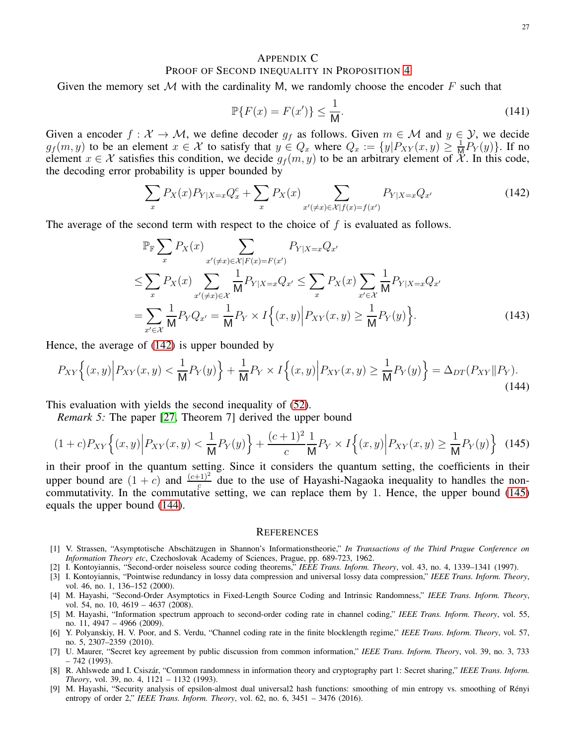## Appendix C
## Proof of Second inequality in Proposition 4

Given the memory set $\mathcal{M}$ with the cardinality $\mathsf{M}$, we randomly choose the encoder $F$ such that

$$\mathbb{P}\{F(x) = F(x')\} \leq \frac{1}{\mathsf{M}}. \tag{141}$$

Given a encoder $f : \mathcal{X} \to \mathcal{M}$, we define decoder $g_f$ as follows. Given $m \in \mathcal{M}$ and $y \in \mathcal{Y}$, we decide $g_f(m, y)$ to be an element $x \in \mathcal{X}$ to satisfy that $y \in Q_x$ where $Q_x := \{y | P_{XY}(x, y) \geq \frac{1}{\mathsf{M}} P_Y(y)\}$. If no element $x \in \mathcal{X}$ satisfies this condition, we decide $g_f(m, y)$ to be an arbitrary element of $\mathcal{X}$. In this code, the decoding error probability is upper bounded by

$$\sum_x P_X(x) P_{Y|X=x} Q_x^c + \sum_x P_X(x) \sum_{x'(\neq x) \in \mathcal{X} | f(x) = f(x')} P_{Y|X=x} Q_{x'} \tag{142}$$

The average of the second term with respect to the choice of $f$ is evaluated as follows.

$$\begin{aligned}
&\mathbb{P}_{\mathbb{F}} \sum_x P_X(x) \sum_{x'(\neq x) \in \mathcal{X} | F(x) = F(x')} P_{Y|X=x} Q_{x'} \\
\leq& \sum_x P_X(x) \sum_{x'(\neq x) \in \mathcal{X}} \frac{1}{\mathsf{M}} P_{Y|X=x} Q_{x'} \leq \sum_x P_X(x) \sum_{x' \in \mathcal{X}} \frac{1}{\mathsf{M}} P_{Y|X=x} Q_{x'} \\
=& \sum_{x' \in \mathcal{X}} \frac{1}{\mathsf{M}} P_Y Q_{x'} = \frac{1}{\mathsf{M}} P_Y \times I\Big\{(x, y) \Big| P_{XY}(x, y) \geq \frac{1}{\mathsf{M}} P_Y(y)\Big\}.
\end{aligned} \tag{143}$$

Hence, the average of (142) is upper bounded by

$$P_{XY}\Big\{(x, y) \Big| P_{XY}(x, y) < \frac{1}{\mathsf{M}} P_Y(y)\Big\} + \frac{1}{\mathsf{M}} P_Y \times I\Big\{(x, y) \Big| P_{XY}(x, y) \geq \frac{1}{\mathsf{M}} P_Y(y)\Big\} = \Delta_{DT}(P_{XY} \| P_Y). \tag{144}$$

This evaluation with yields the second inequality of (52).

*Remark 5:* The paper [27, Theorem 7] derived the upper bound

$$(1 + c) P_{XY}\Big\{(x, y) \Big| P_{XY}(x, y) < \frac{1}{\mathsf{M}} P_Y(y)\Big\} + \frac{(c + 1)^2}{c} \frac{1}{\mathsf{M}} P_Y \times I\Big\{(x, y) \Big| P_{XY}(x, y) \geq \frac{1}{\mathsf{M}} P_Y(y)\Big\} \tag{145}$$

in their proof in the quantum setting. Since it considers the quantum setting, the coefficients in their upper bound are $(1 + c)$ and $\frac{(c+1)^2}{c}$ due to the use of Hayashi-Nagaoka inequality to handles the non-commutativity. In the commutative setting, we can replace them by 1. Hence, the upper bound (145) equals the upper bound (144).

## References

[1] V. Strassen, "Asymptotische Abschätzugen in Shannon's Informationstheorie," *In Transactions of the Third Prague Conference on Information Theory etc*, Czechoslovak Academy of Sciences, Prague, pp. 689-723, 1962.

[2] I. Kontoyiannis, "Second-order noiseless source coding theorems," *IEEE Trans. Inform. Theory*, vol. 43, no. 4, 1339–1341 (1997).

[3] I. Kontoyiannis, "Pointwise redundancy in lossy data compression and universal lossy data compression," *IEEE Trans. Inform. Theory*, vol. 46, no. 1, 136–152 (2000).

[4] M. Hayashi, "Second-Order Asymptotics in Fixed-Length Source Coding and Intrinsic Randomness," *IEEE Trans. Inform. Theory*, vol. 54, no. 10, 4619 – 4637 (2008).

[5] M. Hayashi, "Information spectrum approach to second-order coding rate in channel coding," *IEEE Trans. Inform. Theory*, vol. 55, no. 11, 4947 – 4966 (2009).

[6] Y. Polyanskiy, H. V. Poor, and S. Verdu, "Channel coding rate in the finite blocklength regime," *IEEE Trans. Inform. Theory*, vol. 57, no. 5, 2307–2359 (2010).

[7] U. Maurer, "Secret key agreement by public discussion from common information," *IEEE Trans. Inform. Theory*, vol. 39, no. 3, 733 – 742 (1993).

[8] R. Ahlswede and I. Csiszár, "Common randomness in information theory and cryptography part 1: Secret sharing," *IEEE Trans. Inform. Theory*, vol. 39, no. 4, 1121 – 1132 (1993).

[9] M. Hayashi, "Security analysis of epsilon-almost dual universal2 hash functions: smoothing of min entropy vs. smoothing of Rényi entropy of order 2," *IEEE Trans. Inform. Theory*, vol. 62, no. 6, 3451 – 3476 (2016).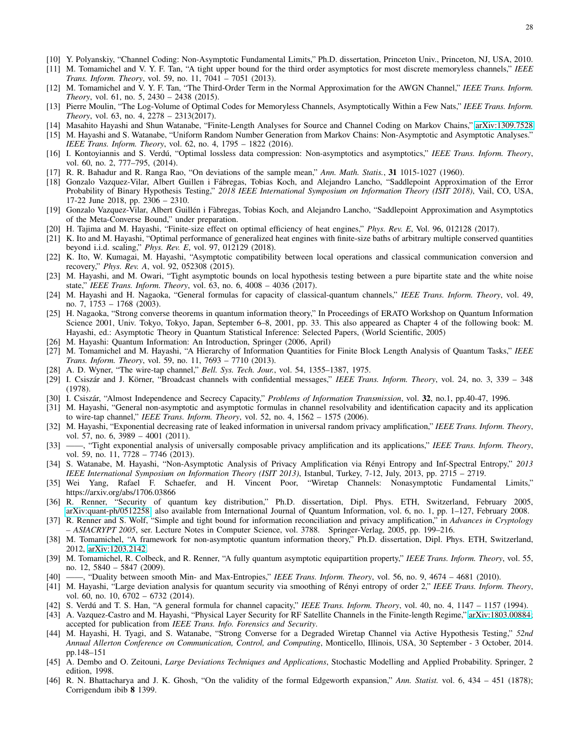[10] Y. Polyanskiy, "Channel Coding: Non-Asymptotic Fundamental Limits," Ph.D. dissertation, Princeton Univ., Princeton, NJ, USA, 2010.

[11] M. Tomamichel and V. Y. F. Tan, "A tight upper bound for the third order asymptotics for most discrete memoryless channels," *IEEE Trans. Inform. Theory*, vol. 59, no. 11, 7041 – 7051 (2013).

[12] M. Tomamichel and V. Y. F. Tan, "The Third-Order Term in the Normal Approximation for the AWGN Channel," *IEEE Trans. Inform. Theory*, vol. 61, no. 5, 2430 – 2438 (2015).

[13] Pierre Moulin, "The Log-Volume of Optimal Codes for Memoryless Channels, Asymptotically Within a Few Nats," *IEEE Trans. Inform. Theory*, vol. 63, no. 4, 2278 – 2313(2017).

[14] Masahito Hayashi and Shun Watanabe, "Finite-Length Analyses for Source and Channel Coding on Markov Chains," arXiv:1309.7528

[15] M. Hayashi and S. Watanabe, "Uniform Random Number Generation from Markov Chains: Non-Asymptotic and Asymptotic Analyses." *IEEE Trans. Inform. Theory*, vol. 62, no. 4, 1795 – 1822 (2016).

[16] I. Kontoyiannis and S. Verdú, "Optimal lossless data compression: Non-asymptotics and asymptotics," *IEEE Trans. Inform. Theory*, vol. 60, no. 2, 777–795, (2014).

[17] R. R. Bahadur and R. Ranga Rao, "On deviations of the sample mean," *Ann. Math. Statis.*, **31** 1015-1027 (1960).

[18] Gonzalo Vazquez-Vilar, Albert Guillen i Fábregas, Tobias Koch, and Alejandro Lancho, "Saddlepoint Approximation of the Error Probability of Binary Hypothesis Testing," *2018 IEEE International Symposium on Information Theory (ISIT 2018)*, Vail, CO, USA, 17-22 June 2018, pp. 2306 – 2310.

[19] Gonzalo Vazquez-Vilar, Albert Guillén i Fàbregas, Tobias Koch, and Alejandro Lancho, "Saddlepoint Approximation and Asymptotics of the Meta-Converse Bound," under preparation.

[20] H. Tajima and M. Hayashi, "Finite-size effect on optimal efficiency of heat engines," *Phys. Rev. E*, Vol. 96, 012128 (2017).

[21] K. Ito and M. Hayashi, "Optimal performance of generalized heat engines with finite-size baths of arbitrary multiple conserved quantities beyond i.i.d. scaling," *Phys. Rev. E*, vol. 97, 012129 (2018).

[22] K. Ito, W. Kumagai, M. Hayashi, "Asymptotic compatibility between local operations and classical communication conversion and recovery," *Phys. Rev. A*, vol. 92, 052308 (2015).

[23] M. Hayashi, and M. Owari, "Tight asymptotic bounds on local hypothesis testing between a pure bipartite state and the white noise state," *IEEE Trans. Inform. Theory*, vol. 63, no. 6, 4008 – 4036 (2017).

[24] M. Hayashi and H. Nagaoka, "General formulas for capacity of classical-quantum channels," *IEEE Trans. Inform. Theory*, vol. 49, no. 7, 1753 – 1768 (2003).

[25] H. Nagaoka, "Strong converse theorems in quantum information theory," In Proceedings of ERATO Workshop on Quantum Information Science 2001, Univ. Tokyo, Tokyo, Japan, September 6–8, 2001, pp. 33. This also appeared as Chapter 4 of the following book: M. Hayashi, ed.: Asymptotic Theory in Quantum Statistical Inference: Selected Papers, (World Scientific, 2005)

[26] M. Hayashi: Quantum Information: An Introduction, Springer (2006, April)

[27] M. Tomamichel and M. Hayashi, "A Hierarchy of Information Quantities for Finite Block Length Analysis of Quantum Tasks," *IEEE Trans. Inform. Theory*, vol. 59, no. 11, 7693 – 7710 (2013).

[28] A. D. Wyner, "The wire-tap channel," *Bell. Sys. Tech. Jour.*, vol. 54, 1355–1387, 1975.

[29] I. Csiszár and J. Körner, "Broadcast channels with confidential messages," *IEEE Trans. Inform. Theory*, vol. 24, no. 3, 339 – 348 (1978).

[30] I. Csiszár, "Almost Independence and Secrecy Capacity," *Problems of Information Transmission*, vol. **32**, no.1, pp.40-47, 1996.

[31] M. Hayashi, "General non-asymptotic and asymptotic formulas in channel resolvability and identification capacity and its application to wire-tap channel," *IEEE Trans. Inform. Theory*, vol. 52, no. 4, 1562 – 1575 (2006).

[32] M. Hayashi, "Exponential decreasing rate of leaked information in universal random privacy amplification," *IEEE Trans. Inform. Theory*, vol. 57, no. 6, 3989 – 4001 (2011).

[33] ——, "Tight exponential analysis of universally composable privacy amplification and its applications," *IEEE Trans. Inform. Theory*, vol. 59, no. 11, 7728 – 7746 (2013).

[34] S. Watanabe, M. Hayashi, "Non-Asymptotic Analysis of Privacy Amplification via Rényi Entropy and Inf-Spectral Entropy," *2013 IEEE International Symposium on Information Theory (ISIT 2013)*, Istanbul, Turkey, 7-12, July, 2013, pp. 2715 – 2719.

[35] Wei Yang, Rafael F. Schaefer, and H. Vincent Poor, "Wiretap Channels: Nonasymptotic Fundamental Limits," https://arxiv.org/abs/1706.03866

[36] R. Renner, "Security of quantum key distribution," Ph.D. dissertation, Dipl. Phys. ETH, Switzerland, February 2005, arXiv:quant-ph/0512258; also available from International Journal of Quantum Information, vol. 6, no. 1, pp. 1–127, February 2008.

[37] R. Renner and S. Wolf, "Simple and tight bound for information reconciliation and privacy amplification," in *Advances in Cryptology – ASIACRYPT 2005*, ser. Lecture Notes in Computer Science, vol. 3788. Springer-Verlag, 2005, pp. 199–216.

[38] M. Tomamichel, "A framework for non-asymptotic quantum information theory," Ph.D. dissertation, Dipl. Phys. ETH, Switzerland, 2012, arXiv:1203.2142.

[39] M. Tomamichel, R. Colbeck, and R. Renner, "A fully quantum asymptotic equipartition property," *IEEE Trans. Inform. Theory*, vol. 55, no. 12, 5840 – 5847 (2009).

[40] ——, "Duality between smooth Min- and Max-Entropies," *IEEE Trans. Inform. Theory*, vol. 56, no. 9, 4674 – 4681 (2010).

[41] M. Hayashi, "Large deviation analysis for quantum security via smoothing of Rényi entropy of order 2," *IEEE Trans. Inform. Theory*, vol. 60, no. 10, 6702 – 6732 (2014).

[42] S. Verdú and T. S. Han, "A general formula for channel capacity," *IEEE Trans. Inform. Theory*, vol. 40, no. 4, 1147 – 1157 (1994).

[43] A. Vazquez-Castro and M. Hayashi, "Physical Layer Security for RF Satellite Channels in the Finite-length Regime," arXiv:1803.00884; accepted for publication from *IEEE Trans. Info. Forensics and Security*.

[44] M. Hayashi, H. Tyagi, and S. Watanabe, "Strong Converse for a Degraded Wiretap Channel via Active Hypothesis Testing," *52nd Annual Allerton Conference on Communication, Control, and Computing*, Monticello, Illinois, USA, 30 September - 3 October, 2014. pp.148–151

[45] A. Dembo and O. Zeitouni, *Large Deviations Techniques and Applications*, Stochastic Modelling and Applied Probability. Springer, 2 edition, 1998.

[46] R. N. Bhattacharya and J. K. Ghosh, "On the validity of the formal Edgeworth expansion," *Ann. Statist.* vol. 6, 434 – 451 (1878); Corrigendum ibib **8** 1399.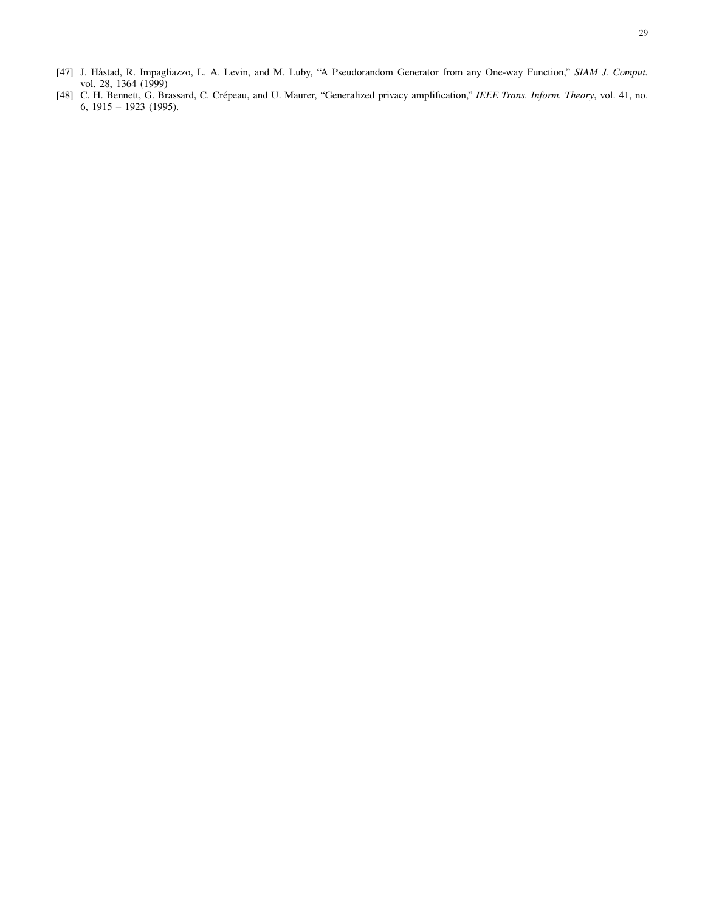[47] J. Håstad, R. Impagliazzo, L. A. Levin, and M. Luby, "A Pseudorandom Generator from any One-way Function," *SIAM J. Comput.* vol. 28, 1364 (1999)

[48] C. H. Bennett, G. Brassard, C. Crépeau, and U. Maurer, "Generalized privacy amplification," *IEEE Trans. Inform. Theory*, vol. 41, no. 6, 1915 – 1923 (1995).